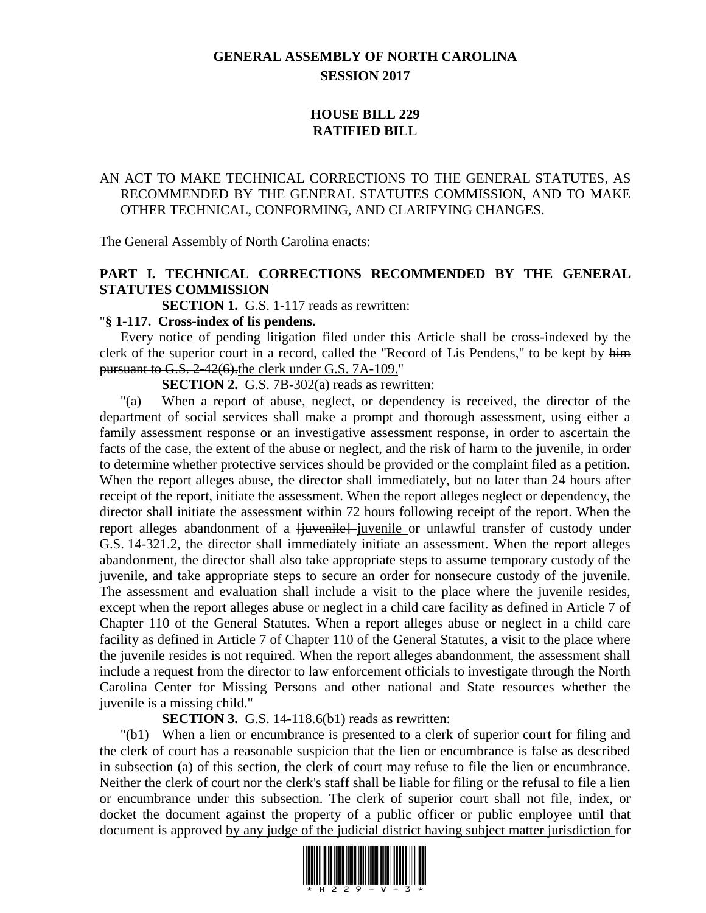# GENERAL ASSEMBLY OF NORTH CAROLINA
## SESSION 2017

## HOUSE BILL 229
## RATIFIED BILL

AN ACT TO MAKE TECHNICAL CORRECTIONS TO THE GENERAL STATUTES, AS RECOMMENDED BY THE GENERAL STATUTES COMMISSION, AND TO MAKE OTHER TECHNICAL, CONFORMING, AND CLARIFYING CHANGES.

The General Assembly of North Carolina enacts:

**PART I. TECHNICAL CORRECTIONS RECOMMENDED BY THE GENERAL STATUTES COMMISSION**

**SECTION 1.** G.S. 1-117 reads as rewritten:

"**§ 1-117. Cross-index of lis pendens.**

Every notice of pending litigation filed under this Article shall be cross-indexed by the clerk of the superior court in a record, called the "Record of Lis Pendens," to be kept by ~~him pursuant to G.S. 2-42(6).~~the clerk under G.S. 7A-109."

**SECTION 2.** G.S. 7B-302(a) reads as rewritten:

"(a) When a report of abuse, neglect, or dependency is received, the director of the department of social services shall make a prompt and thorough assessment, using either a family assessment response or an investigative assessment response, in order to ascertain the facts of the case, the extent of the abuse or neglect, and the risk of harm to the juvenile, in order to determine whether protective services should be provided or the complaint filed as a petition. When the report alleges abuse, the director shall immediately, but no later than 24 hours after receipt of the report, initiate the assessment. When the report alleges neglect or dependency, the director shall initiate the assessment within 72 hours following receipt of the report. When the report alleges abandonment of a ~~[juvenile]~~ juvenile or unlawful transfer of custody under G.S. 14-321.2, the director shall immediately initiate an assessment. When the report alleges abandonment, the director shall also take appropriate steps to assume temporary custody of the juvenile, and take appropriate steps to secure an order for nonsecure custody of the juvenile. The assessment and evaluation shall include a visit to the place where the juvenile resides, except when the report alleges abuse or neglect in a child care facility as defined in Article 7 of Chapter 110 of the General Statutes. When a report alleges abuse or neglect in a child care facility as defined in Article 7 of Chapter 110 of the General Statutes, a visit to the place where the juvenile resides is not required. When the report alleges abandonment, the assessment shall include a request from the director to law enforcement officials to investigate through the North Carolina Center for Missing Persons and other national and State resources whether the juvenile is a missing child."

**SECTION 3.** G.S. 14-118.6(b1) reads as rewritten:

"(b1) When a lien or encumbrance is presented to a clerk of superior court for filing and the clerk of court has a reasonable suspicion that the lien or encumbrance is false as described in subsection (a) of this section, the clerk of court may refuse to file the lien or encumbrance. Neither the clerk of court nor the clerk's staff shall be liable for filing or the refusal to file a lien or encumbrance under this subsection. The clerk of superior court shall not file, index, or docket the document against the property of a public officer or public employee until that document is approved by any judge of the judicial district having subject matter jurisdiction for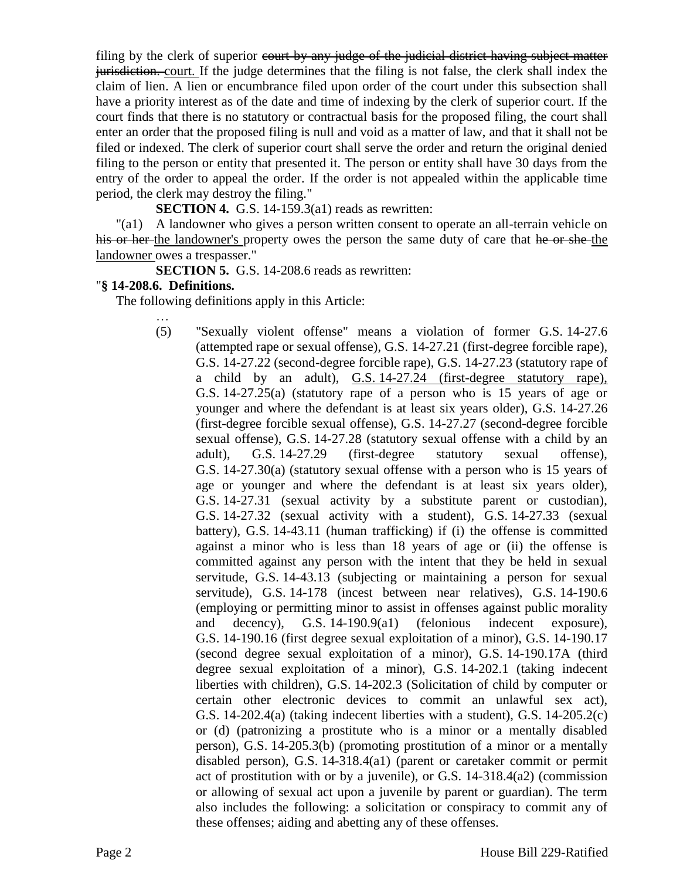filing by the clerk of superior ~~court by any judge of the judicial district having subject matter jurisdiction.~~ court. If the judge determines that the filing is not false, the clerk shall index the claim of lien. A lien or encumbrance filed upon order of the court under this subsection shall have a priority interest as of the date and time of indexing by the clerk of superior court. If the court finds that there is no statutory or contractual basis for the proposed filing, the court shall enter an order that the proposed filing is null and void as a matter of law, and that it shall not be filed or indexed. The clerk of superior court shall serve the order and return the original denied filing to the person or entity that presented it. The person or entity shall have 30 days from the entry of the order to appeal the order. If the order is not appealed within the applicable time period, the clerk may destroy the filing."

**SECTION 4.** G.S. 14-159.3(a1) reads as rewritten:

"(a1) A landowner who gives a person written consent to operate an all-terrain vehicle on ~~his or her~~ <u>the landowner's</u> property owes the person the same duty of care that ~~he or she~~ <u>the landowner</u> owes a trespasser."

**SECTION 5.** G.S. 14-208.6 reads as rewritten:

"**§ 14-208.6. Definitions.**

The following definitions apply in this Article:

…

(5) "Sexually violent offense" means a violation of former G.S. 14-27.6 (attempted rape or sexual offense), G.S. 14-27.21 (first-degree forcible rape), G.S. 14-27.22 (second-degree forcible rape), G.S. 14-27.23 (statutory rape of a child by an adult), <u>G.S. 14-27.24 (first-degree statutory rape),</u> G.S. 14-27.25(a) (statutory rape of a person who is 15 years of age or younger and where the defendant is at least six years older), G.S. 14-27.26 (first-degree forcible sexual offense), G.S. 14-27.27 (second-degree forcible sexual offense), G.S. 14-27.28 (statutory sexual offense with a child by an adult), G.S. 14-27.29 (first-degree statutory sexual offense), G.S. 14-27.30(a) (statutory sexual offense with a person who is 15 years of age or younger and where the defendant is at least six years older), G.S. 14-27.31 (sexual activity by a substitute parent or custodian), G.S. 14-27.32 (sexual activity with a student), G.S. 14-27.33 (sexual battery), G.S. 14-43.11 (human trafficking) if (i) the offense is committed against a minor who is less than 18 years of age or (ii) the offense is committed against any person with the intent that they be held in sexual servitude, G.S. 14-43.13 (subjecting or maintaining a person for sexual servitude), G.S. 14-178 (incest between near relatives), G.S. 14-190.6 (employing or permitting minor to assist in offenses against public morality and decency), G.S. 14-190.9(a1) (felonious indecent exposure), G.S. 14-190.16 (first degree sexual exploitation of a minor), G.S. 14-190.17 (second degree sexual exploitation of a minor), G.S. 14-190.17A (third degree sexual exploitation of a minor), G.S. 14-202.1 (taking indecent liberties with children), G.S. 14-202.3 (Solicitation of child by computer or certain other electronic devices to commit an unlawful sex act), G.S. 14-202.4(a) (taking indecent liberties with a student), G.S. 14-205.2(c) or (d) (patronizing a prostitute who is a minor or a mentally disabled person), G.S. 14-205.3(b) (promoting prostitution of a minor or a mentally disabled person), G.S. 14-318.4(a1) (parent or caretaker commit or permit act of prostitution with or by a juvenile), or G.S. 14-318.4(a2) (commission or allowing of sexual act upon a juvenile by parent or guardian). The term also includes the following: a solicitation or conspiracy to commit any of these offenses; aiding and abetting any of these offenses.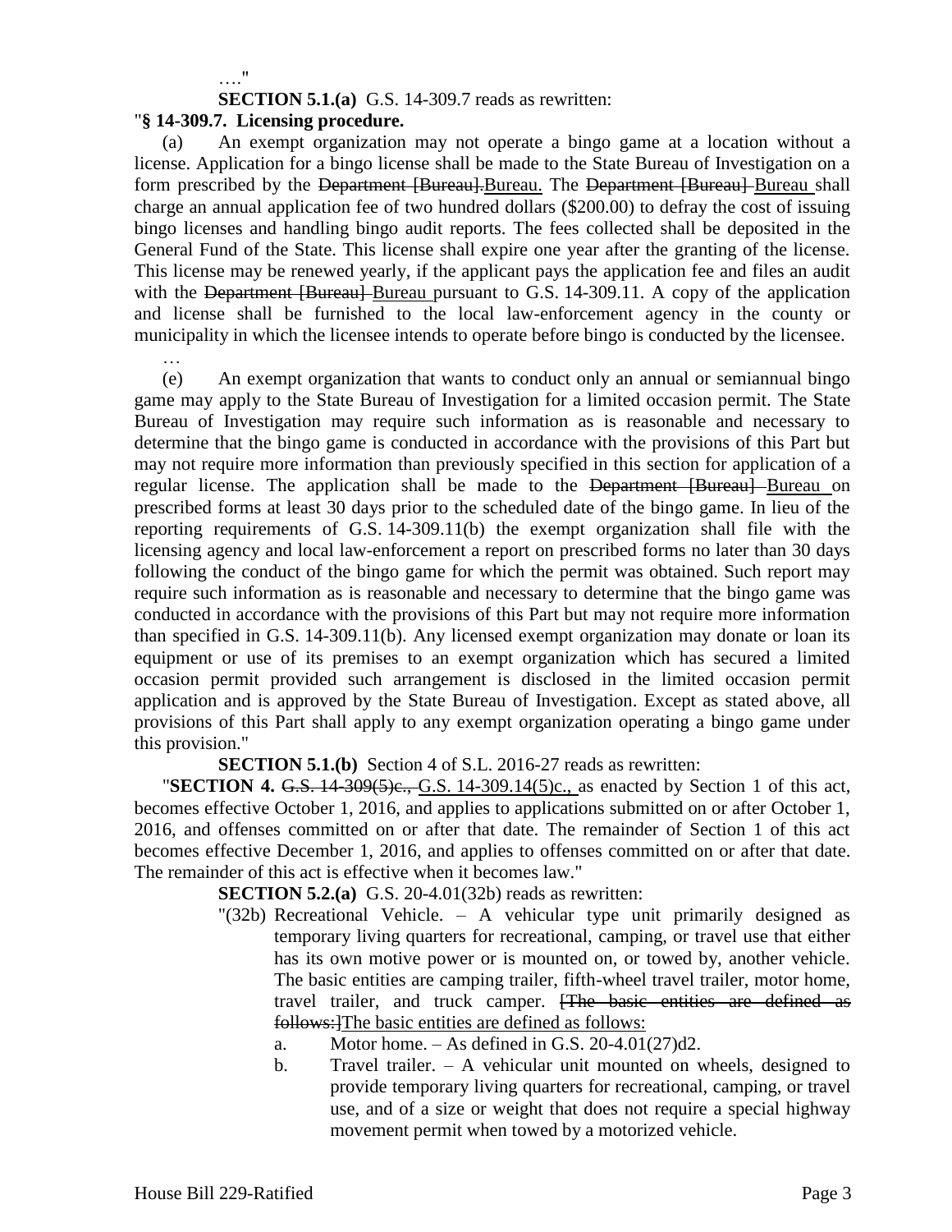…."

**SECTION 5.1.(a)** G.S. 14-309.7 reads as rewritten:

"**§ 14-309.7. Licensing procedure.**

(a) An exempt organization may not operate a bingo game at a location without a license. Application for a bingo license shall be made to the State Bureau of Investigation on a form prescribed by the ~~Department [Bureau].~~<u>Bureau.</u> The ~~Department [Bureau]~~ <u>Bureau</u> shall charge an annual application fee of two hundred dollars ($200.00) to defray the cost of issuing bingo licenses and handling bingo audit reports. The fees collected shall be deposited in the General Fund of the State. This license shall expire one year after the granting of the license. This license may be renewed yearly, if the applicant pays the application fee and files an audit with the ~~Department [Bureau]~~ <u>Bureau</u> pursuant to G.S. 14-309.11. A copy of the application and license shall be furnished to the local law-enforcement agency in the county or municipality in which the licensee intends to operate before bingo is conducted by the licensee.

…

(e) An exempt organization that wants to conduct only an annual or semiannual bingo game may apply to the State Bureau of Investigation for a limited occasion permit. The State Bureau of Investigation may require such information as is reasonable and necessary to determine that the bingo game is conducted in accordance with the provisions of this Part but may not require more information than previously specified in this section for application of a regular license. The application shall be made to the ~~Department [Bureau]~~ <u>Bureau</u> on prescribed forms at least 30 days prior to the scheduled date of the bingo game. In lieu of the reporting requirements of G.S. 14-309.11(b) the exempt organization shall file with the licensing agency and local law-enforcement a report on prescribed forms no later than 30 days following the conduct of the bingo game for which the permit was obtained. Such report may require such information as is reasonable and necessary to determine that the bingo game was conducted in accordance with the provisions of this Part but may not require more information than specified in G.S. 14-309.11(b). Any licensed exempt organization may donate or loan its equipment or use of its premises to an exempt organization which has secured a limited occasion permit provided such arrangement is disclosed in the limited occasion permit application and is approved by the State Bureau of Investigation. Except as stated above, all provisions of this Part shall apply to any exempt organization operating a bingo game under this provision."

**SECTION 5.1.(b)** Section 4 of S.L. 2016-27 reads as rewritten:

"**SECTION 4.** ~~G.S. 14-309(5)c.,~~ <u>G.S. 14-309.14(5)c.,</u> as enacted by Section 1 of this act, becomes effective October 1, 2016, and applies to applications submitted on or after October 1, 2016, and offenses committed on or after that date. The remainder of Section 1 of this act becomes effective December 1, 2016, and applies to offenses committed on or after that date. The remainder of this act is effective when it becomes law."

**SECTION 5.2.(a)** G.S. 20-4.01(32b) reads as rewritten:

"(32b) Recreational Vehicle. – A vehicular type unit primarily designed as temporary living quarters for recreational, camping, or travel use that either has its own motive power or is mounted on, or towed by, another vehicle. The basic entities are camping trailer, fifth-wheel travel trailer, motor home, travel trailer, and truck camper. ~~[The basic entities are defined as follows:]~~<u>The basic entities are defined as follows:</u>

a. Motor home. – As defined in G.S. 20-4.01(27)d2.

b. Travel trailer. – A vehicular unit mounted on wheels, designed to provide temporary living quarters for recreational, camping, or travel use, and of a size or weight that does not require a special highway movement permit when towed by a motorized vehicle.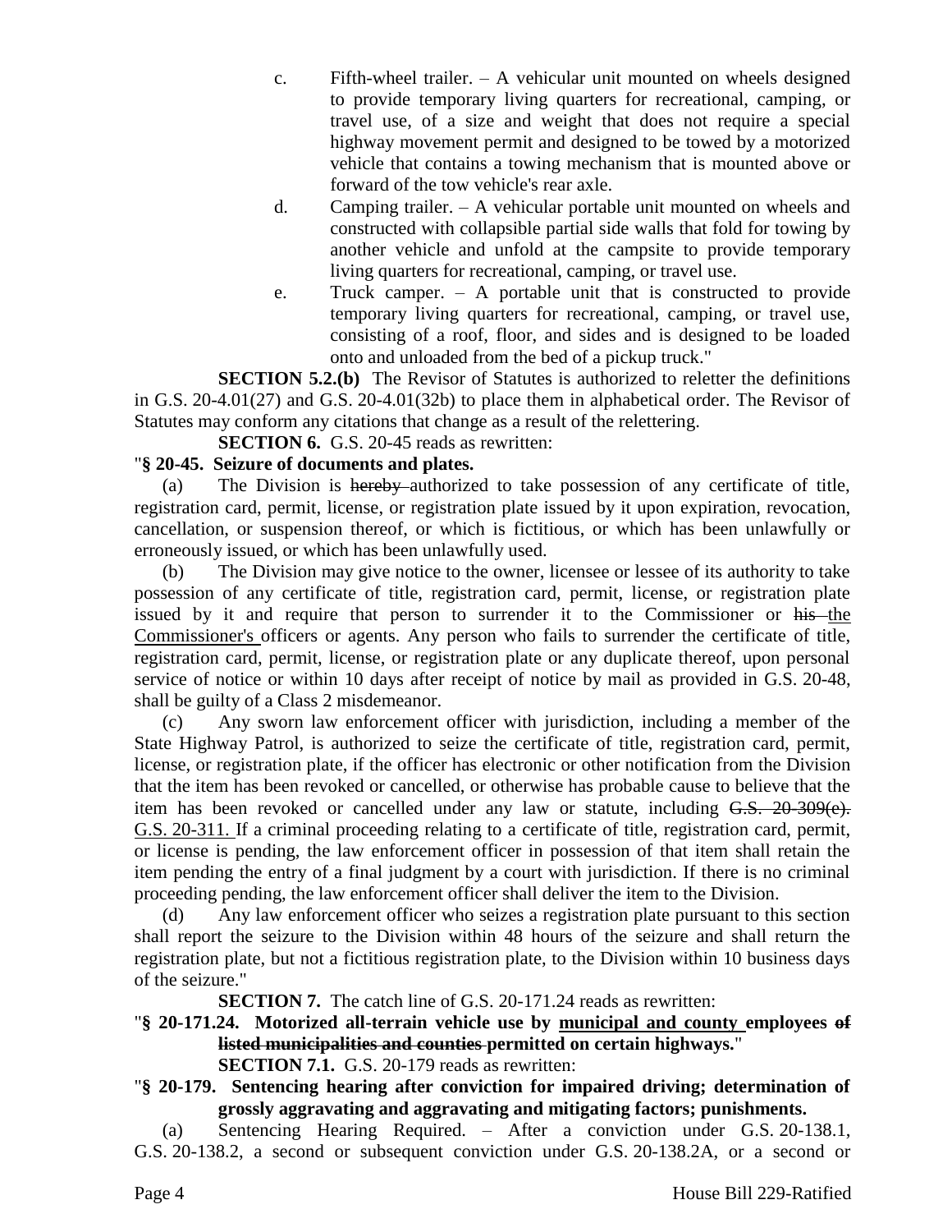c. Fifth-wheel trailer. – A vehicular unit mounted on wheels designed to provide temporary living quarters for recreational, camping, or travel use, of a size and weight that does not require a special highway movement permit and designed to be towed by a motorized vehicle that contains a towing mechanism that is mounted above or forward of the tow vehicle's rear axle.

d. Camping trailer. – A vehicular portable unit mounted on wheels and constructed with collapsible partial side walls that fold for towing by another vehicle and unfold at the campsite to provide temporary living quarters for recreational, camping, or travel use.

e. Truck camper. – A portable unit that is constructed to provide temporary living quarters for recreational, camping, or travel use, consisting of a roof, floor, and sides and is designed to be loaded onto and unloaded from the bed of a pickup truck."

**SECTION 5.2.(b)** The Revisor of Statutes is authorized to reletter the definitions in G.S. 20-4.01(27) and G.S. 20-4.01(32b) to place them in alphabetical order. The Revisor of Statutes may conform any citations that change as a result of the relettering.

**SECTION 6.** G.S. 20-45 reads as rewritten:

"**§ 20-45. Seizure of documents and plates.**

(a) The Division is ~~hereby~~ authorized to take possession of any certificate of title, registration card, permit, license, or registration plate issued by it upon expiration, revocation, cancellation, or suspension thereof, or which is fictitious, or which has been unlawfully or erroneously issued, or which has been unlawfully used.

(b) The Division may give notice to the owner, licensee or lessee of its authority to take possession of any certificate of title, registration card, permit, license, or registration plate issued by it and require that person to surrender it to the Commissioner or ~~his~~ <u>the Commissioner's</u> officers or agents. Any person who fails to surrender the certificate of title, registration card, permit, license, or registration plate or any duplicate thereof, upon personal service of notice or within 10 days after receipt of notice by mail as provided in G.S. 20-48, shall be guilty of a Class 2 misdemeanor.

(c) Any sworn law enforcement officer with jurisdiction, including a member of the State Highway Patrol, is authorized to seize the certificate of title, registration card, permit, license, or registration plate, if the officer has electronic or other notification from the Division that the item has been revoked or cancelled, or otherwise has probable cause to believe that the item has been revoked or cancelled under any law or statute, including ~~G.S. 20-309(e).~~ <u>G.S. 20-311.</u> If a criminal proceeding relating to a certificate of title, registration card, permit, or license is pending, the law enforcement officer in possession of that item shall retain the item pending the entry of a final judgment by a court with jurisdiction. If there is no criminal proceeding pending, the law enforcement officer shall deliver the item to the Division.

(d) Any law enforcement officer who seizes a registration plate pursuant to this section shall report the seizure to the Division within 48 hours of the seizure and shall return the registration plate, but not a fictitious registration plate, to the Division within 10 business days of the seizure."

**SECTION 7.** The catch line of G.S. 20-171.24 reads as rewritten:

"**§ 20-171.24. Motorized all-terrain vehicle use by <u>municipal and county</u> employees ~~of listed municipalities and counties~~ permitted on certain highways.**"

**SECTION 7.1.** G.S. 20-179 reads as rewritten:

"**§ 20-179. Sentencing hearing after conviction for impaired driving; determination of grossly aggravating and aggravating and mitigating factors; punishments.**

(a) Sentencing Hearing Required. – After a conviction under G.S. 20-138.1, G.S. 20-138.2, a second or subsequent conviction under G.S. 20-138.2A, or a second or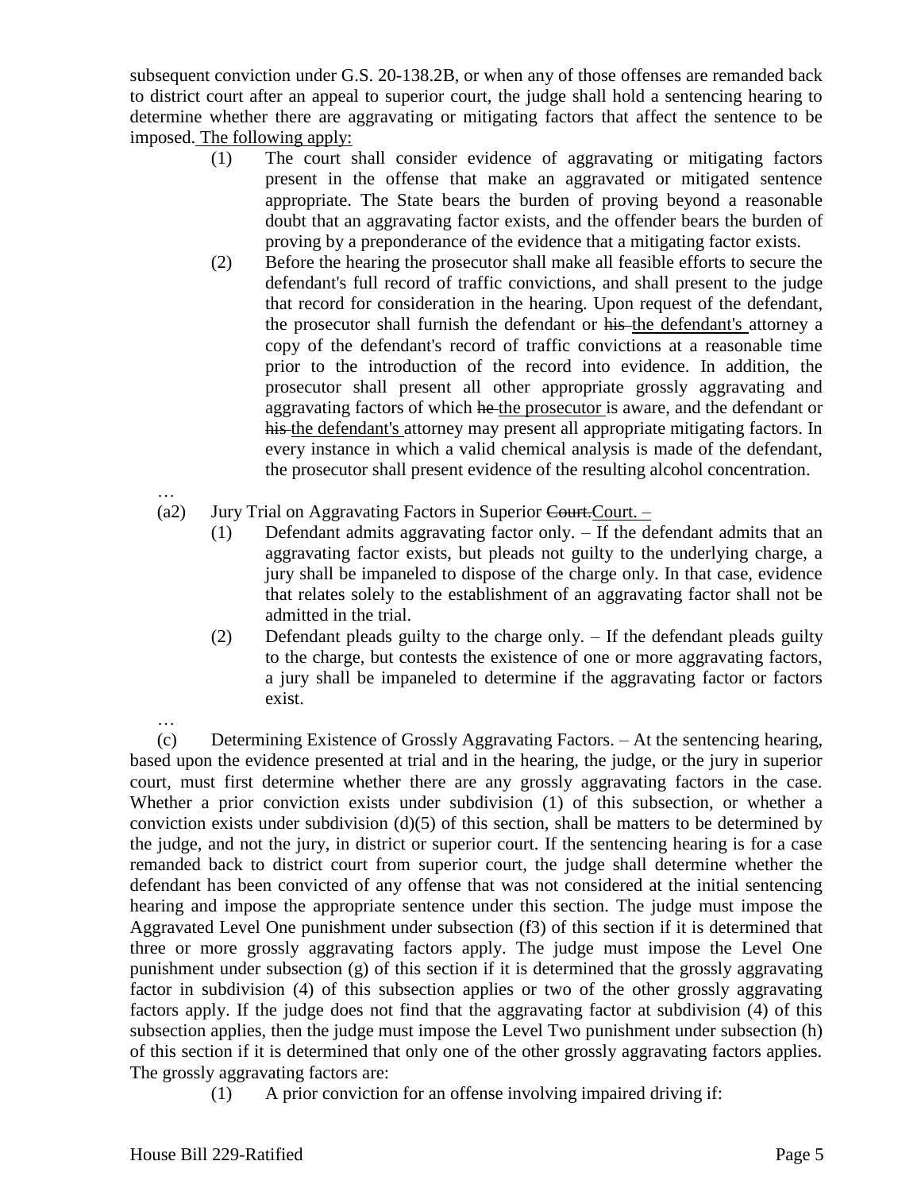subsequent conviction under G.S. 20-138.2B, or when any of those offenses are remanded back to district court after an appeal to superior court, the judge shall hold a sentencing hearing to determine whether there are aggravating or mitigating factors that affect the sentence to be imposed. The following apply:

(1) The court shall consider evidence of aggravating or mitigating factors present in the offense that make an aggravated or mitigated sentence appropriate. The State bears the burden of proving beyond a reasonable doubt that an aggravating factor exists, and the offender bears the burden of proving by a preponderance of the evidence that a mitigating factor exists.

(2) Before the hearing the prosecutor shall make all feasible efforts to secure the defendant's full record of traffic convictions, and shall present to the judge that record for consideration in the hearing. Upon request of the defendant, the prosecutor shall furnish the defendant or ~~his~~ the defendant's attorney a copy of the defendant's record of traffic convictions at a reasonable time prior to the introduction of the record into evidence. In addition, the prosecutor shall present all other appropriate grossly aggravating and aggravating factors of which ~~he~~ the prosecutor is aware, and the defendant or ~~his~~ the defendant's attorney may present all appropriate mitigating factors. In every instance in which a valid chemical analysis is made of the defendant, the prosecutor shall present evidence of the resulting alcohol concentration.

…

(a2) Jury Trial on Aggravating Factors in Superior ~~Court.~~Court. –

(1) Defendant admits aggravating factor only. – If the defendant admits that an aggravating factor exists, but pleads not guilty to the underlying charge, a jury shall be impaneled to dispose of the charge only. In that case, evidence that relates solely to the establishment of an aggravating factor shall not be admitted in the trial.

(2) Defendant pleads guilty to the charge only. – If the defendant pleads guilty to the charge, but contests the existence of one or more aggravating factors, a jury shall be impaneled to determine if the aggravating factor or factors exist.

…

(c) Determining Existence of Grossly Aggravating Factors. – At the sentencing hearing, based upon the evidence presented at trial and in the hearing, the judge, or the jury in superior court, must first determine whether there are any grossly aggravating factors in the case. Whether a prior conviction exists under subdivision (1) of this subsection, or whether a conviction exists under subdivision (d)(5) of this section, shall be matters to be determined by the judge, and not the jury, in district or superior court. If the sentencing hearing is for a case remanded back to district court from superior court, the judge shall determine whether the defendant has been convicted of any offense that was not considered at the initial sentencing hearing and impose the appropriate sentence under this section. The judge must impose the Aggravated Level One punishment under subsection (f3) of this section if it is determined that three or more grossly aggravating factors apply. The judge must impose the Level One punishment under subsection (g) of this section if it is determined that the grossly aggravating factor in subdivision (4) of this subsection applies or two of the other grossly aggravating factors apply. If the judge does not find that the aggravating factor at subdivision (4) of this subsection applies, then the judge must impose the Level Two punishment under subsection (h) of this section if it is determined that only one of the other grossly aggravating factors applies. The grossly aggravating factors are:

(1) A prior conviction for an offense involving impaired driving if: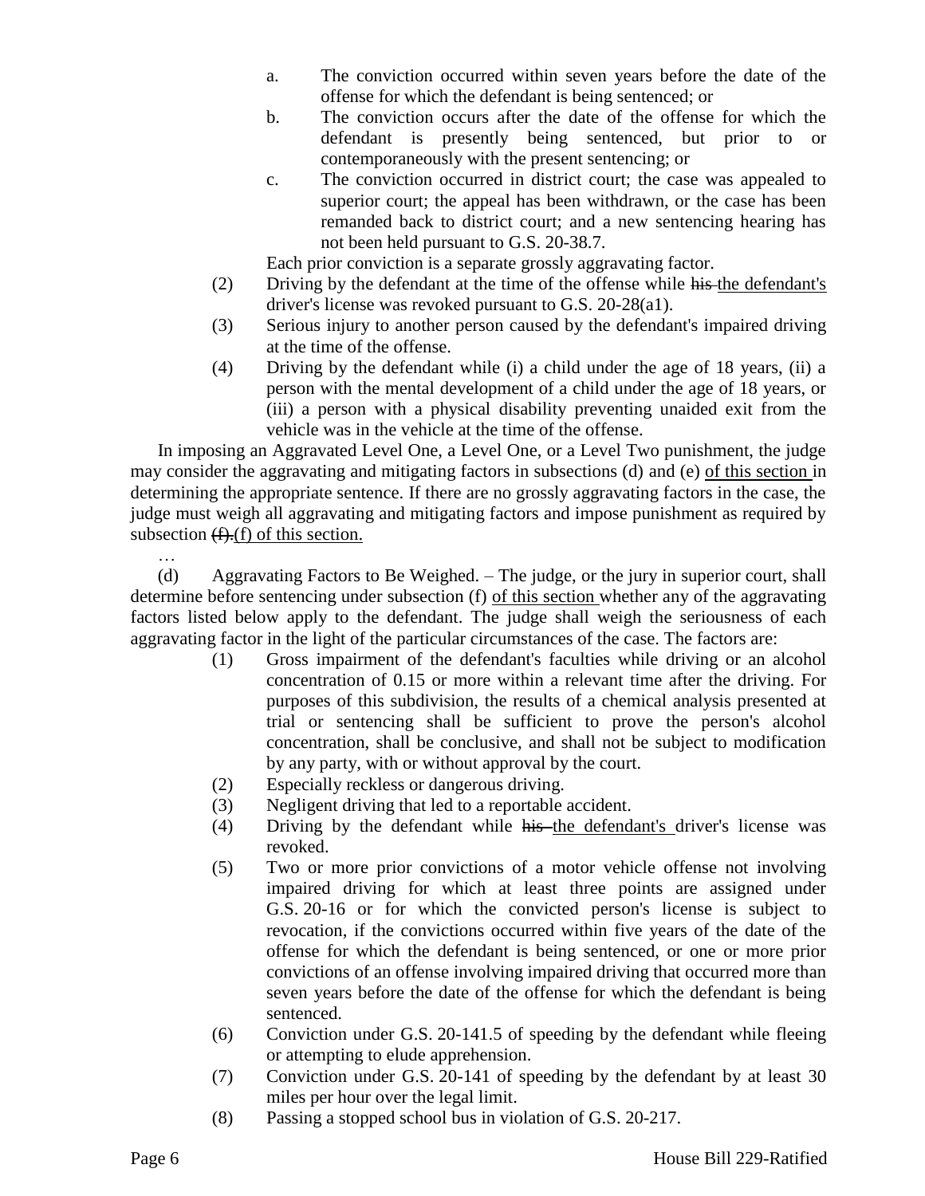a. The conviction occurred within seven years before the date of the offense for which the defendant is being sentenced; or

b. The conviction occurs after the date of the offense for which the defendant is presently being sentenced, but prior to or contemporaneously with the present sentencing; or

c. The conviction occurred in district court; the case was appealed to superior court; the appeal has been withdrawn, or the case has been remanded back to district court; and a new sentencing hearing has not been held pursuant to G.S. 20-38.7.

Each prior conviction is a separate grossly aggravating factor.

(2) Driving by the defendant at the time of the offense while ~~his~~ the defendant's driver's license was revoked pursuant to G.S. 20-28(a1).

(3) Serious injury to another person caused by the defendant's impaired driving at the time of the offense.

(4) Driving by the defendant while (i) a child under the age of 18 years, (ii) a person with the mental development of a child under the age of 18 years, or (iii) a person with a physical disability preventing unaided exit from the vehicle was in the vehicle at the time of the offense.

In imposing an Aggravated Level One, a Level One, or a Level Two punishment, the judge may consider the aggravating and mitigating factors in subsections (d) and (e) of this section in determining the appropriate sentence. If there are no grossly aggravating factors in the case, the judge must weigh all aggravating and mitigating factors and impose punishment as required by subsection ~~(f).~~(f) of this section.

…

(d) Aggravating Factors to Be Weighed. – The judge, or the jury in superior court, shall determine before sentencing under subsection (f) of this section whether any of the aggravating factors listed below apply to the defendant. The judge shall weigh the seriousness of each aggravating factor in the light of the particular circumstances of the case. The factors are:

(1) Gross impairment of the defendant's faculties while driving or an alcohol concentration of 0.15 or more within a relevant time after the driving. For purposes of this subdivision, the results of a chemical analysis presented at trial or sentencing shall be sufficient to prove the person's alcohol concentration, shall be conclusive, and shall not be subject to modification by any party, with or without approval by the court.

(2) Especially reckless or dangerous driving.

(3) Negligent driving that led to a reportable accident.

(4) Driving by the defendant while ~~his~~ the defendant's driver's license was revoked.

(5) Two or more prior convictions of a motor vehicle offense not involving impaired driving for which at least three points are assigned under G.S. 20-16 or for which the convicted person's license is subject to revocation, if the convictions occurred within five years of the date of the offense for which the defendant is being sentenced, or one or more prior convictions of an offense involving impaired driving that occurred more than seven years before the date of the offense for which the defendant is being sentenced.

(6) Conviction under G.S. 20-141.5 of speeding by the defendant while fleeing or attempting to elude apprehension.

(7) Conviction under G.S. 20-141 of speeding by the defendant by at least 30 miles per hour over the legal limit.

(8) Passing a stopped school bus in violation of G.S. 20-217.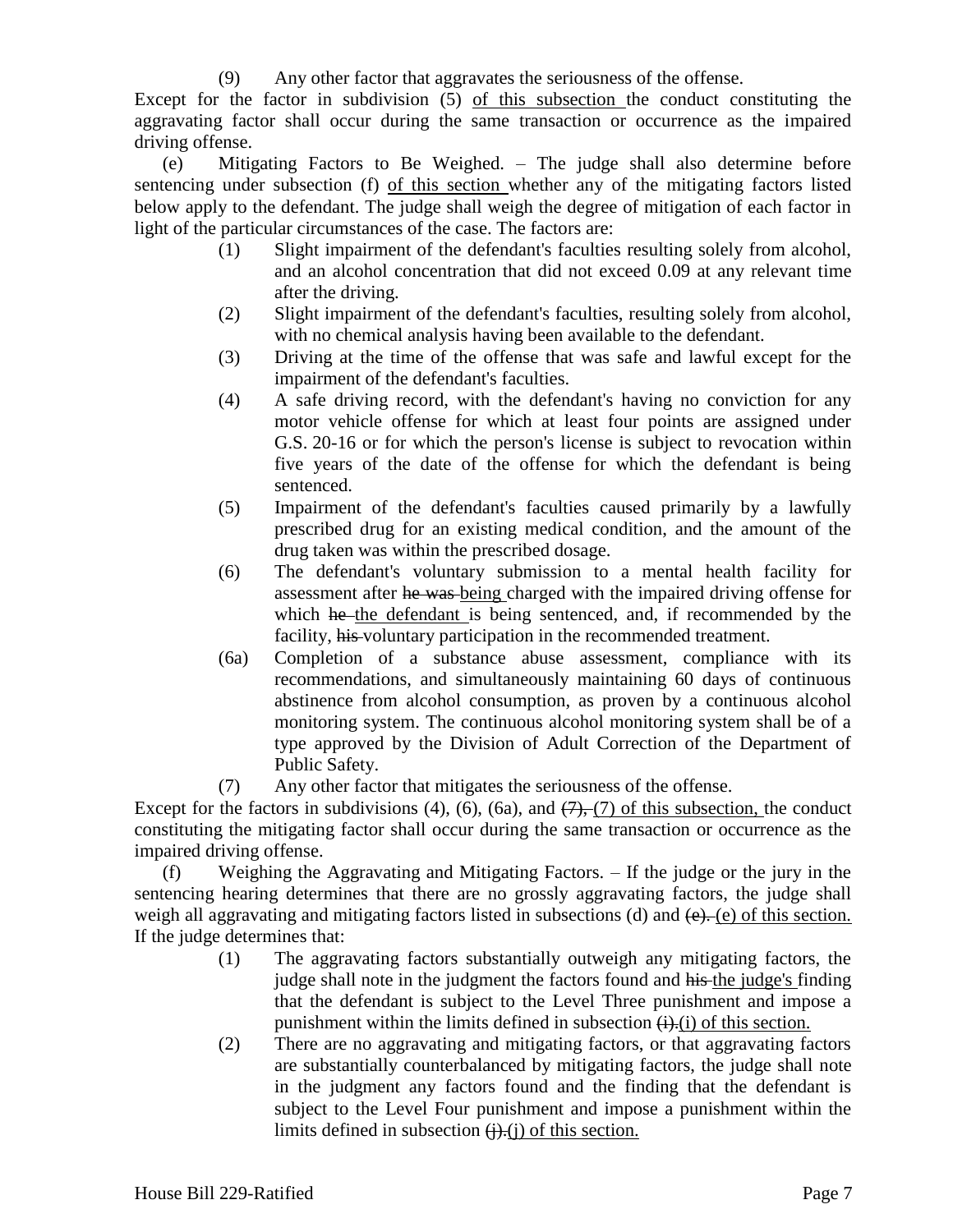(9) Any other factor that aggravates the seriousness of the offense.

Except for the factor in subdivision (5) <u>of this subsection</u> the conduct constituting the aggravating factor shall occur during the same transaction or occurrence as the impaired driving offense.

(e) Mitigating Factors to Be Weighed. – The judge shall also determine before sentencing under subsection (f) <u>of this section</u> whether any of the mitigating factors listed below apply to the defendant. The judge shall weigh the degree of mitigation of each factor in light of the particular circumstances of the case. The factors are:

(1) Slight impairment of the defendant's faculties resulting solely from alcohol, and an alcohol concentration that did not exceed 0.09 at any relevant time after the driving.

(2) Slight impairment of the defendant's faculties, resulting solely from alcohol, with no chemical analysis having been available to the defendant.

(3) Driving at the time of the offense that was safe and lawful except for the impairment of the defendant's faculties.

(4) A safe driving record, with the defendant's having no conviction for any motor vehicle offense for which at least four points are assigned under G.S. 20-16 or for which the person's license is subject to revocation within five years of the date of the offense for which the defendant is being sentenced.

(5) Impairment of the defendant's faculties caused primarily by a lawfully prescribed drug for an existing medical condition, and the amount of the drug taken was within the prescribed dosage.

(6) The defendant's voluntary submission to a mental health facility for assessment after ~~he was~~ <u>being</u> charged with the impaired driving offense for which ~~he~~ <u>the defendant</u> is being sentenced, and, if recommended by the facility, ~~his~~ voluntary participation in the recommended treatment.

(6a) Completion of a substance abuse assessment, compliance with its recommendations, and simultaneously maintaining 60 days of continuous abstinence from alcohol consumption, as proven by a continuous alcohol monitoring system. The continuous alcohol monitoring system shall be of a type approved by the Division of Adult Correction of the Department of Public Safety.

(7) Any other factor that mitigates the seriousness of the offense.

Except for the factors in subdivisions (4), (6), (6a), and ~~(7),~~ <u>(7) of this subsection,</u> the conduct constituting the mitigating factor shall occur during the same transaction or occurrence as the impaired driving offense.

(f) Weighing the Aggravating and Mitigating Factors. – If the judge or the jury in the sentencing hearing determines that there are no grossly aggravating factors, the judge shall weigh all aggravating and mitigating factors listed in subsections (d) and ~~(e).~~ <u>(e) of this section.</u> If the judge determines that:

(1) The aggravating factors substantially outweigh any mitigating factors, the judge shall note in the judgment the factors found and ~~his~~ <u>the judge's</u> finding that the defendant is subject to the Level Three punishment and impose a punishment within the limits defined in subsection ~~(i).~~ <u>(i) of this section.</u>

(2) There are no aggravating and mitigating factors, or that aggravating factors are substantially counterbalanced by mitigating factors, the judge shall note in the judgment any factors found and the finding that the defendant is subject to the Level Four punishment and impose a punishment within the limits defined in subsection ~~(j).~~ <u>(j) of this section.</u>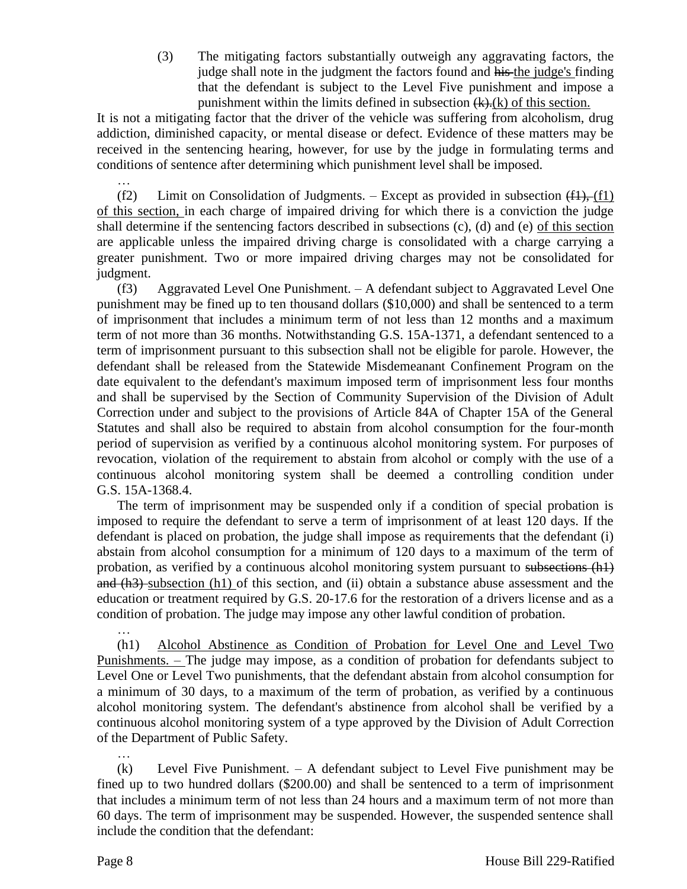(3) The mitigating factors substantially outweigh any aggravating factors, the judge shall note in the judgment the factors found and ~~his~~ <u>the judge's</u> finding that the defendant is subject to the Level Five punishment and impose a punishment within the limits defined in subsection ~~(k).~~<u>(k) of this section.</u>

It is not a mitigating factor that the driver of the vehicle was suffering from alcoholism, drug addiction, diminished capacity, or mental disease or defect. Evidence of these matters may be received in the sentencing hearing, however, for use by the judge in formulating terms and conditions of sentence after determining which punishment level shall be imposed.

…

(f2) Limit on Consolidation of Judgments. – Except as provided in subsection ~~(f1),~~ <u>(f1) of this section,</u> in each charge of impaired driving for which there is a conviction the judge shall determine if the sentencing factors described in subsections (c), (d) and (e) <u>of this section</u> are applicable unless the impaired driving charge is consolidated with a charge carrying a greater punishment. Two or more impaired driving charges may not be consolidated for judgment.

(f3) Aggravated Level One Punishment. – A defendant subject to Aggravated Level One punishment may be fined up to ten thousand dollars ($10,000) and shall be sentenced to a term of imprisonment that includes a minimum term of not less than 12 months and a maximum term of not more than 36 months. Notwithstanding G.S. 15A-1371, a defendant sentenced to a term of imprisonment pursuant to this subsection shall not be eligible for parole. However, the defendant shall be released from the Statewide Misdemeanant Confinement Program on the date equivalent to the defendant's maximum imposed term of imprisonment less four months and shall be supervised by the Section of Community Supervision of the Division of Adult Correction under and subject to the provisions of Article 84A of Chapter 15A of the General Statutes and shall also be required to abstain from alcohol consumption for the four-month period of supervision as verified by a continuous alcohol monitoring system. For purposes of revocation, violation of the requirement to abstain from alcohol or comply with the use of a continuous alcohol monitoring system shall be deemed a controlling condition under G.S. 15A-1368.4.

The term of imprisonment may be suspended only if a condition of special probation is imposed to require the defendant to serve a term of imprisonment of at least 120 days. If the defendant is placed on probation, the judge shall impose as requirements that the defendant (i) abstain from alcohol consumption for a minimum of 120 days to a maximum of the term of probation, as verified by a continuous alcohol monitoring system pursuant to ~~subsections (h1) and (h3)~~ <u>subsection (h1)</u> of this section, and (ii) obtain a substance abuse assessment and the education or treatment required by G.S. 20-17.6 for the restoration of a drivers license and as a condition of probation. The judge may impose any other lawful condition of probation.

…

(h1) <u>Alcohol Abstinence as Condition of Probation for Level One and Level Two Punishments. –</u> The judge may impose, as a condition of probation for defendants subject to Level One or Level Two punishments, that the defendant abstain from alcohol consumption for a minimum of 30 days, to a maximum of the term of probation, as verified by a continuous alcohol monitoring system. The defendant's abstinence from alcohol shall be verified by a continuous alcohol monitoring system of a type approved by the Division of Adult Correction of the Department of Public Safety.

…

(k) Level Five Punishment. – A defendant subject to Level Five punishment may be fined up to two hundred dollars ($200.00) and shall be sentenced to a term of imprisonment that includes a minimum term of not less than 24 hours and a maximum term of not more than 60 days. The term of imprisonment may be suspended. However, the suspended sentence shall include the condition that the defendant: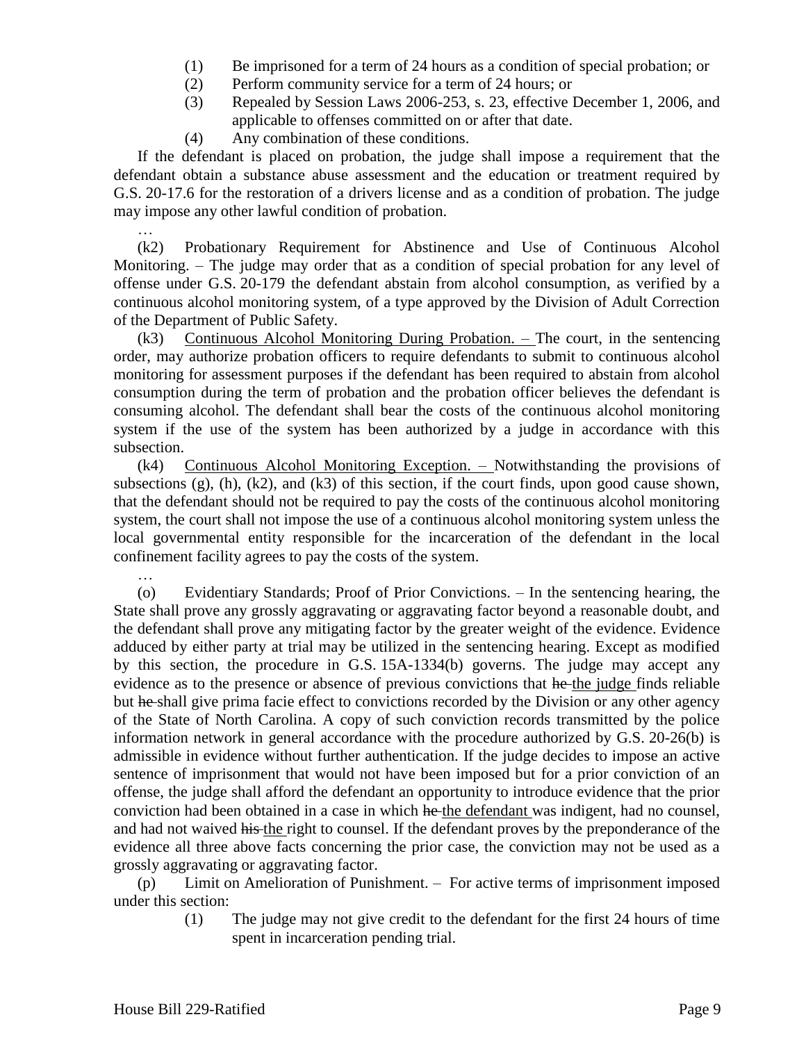(1) Be imprisoned for a term of 24 hours as a condition of special probation; or

(2) Perform community service for a term of 24 hours; or

(3) Repealed by Session Laws 2006-253, s. 23, effective December 1, 2006, and applicable to offenses committed on or after that date.

(4) Any combination of these conditions.

If the defendant is placed on probation, the judge shall impose a requirement that the defendant obtain a substance abuse assessment and the education or treatment required by G.S. 20-17.6 for the restoration of a drivers license and as a condition of probation. The judge may impose any other lawful condition of probation.

…

(k2) Probationary Requirement for Abstinence and Use of Continuous Alcohol Monitoring. – The judge may order that as a condition of special probation for any level of offense under G.S. 20-179 the defendant abstain from alcohol consumption, as verified by a continuous alcohol monitoring system, of a type approved by the Division of Adult Correction of the Department of Public Safety.

(k3) <u>Continuous Alcohol Monitoring During Probation. –</u> The court, in the sentencing order, may authorize probation officers to require defendants to submit to continuous alcohol monitoring for assessment purposes if the defendant has been required to abstain from alcohol consumption during the term of probation and the probation officer believes the defendant is consuming alcohol. The defendant shall bear the costs of the continuous alcohol monitoring system if the use of the system has been authorized by a judge in accordance with this subsection.

(k4) <u>Continuous Alcohol Monitoring Exception. –</u> Notwithstanding the provisions of subsections (g), (h), (k2), and (k3) of this section, if the court finds, upon good cause shown, that the defendant should not be required to pay the costs of the continuous alcohol monitoring system, the court shall not impose the use of a continuous alcohol monitoring system unless the local governmental entity responsible for the incarceration of the defendant in the local confinement facility agrees to pay the costs of the system.

…

(o) Evidentiary Standards; Proof of Prior Convictions. – In the sentencing hearing, the State shall prove any grossly aggravating or aggravating factor beyond a reasonable doubt, and the defendant shall prove any mitigating factor by the greater weight of the evidence. Evidence adduced by either party at trial may be utilized in the sentencing hearing. Except as modified by this section, the procedure in G.S. 15A-1334(b) governs. The judge may accept any evidence as to the presence or absence of previous convictions that ~~he~~ <u>the judge</u> finds reliable but ~~he~~ shall give prima facie effect to convictions recorded by the Division or any other agency of the State of North Carolina. A copy of such conviction records transmitted by the police information network in general accordance with the procedure authorized by G.S. 20-26(b) is admissible in evidence without further authentication. If the judge decides to impose an active sentence of imprisonment that would not have been imposed but for a prior conviction of an offense, the judge shall afford the defendant an opportunity to introduce evidence that the prior conviction had been obtained in a case in which ~~he~~ <u>the defendant</u> was indigent, had no counsel, and had not waived ~~his~~ <u>the</u> right to counsel. If the defendant proves by the preponderance of the evidence all three above facts concerning the prior case, the conviction may not be used as a grossly aggravating or aggravating factor.

(p) Limit on Amelioration of Punishment. – For active terms of imprisonment imposed under this section:

(1) The judge may not give credit to the defendant for the first 24 hours of time spent in incarceration pending trial.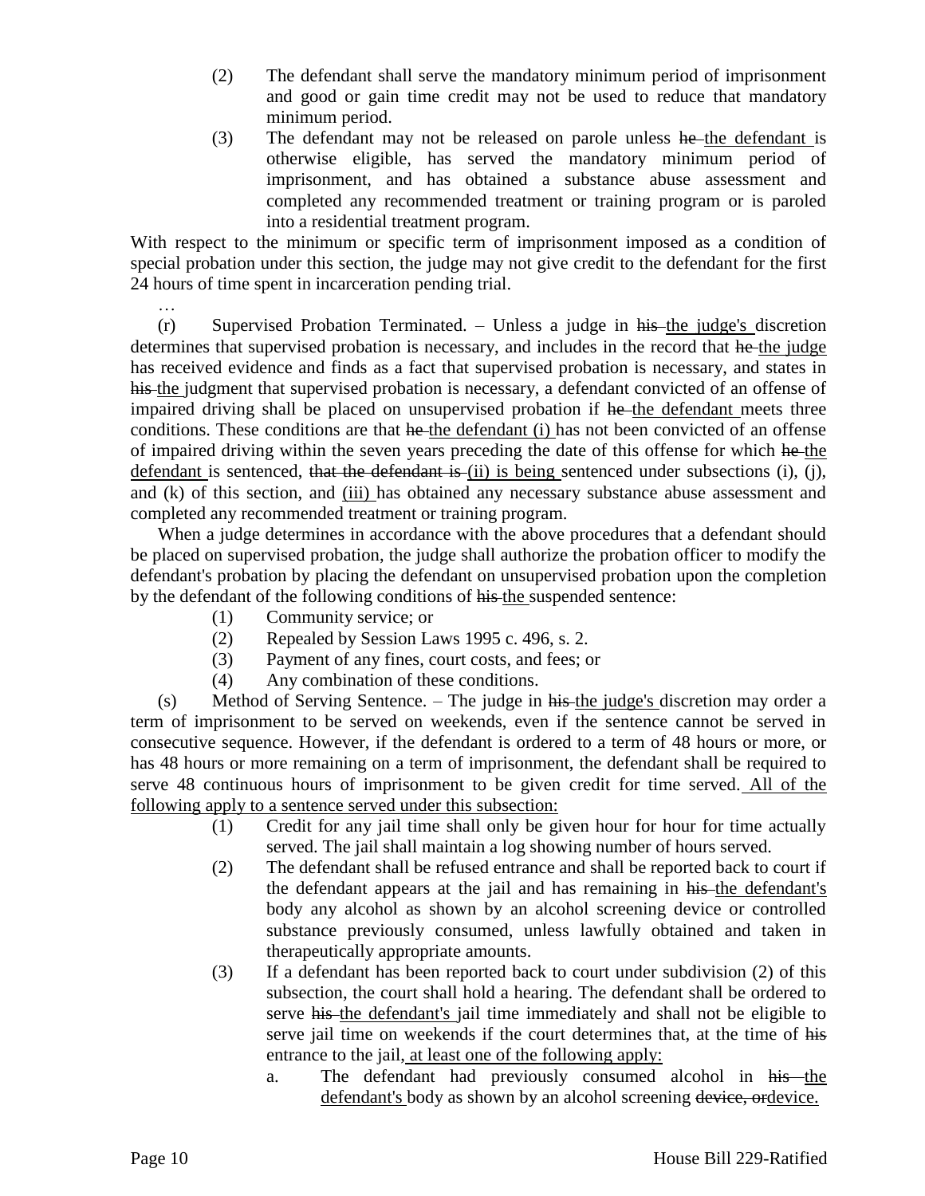(2) The defendant shall serve the mandatory minimum period of imprisonment and good or gain time credit may not be used to reduce that mandatory minimum period.

(3) The defendant may not be released on parole unless he the defendant is otherwise eligible, has served the mandatory minimum period of imprisonment, and has obtained a substance abuse assessment and completed any recommended treatment or training program or is paroled into a residential treatment program.

With respect to the minimum or specific term of imprisonment imposed as a condition of special probation under this section, the judge may not give credit to the defendant for the first 24 hours of time spent in incarceration pending trial.

…

(r) Supervised Probation Terminated. – Unless a judge in his the judge's discretion determines that supervised probation is necessary, and includes in the record that he the judge has received evidence and finds as a fact that supervised probation is necessary, and states in his the judgment that supervised probation is necessary, a defendant convicted of an offense of impaired driving shall be placed on unsupervised probation if he the defendant meets three conditions. These conditions are that he the defendant (i) has not been convicted of an offense of impaired driving within the seven years preceding the date of this offense for which he the defendant is sentenced, that the defendant is (ii) is being sentenced under subsections (i), (j), and (k) of this section, and (iii) has obtained any necessary substance abuse assessment and completed any recommended treatment or training program.

When a judge determines in accordance with the above procedures that a defendant should be placed on supervised probation, the judge shall authorize the probation officer to modify the defendant's probation by placing the defendant on unsupervised probation upon the completion by the defendant of the following conditions of his the suspended sentence:

(1) Community service; or

(2) Repealed by Session Laws 1995 c. 496, s. 2.

(3) Payment of any fines, court costs, and fees; or

(4) Any combination of these conditions.

(s) Method of Serving Sentence. – The judge in his the judge's discretion may order a term of imprisonment to be served on weekends, even if the sentence cannot be served in consecutive sequence. However, if the defendant is ordered to a term of 48 hours or more, or has 48 hours or more remaining on a term of imprisonment, the defendant shall be required to serve 48 continuous hours of imprisonment to be given credit for time served. All of the following apply to a sentence served under this subsection:

(1) Credit for any jail time shall only be given hour for hour for time actually served. The jail shall maintain a log showing number of hours served.

(2) The defendant shall be refused entrance and shall be reported back to court if the defendant appears at the jail and has remaining in his the defendant's body any alcohol as shown by an alcohol screening device or controlled substance previously consumed, unless lawfully obtained and taken in therapeutically appropriate amounts.

(3) If a defendant has been reported back to court under subdivision (2) of this subsection, the court shall hold a hearing. The defendant shall be ordered to serve his the defendant's jail time immediately and shall not be eligible to serve jail time on weekends if the court determines that, at the time of his entrance to the jail, at least one of the following apply:

a. The defendant had previously consumed alcohol in his the defendant's body as shown by an alcohol screening device, ordevice.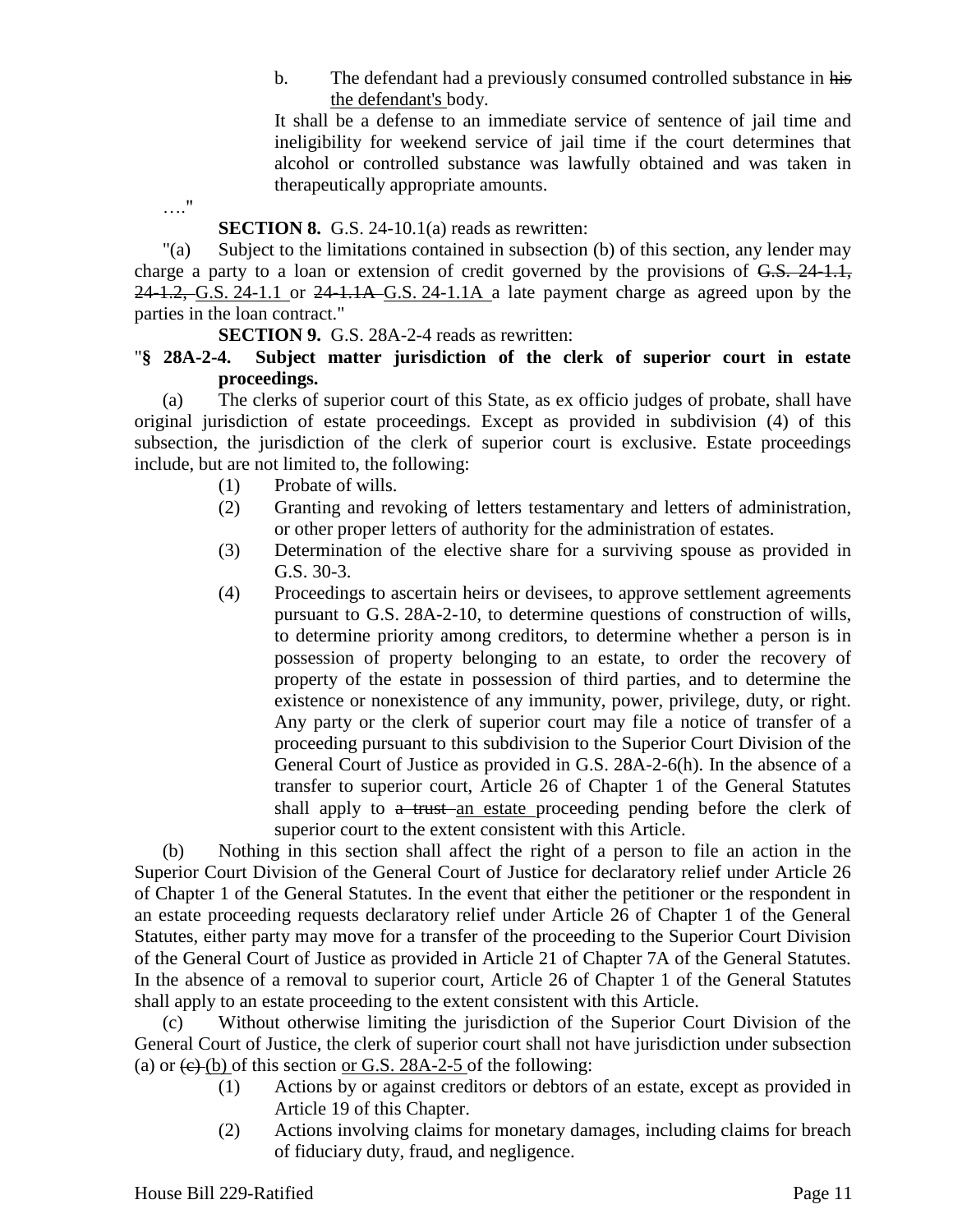b. The defendant had a previously consumed controlled substance in ~~his~~ the defendant's body.

It shall be a defense to an immediate service of sentence of jail time and ineligibility for weekend service of jail time if the court determines that alcohol or controlled substance was lawfully obtained and was taken in therapeutically appropriate amounts.

…."

**SECTION 8.** G.S. 24-10.1(a) reads as rewritten:

"(a) Subject to the limitations contained in subsection (b) of this section, any lender may charge a party to a loan or extension of credit governed by the provisions of ~~G.S. 24-1.1, 24-1.2,~~ G.S. 24-1.1 or ~~24-1.1A~~ G.S. 24-1.1A a late payment charge as agreed upon by the parties in the loan contract."

**SECTION 9.** G.S. 28A-2-4 reads as rewritten:

"**§ 28A-2-4. Subject matter jurisdiction of the clerk of superior court in estate proceedings.**

(a) The clerks of superior court of this State, as ex officio judges of probate, shall have original jurisdiction of estate proceedings. Except as provided in subdivision (4) of this subsection, the jurisdiction of the clerk of superior court is exclusive. Estate proceedings include, but are not limited to, the following:

(1) Probate of wills.

(2) Granting and revoking of letters testamentary and letters of administration, or other proper letters of authority for the administration of estates.

(3) Determination of the elective share for a surviving spouse as provided in G.S. 30-3.

(4) Proceedings to ascertain heirs or devisees, to approve settlement agreements pursuant to G.S. 28A-2-10, to determine questions of construction of wills, to determine priority among creditors, to determine whether a person is in possession of property belonging to an estate, to order the recovery of property of the estate in possession of third parties, and to determine the existence or nonexistence of any immunity, power, privilege, duty, or right. Any party or the clerk of superior court may file a notice of transfer of a proceeding pursuant to this subdivision to the Superior Court Division of the General Court of Justice as provided in G.S. 28A-2-6(h). In the absence of a transfer to superior court, Article 26 of Chapter 1 of the General Statutes shall apply to ~~a trust~~ an estate proceeding pending before the clerk of superior court to the extent consistent with this Article.

(b) Nothing in this section shall affect the right of a person to file an action in the Superior Court Division of the General Court of Justice for declaratory relief under Article 26 of Chapter 1 of the General Statutes. In the event that either the petitioner or the respondent in an estate proceeding requests declaratory relief under Article 26 of Chapter 1 of the General Statutes, either party may move for a transfer of the proceeding to the Superior Court Division of the General Court of Justice as provided in Article 21 of Chapter 7A of the General Statutes. In the absence of a removal to superior court, Article 26 of Chapter 1 of the General Statutes shall apply to an estate proceeding to the extent consistent with this Article.

(c) Without otherwise limiting the jurisdiction of the Superior Court Division of the General Court of Justice, the clerk of superior court shall not have jurisdiction under subsection (a) or ~~(c)~~ (b) of this section or G.S. 28A-2-5 of the following:

(1) Actions by or against creditors or debtors of an estate, except as provided in Article 19 of this Chapter.

(2) Actions involving claims for monetary damages, including claims for breach of fiduciary duty, fraud, and negligence.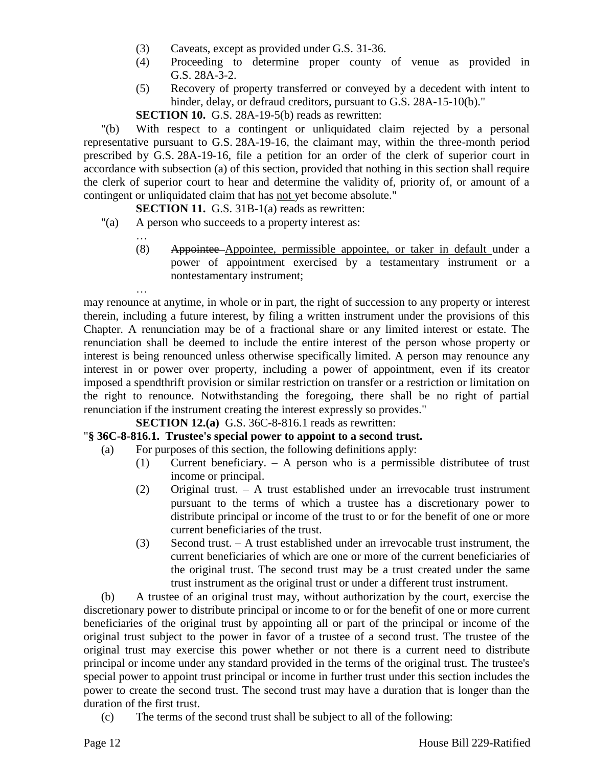(3) Caveats, except as provided under G.S. 31-36.

(4) Proceeding to determine proper county of venue as provided in G.S. 28A-3-2.

(5) Recovery of property transferred or conveyed by a decedent with intent to hinder, delay, or defraud creditors, pursuant to G.S. 28A-15-10(b)."

**SECTION 10.** G.S. 28A-19-5(b) reads as rewritten:

"(b) With respect to a contingent or unliquidated claim rejected by a personal representative pursuant to G.S. 28A-19-16, the claimant may, within the three-month period prescribed by G.S. 28A-19-16, file a petition for an order of the clerk of superior court in accordance with subsection (a) of this section, provided that nothing in this section shall require the clerk of superior court to hear and determine the validity of, priority of, or amount of a contingent or unliquidated claim that has <u>not</u> yet become absolute."

**SECTION 11.** G.S. 31B-1(a) reads as rewritten:

"(a) A person who succeeds to a property interest as:

…

(8) ~~Appointee~~ <u>Appointee, permissible appointee, or taker in default</u> under a power of appointment exercised by a testamentary instrument or a nontestamentary instrument;

…

may renounce at anytime, in whole or in part, the right of succession to any property or interest therein, including a future interest, by filing a written instrument under the provisions of this Chapter. A renunciation may be of a fractional share or any limited interest or estate. The renunciation shall be deemed to include the entire interest of the person whose property or interest is being renounced unless otherwise specifically limited. A person may renounce any interest in or power over property, including a power of appointment, even if its creator imposed a spendthrift provision or similar restriction on transfer or a restriction or limitation on the right to renounce. Notwithstanding the foregoing, there shall be no right of partial renunciation if the instrument creating the interest expressly so provides."

**SECTION 12.(a)** G.S. 36C-8-816.1 reads as rewritten:

"**§ 36C-8-816.1. Trustee's special power to appoint to a second trust.**

(a) For purposes of this section, the following definitions apply:

(1) Current beneficiary. – A person who is a permissible distributee of trust income or principal.

(2) Original trust. – A trust established under an irrevocable trust instrument pursuant to the terms of which a trustee has a discretionary power to distribute principal or income of the trust to or for the benefit of one or more current beneficiaries of the trust.

(3) Second trust. – A trust established under an irrevocable trust instrument, the current beneficiaries of which are one or more of the current beneficiaries of the original trust. The second trust may be a trust created under the same trust instrument as the original trust or under a different trust instrument.

(b) A trustee of an original trust may, without authorization by the court, exercise the discretionary power to distribute principal or income to or for the benefit of one or more current beneficiaries of the original trust by appointing all or part of the principal or income of the original trust subject to the power in favor of a trustee of a second trust. The trustee of the original trust may exercise this power whether or not there is a current need to distribute principal or income under any standard provided in the terms of the original trust. The trustee's special power to appoint trust principal or income in further trust under this section includes the power to create the second trust. The second trust may have a duration that is longer than the duration of the first trust.

(c) The terms of the second trust shall be subject to all of the following: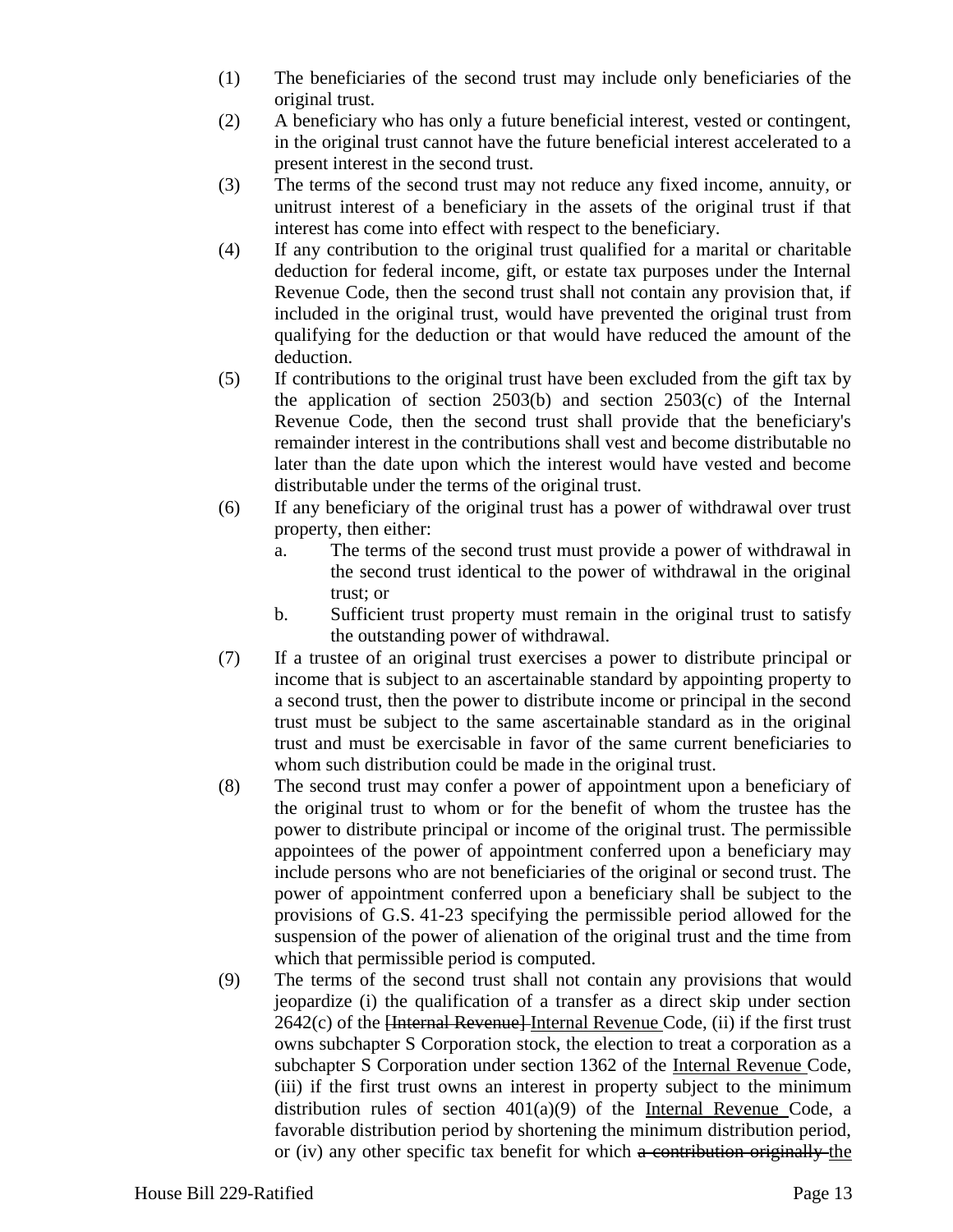(1) The beneficiaries of the second trust may include only beneficiaries of the original trust.

(2) A beneficiary who has only a future beneficial interest, vested or contingent, in the original trust cannot have the future beneficial interest accelerated to a present interest in the second trust.

(3) The terms of the second trust may not reduce any fixed income, annuity, or unitrust interest of a beneficiary in the assets of the original trust if that interest has come into effect with respect to the beneficiary.

(4) If any contribution to the original trust qualified for a marital or charitable deduction for federal income, gift, or estate tax purposes under the Internal Revenue Code, then the second trust shall not contain any provision that, if included in the original trust, would have prevented the original trust from qualifying for the deduction or that would have reduced the amount of the deduction.

(5) If contributions to the original trust have been excluded from the gift tax by the application of section 2503(b) and section 2503(c) of the Internal Revenue Code, then the second trust shall provide that the beneficiary's remainder interest in the contributions shall vest and become distributable no later than the date upon which the interest would have vested and become distributable under the terms of the original trust.

(6) If any beneficiary of the original trust has a power of withdrawal over trust property, then either:

   a. The terms of the second trust must provide a power of withdrawal in the second trust identical to the power of withdrawal in the original trust; or

   b. Sufficient trust property must remain in the original trust to satisfy the outstanding power of withdrawal.

(7) If a trustee of an original trust exercises a power to distribute principal or income that is subject to an ascertainable standard by appointing property to a second trust, then the power to distribute income or principal in the second trust must be subject to the same ascertainable standard as in the original trust and must be exercisable in favor of the same current beneficiaries to whom such distribution could be made in the original trust.

(8) The second trust may confer a power of appointment upon a beneficiary of the original trust to whom or for the benefit of whom the trustee has the power to distribute principal or income of the original trust. The permissible appointees of the power of appointment conferred upon a beneficiary may include persons who are not beneficiaries of the original or second trust. The power of appointment conferred upon a beneficiary shall be subject to the provisions of G.S. 41-23 specifying the permissible period allowed for the suspension of the power of alienation of the original trust and the time from which that permissible period is computed.

(9) The terms of the second trust shall not contain any provisions that would jeopardize (i) the qualification of a transfer as a direct skip under section 2642(c) of the ~~[Internal Revenue]~~ <u>Internal Revenue</u> Code, (ii) if the first trust owns subchapter S Corporation stock, the election to treat a corporation as a subchapter S Corporation under section 1362 of the <u>Internal Revenue</u> Code, (iii) if the first trust owns an interest in property subject to the minimum distribution rules of section 401(a)(9) of the <u>Internal Revenue</u> Code, a favorable distribution period by shortening the minimum distribution period, or (iv) any other specific tax benefit for which ~~a contribution originally~~ <u>the</u>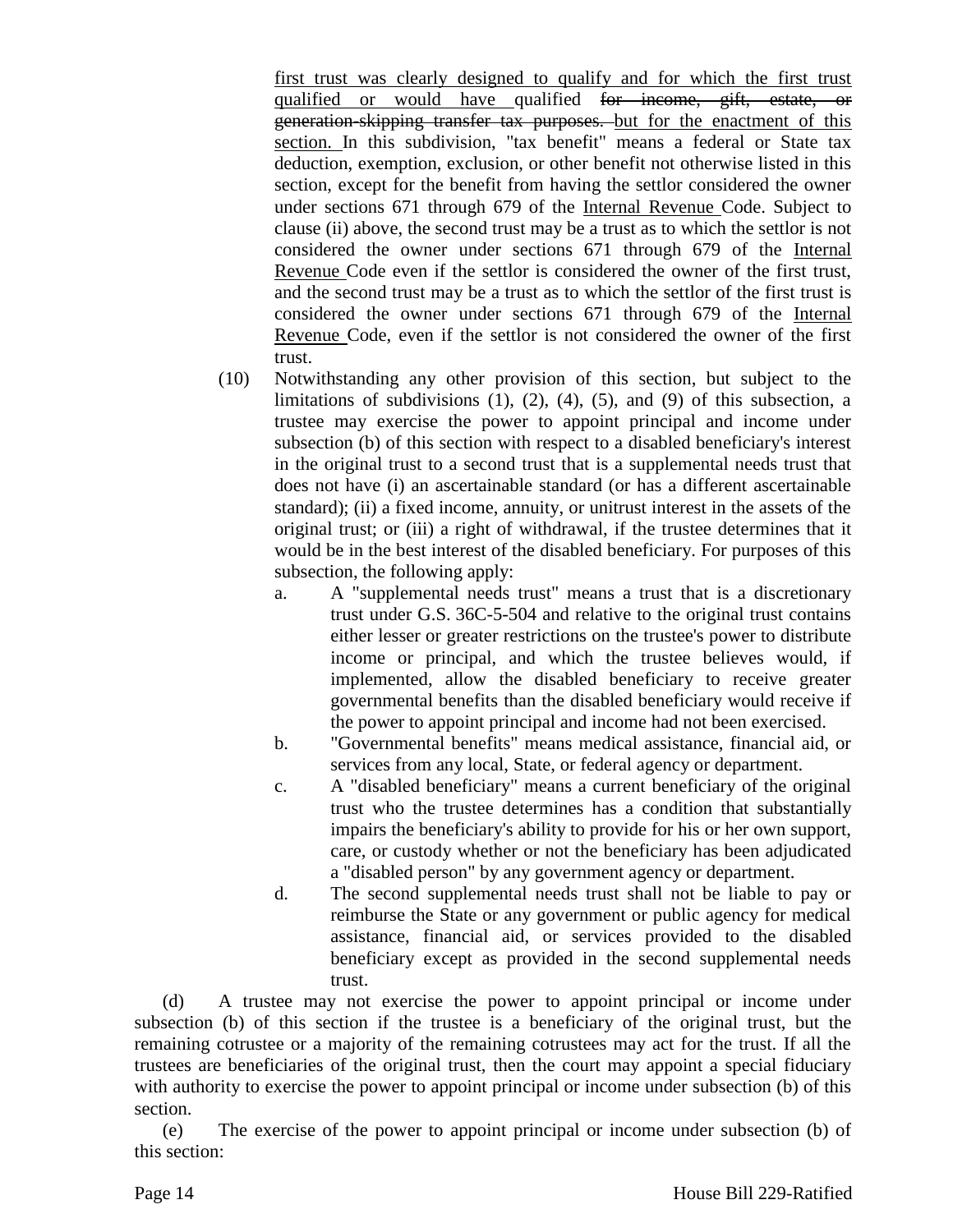first trust was clearly designed to qualify and for which the first trust qualified or would have qualified ~~for income, gift, estate, or generation-skipping transfer tax purposes.~~ but for the enactment of this section. In this subdivision, "tax benefit" means a federal or State tax deduction, exemption, exclusion, or other benefit not otherwise listed in this section, except for the benefit from having the settlor considered the owner under sections 671 through 679 of the Internal Revenue Code. Subject to clause (ii) above, the second trust may be a trust as to which the settlor is not considered the owner under sections 671 through 679 of the Internal Revenue Code even if the settlor is considered the owner of the first trust, and the second trust may be a trust as to which the settlor of the first trust is considered the owner under sections 671 through 679 of the Internal Revenue Code, even if the settlor is not considered the owner of the first trust.

(10) Notwithstanding any other provision of this section, but subject to the limitations of subdivisions (1), (2), (4), (5), and (9) of this subsection, a trustee may exercise the power to appoint principal and income under subsection (b) of this section with respect to a disabled beneficiary's interest in the original trust to a second trust that is a supplemental needs trust that does not have (i) an ascertainable standard (or has a different ascertainable standard); (ii) a fixed income, annuity, or unitrust interest in the assets of the original trust; or (iii) a right of withdrawal, if the trustee determines that it would be in the best interest of the disabled beneficiary. For purposes of this subsection, the following apply:

a. A "supplemental needs trust" means a trust that is a discretionary trust under G.S. 36C-5-504 and relative to the original trust contains either lesser or greater restrictions on the trustee's power to distribute income or principal, and which the trustee believes would, if implemented, allow the disabled beneficiary to receive greater governmental benefits than the disabled beneficiary would receive if the power to appoint principal and income had not been exercised.

b. "Governmental benefits" means medical assistance, financial aid, or services from any local, State, or federal agency or department.

c. A "disabled beneficiary" means a current beneficiary of the original trust who the trustee determines has a condition that substantially impairs the beneficiary's ability to provide for his or her own support, care, or custody whether or not the beneficiary has been adjudicated a "disabled person" by any government agency or department.

d. The second supplemental needs trust shall not be liable to pay or reimburse the State or any government or public agency for medical assistance, financial aid, or services provided to the disabled beneficiary except as provided in the second supplemental needs trust.

(d) A trustee may not exercise the power to appoint principal or income under subsection (b) of this section if the trustee is a beneficiary of the original trust, but the remaining cotrustee or a majority of the remaining cotrustees may act for the trust. If all the trustees are beneficiaries of the original trust, then the court may appoint a special fiduciary with authority to exercise the power to appoint principal or income under subsection (b) of this section.

(e) The exercise of the power to appoint principal or income under subsection (b) of this section: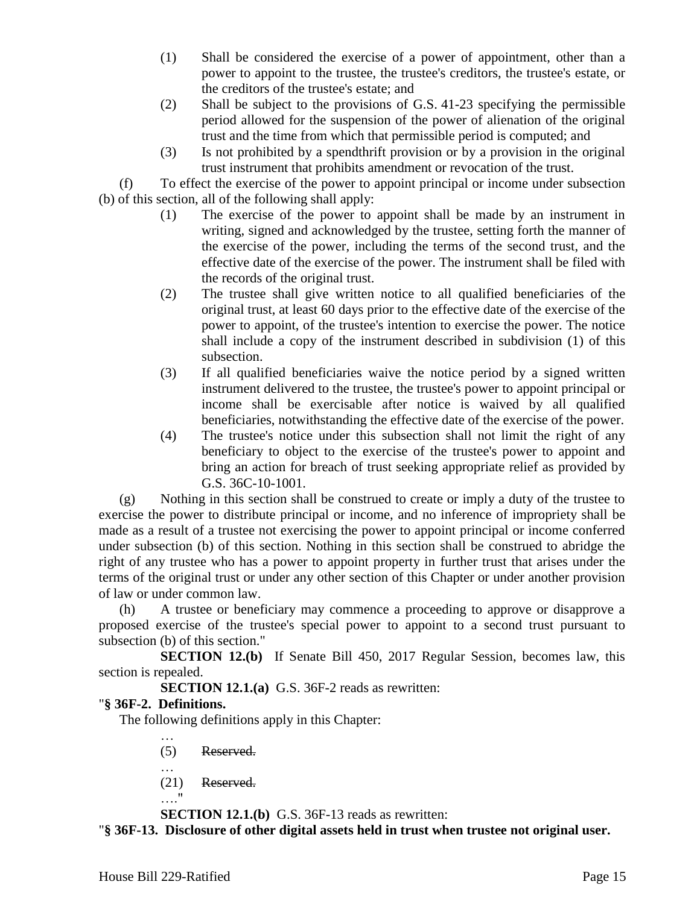(1) Shall be considered the exercise of a power of appointment, other than a power to appoint to the trustee, the trustee's creditors, the trustee's estate, or the creditors of the trustee's estate; and

(2) Shall be subject to the provisions of G.S. 41-23 specifying the permissible period allowed for the suspension of the power of alienation of the original trust and the time from which that permissible period is computed; and

(3) Is not prohibited by a spendthrift provision or by a provision in the original trust instrument that prohibits amendment or revocation of the trust.

(f) To effect the exercise of the power to appoint principal or income under subsection (b) of this section, all of the following shall apply:

(1) The exercise of the power to appoint shall be made by an instrument in writing, signed and acknowledged by the trustee, setting forth the manner of the exercise of the power, including the terms of the second trust, and the effective date of the exercise of the power. The instrument shall be filed with the records of the original trust.

(2) The trustee shall give written notice to all qualified beneficiaries of the original trust, at least 60 days prior to the effective date of the exercise of the power to appoint, of the trustee's intention to exercise the power. The notice shall include a copy of the instrument described in subdivision (1) of this subsection.

(3) If all qualified beneficiaries waive the notice period by a signed written instrument delivered to the trustee, the trustee's power to appoint principal or income shall be exercisable after notice is waived by all qualified beneficiaries, notwithstanding the effective date of the exercise of the power.

(4) The trustee's notice under this subsection shall not limit the right of any beneficiary to object to the exercise of the trustee's power to appoint and bring an action for breach of trust seeking appropriate relief as provided by G.S. 36C-10-1001.

(g) Nothing in this section shall be construed to create or imply a duty of the trustee to exercise the power to distribute principal or income, and no inference of impropriety shall be made as a result of a trustee not exercising the power to appoint principal or income conferred under subsection (b) of this section. Nothing in this section shall be construed to abridge the right of any trustee who has a power to appoint property in further trust that arises under the terms of the original trust or under any other section of this Chapter or under another provision of law or under common law.

(h) A trustee or beneficiary may commence a proceeding to approve or disapprove a proposed exercise of the trustee's special power to appoint to a second trust pursuant to subsection (b) of this section."

**SECTION 12.(b)** If Senate Bill 450, 2017 Regular Session, becomes law, this section is repealed.

**SECTION 12.1.(a)** G.S. 36F-2 reads as rewritten:

"**§ 36F-2. Definitions.**

The following definitions apply in this Chapter:

…

(5) ~~Reserved.~~

…

(21) ~~Reserved.~~

…."

**SECTION 12.1.(b)** G.S. 36F-13 reads as rewritten:

"**§ 36F-13. Disclosure of other digital assets held in trust when trustee not original user.**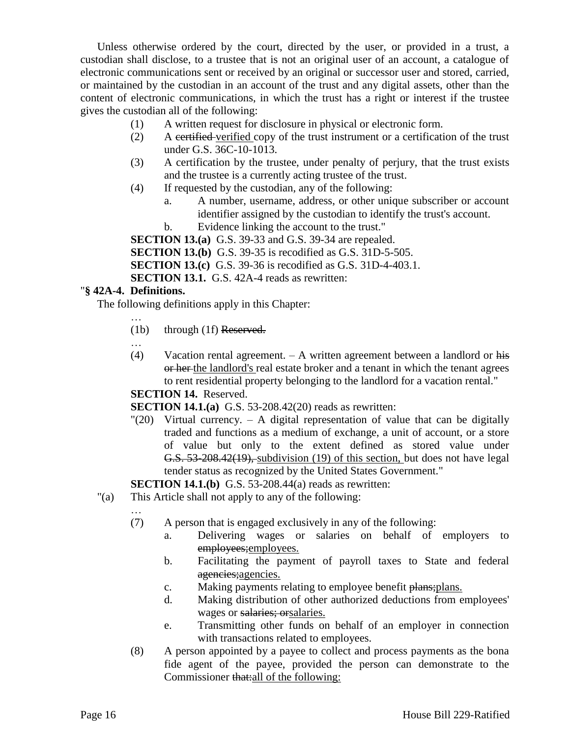Unless otherwise ordered by the court, directed by the user, or provided in a trust, a custodian shall disclose, to a trustee that is not an original user of an account, a catalogue of electronic communications sent or received by an original or successor user and stored, carried, or maintained by the custodian in an account of the trust and any digital assets, other than the content of electronic communications, in which the trust has a right or interest if the trustee gives the custodian all of the following:

(1) A written request for disclosure in physical or electronic form.

(2) A ~~certified~~ verified copy of the trust instrument or a certification of the trust under G.S. 36C-10-1013.

(3) A certification by the trustee, under penalty of perjury, that the trust exists and the trustee is a currently acting trustee of the trust.

(4) If requested by the custodian, any of the following:

a. A number, username, address, or other unique subscriber or account identifier assigned by the custodian to identify the trust's account.

b. Evidence linking the account to the trust."

**SECTION 13.(a)** G.S. 39-33 and G.S. 39-34 are repealed.

**SECTION 13.(b)** G.S. 39-35 is recodified as G.S. 31D-5-505.

**SECTION 13.(c)** G.S. 39-36 is recodified as G.S. 31D-4-403.1.

**SECTION 13.1.** G.S. 42A-4 reads as rewritten:

"**§ 42A-4. Definitions.**

The following definitions apply in this Chapter:

…

(1b) through (1f) ~~Reserved.~~

…

(4) Vacation rental agreement. – A written agreement between a landlord or ~~his or her~~ the landlord's real estate broker and a tenant in which the tenant agrees to rent residential property belonging to the landlord for a vacation rental."

**SECTION 14.** Reserved.

**SECTION 14.1.(a)** G.S. 53-208.42(20) reads as rewritten:

"(20) Virtual currency. – A digital representation of value that can be digitally traded and functions as a medium of exchange, a unit of account, or a store of value but only to the extent defined as stored value under ~~G.S. 53-208.42(19),~~ subdivision (19) of this section, but does not have legal tender status as recognized by the United States Government."

**SECTION 14.1.(b)** G.S. 53-208.44(a) reads as rewritten:

"(a) This Article shall not apply to any of the following:

…

(7) A person that is engaged exclusively in any of the following:

a. Delivering wages or salaries on behalf of employers to ~~employees;~~employees.

b. Facilitating the payment of payroll taxes to State and federal ~~agencies;~~agencies.

c. Making payments relating to employee benefit ~~plans;~~plans.

d. Making distribution of other authorized deductions from employees' wages or ~~salaries; or~~salaries.

e. Transmitting other funds on behalf of an employer in connection with transactions related to employees.

(8) A person appointed by a payee to collect and process payments as the bona fide agent of the payee, provided the person can demonstrate to the Commissioner ~~that:~~all of the following: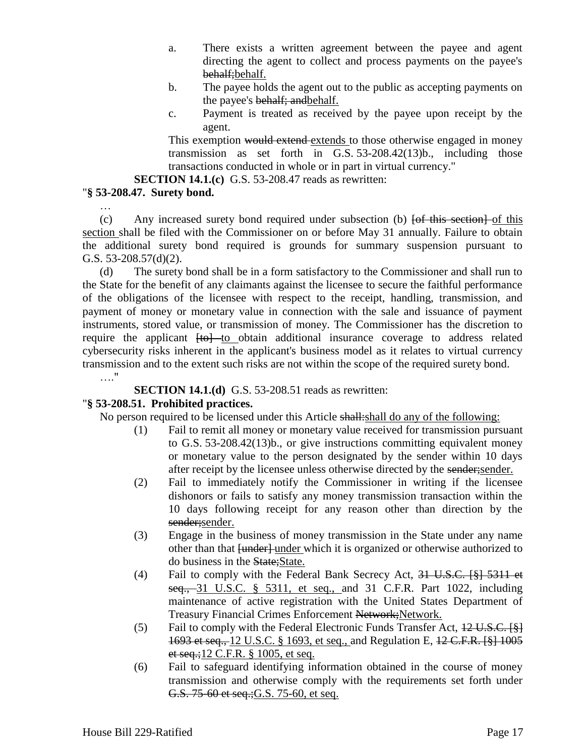a. There exists a written agreement between the payee and agent directing the agent to collect and process payments on the payee's ~~behalf;~~behalf.

b. The payee holds the agent out to the public as accepting payments on the payee's ~~behalf; and~~behalf.

c. Payment is treated as received by the payee upon receipt by the agent.

This exemption ~~would extend~~ extends to those otherwise engaged in money transmission as set forth in G.S. 53-208.42(13)b., including those transactions conducted in whole or in part in virtual currency."

**SECTION 14.1.(c)** G.S. 53-208.47 reads as rewritten:

"**§ 53-208.47. Surety bond.**

…

(c) Any increased surety bond required under subsection (b) ~~[of this section]~~ of this section shall be filed with the Commissioner on or before May 31 annually. Failure to obtain the additional surety bond required is grounds for summary suspension pursuant to G.S. 53-208.57(d)(2).

(d) The surety bond shall be in a form satisfactory to the Commissioner and shall run to the State for the benefit of any claimants against the licensee to secure the faithful performance of the obligations of the licensee with respect to the receipt, handling, transmission, and payment of money or monetary value in connection with the sale and issuance of payment instruments, stored value, or transmission of money. The Commissioner has the discretion to require the applicant ~~[to]~~ to obtain additional insurance coverage to address related cybersecurity risks inherent in the applicant's business model as it relates to virtual currency transmission and to the extent such risks are not within the scope of the required surety bond.

…."

**SECTION 14.1.(d)** G.S. 53-208.51 reads as rewritten:

"**§ 53-208.51. Prohibited practices.**

No person required to be licensed under this Article ~~shall:~~shall do any of the following:

(1) Fail to remit all money or monetary value received for transmission pursuant to G.S. 53-208.42(13)b., or give instructions committing equivalent money or monetary value to the person designated by the sender within 10 days after receipt by the licensee unless otherwise directed by the ~~sender;~~sender.

(2) Fail to immediately notify the Commissioner in writing if the licensee dishonors or fails to satisfy any money transmission transaction within the 10 days following receipt for any reason other than direction by the ~~sender;~~sender.

(3) Engage in the business of money transmission in the State under any name other than that ~~[under]~~ under which it is organized or otherwise authorized to do business in the ~~State;~~State.

(4) Fail to comply with the Federal Bank Secrecy Act, ~~31 U.S.C. [§] 5311 et seq.,~~ 31 U.S.C. § 5311, et seq., and 31 C.F.R. Part 1022, including maintenance of active registration with the United States Department of Treasury Financial Crimes Enforcement ~~Network;~~Network.

(5) Fail to comply with the Federal Electronic Funds Transfer Act, ~~12 U.S.C. [§] 1693 et seq.,~~ 12 U.S.C. § 1693, et seq., and Regulation E, ~~12 C.F.R. [§] 1005 et seq.;~~12 C.F.R. § 1005, et seq.

(6) Fail to safeguard identifying information obtained in the course of money transmission and otherwise comply with the requirements set forth under ~~G.S. 75-60 et seq.;~~G.S. 75-60, et seq.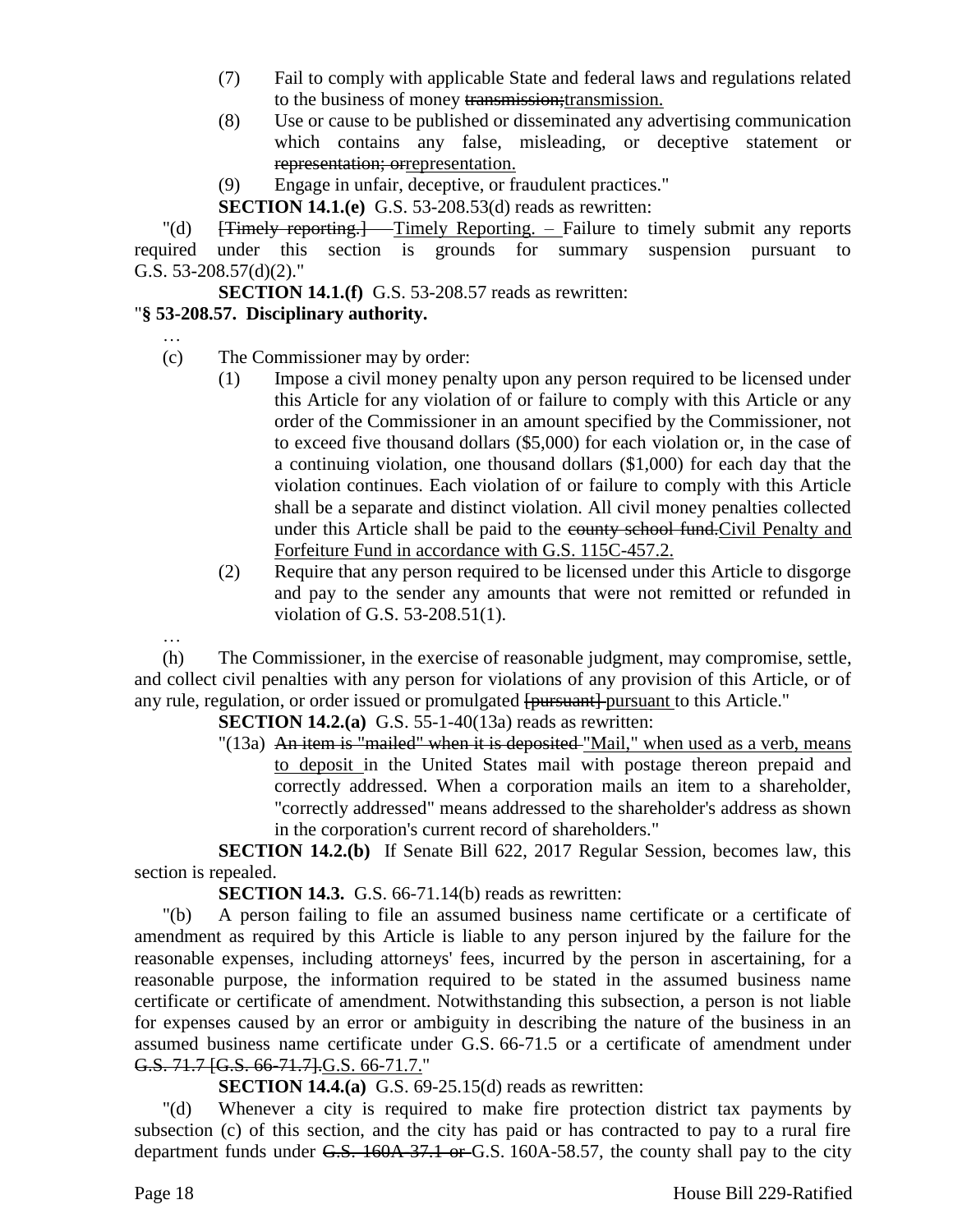(7) Fail to comply with applicable State and federal laws and regulations related to the business of money ~~transmission;~~transmission.

(8) Use or cause to be published or disseminated any advertising communication which contains any false, misleading, or deceptive statement or ~~representation; or~~representation.

(9) Engage in unfair, deceptive, or fraudulent practices."

**SECTION 14.1.(e)** G.S. 53-208.53(d) reads as rewritten:

"(d) ~~[Timely reporting.]~~ Timely Reporting. – Failure to timely submit any reports required under this section is grounds for summary suspension pursuant to G.S. 53-208.57(d)(2)."

**SECTION 14.1.(f)** G.S. 53-208.57 reads as rewritten:

"**§ 53-208.57. Disciplinary authority.**

…

(c) The Commissioner may by order:

(1) Impose a civil money penalty upon any person required to be licensed under this Article for any violation of or failure to comply with this Article or any order of the Commissioner in an amount specified by the Commissioner, not to exceed five thousand dollars ($5,000) for each violation or, in the case of a continuing violation, one thousand dollars ($1,000) for each day that the violation continues. Each violation of or failure to comply with this Article shall be a separate and distinct violation. All civil money penalties collected under this Article shall be paid to the ~~county school fund.~~Civil Penalty and Forfeiture Fund in accordance with G.S. 115C-457.2.

(2) Require that any person required to be licensed under this Article to disgorge and pay to the sender any amounts that were not remitted or refunded in violation of G.S. 53-208.51(1).

…

(h) The Commissioner, in the exercise of reasonable judgment, may compromise, settle, and collect civil penalties with any person for violations of any provision of this Article, or of any rule, regulation, or order issued or promulgated ~~[pursuant]~~ pursuant to this Article."

**SECTION 14.2.(a)** G.S. 55-1-40(13a) reads as rewritten:

"(13a) ~~An item is "mailed" when it is deposited~~ "Mail," when used as a verb, means to deposit in the United States mail with postage thereon prepaid and correctly addressed. When a corporation mails an item to a shareholder, "correctly addressed" means addressed to the shareholder's address as shown in the corporation's current record of shareholders."

**SECTION 14.2.(b)** If Senate Bill 622, 2017 Regular Session, becomes law, this section is repealed.

**SECTION 14.3.** G.S. 66-71.14(b) reads as rewritten:

"(b) A person failing to file an assumed business name certificate or a certificate of amendment as required by this Article is liable to any person injured by the failure for the reasonable expenses, including attorneys' fees, incurred by the person in ascertaining, for a reasonable purpose, the information required to be stated in the assumed business name certificate or certificate of amendment. Notwithstanding this subsection, a person is not liable for expenses caused by an error or ambiguity in describing the nature of the business in an assumed business name certificate under G.S. 66-71.5 or a certificate of amendment under ~~G.S. 71.7 [G.S. 66-71.7].~~G.S. 66-71.7."

**SECTION 14.4.(a)** G.S. 69-25.15(d) reads as rewritten:

"(d) Whenever a city is required to make fire protection district tax payments by subsection (c) of this section, and the city has paid or has contracted to pay to a rural fire department funds under ~~G.S. 160A-37.1 or~~ G.S. 160A-58.57, the county shall pay to the city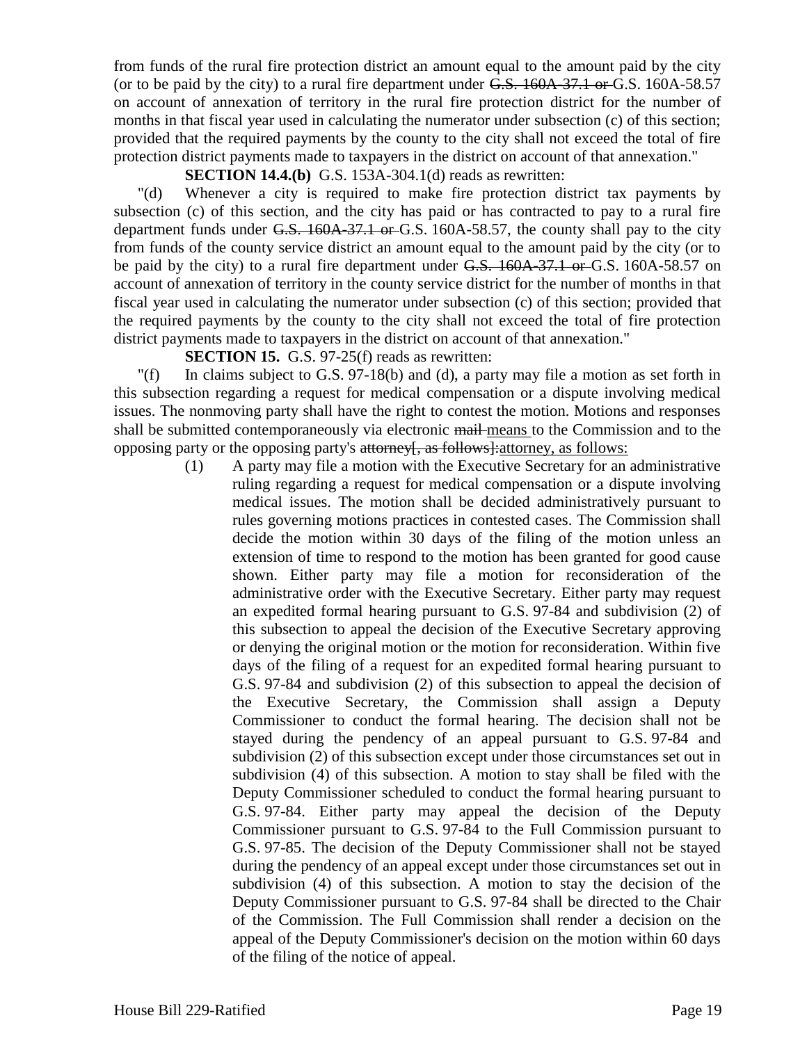from funds of the rural fire protection district an amount equal to the amount paid by the city (or to be paid by the city) to a rural fire department under ~~G.S. 160A-37.1 or~~ G.S. 160A-58.57 on account of annexation of territory in the rural fire protection district for the number of months in that fiscal year used in calculating the numerator under subsection (c) of this section; provided that the required payments by the county to the city shall not exceed the total of fire protection district payments made to taxpayers in the district on account of that annexation."

**SECTION 14.4.(b)** G.S. 153A-304.1(d) reads as rewritten:

"(d) Whenever a city is required to make fire protection district tax payments by subsection (c) of this section, and the city has paid or has contracted to pay to a rural fire department funds under ~~G.S. 160A-37.1 or~~ G.S. 160A-58.57, the county shall pay to the city from funds of the county service district an amount equal to the amount paid by the city (or to be paid by the city) to a rural fire department under ~~G.S. 160A-37.1 or~~ G.S. 160A-58.57 on account of annexation of territory in the county service district for the number of months in that fiscal year used in calculating the numerator under subsection (c) of this section; provided that the required payments by the county to the city shall not exceed the total of fire protection district payments made to taxpayers in the district on account of that annexation."

**SECTION 15.** G.S. 97-25(f) reads as rewritten:

"(f) In claims subject to G.S. 97-18(b) and (d), a party may file a motion as set forth in this subsection regarding a request for medical compensation or a dispute involving medical issues. The nonmoving party shall have the right to contest the motion. Motions and responses shall be submitted contemporaneously via electronic ~~mail~~ <u>means</u> to the Commission and to the opposing party or the opposing party's ~~attorney[, as follows]:~~<u>attorney, as follows:</u>

(1) A party may file a motion with the Executive Secretary for an administrative ruling regarding a request for medical compensation or a dispute involving medical issues. The motion shall be decided administratively pursuant to rules governing motions practices in contested cases. The Commission shall decide the motion within 30 days of the filing of the motion unless an extension of time to respond to the motion has been granted for good cause shown. Either party may file a motion for reconsideration of the administrative order with the Executive Secretary. Either party may request an expedited formal hearing pursuant to G.S. 97-84 and subdivision (2) of this subsection to appeal the decision of the Executive Secretary approving or denying the original motion or the motion for reconsideration. Within five days of the filing of a request for an expedited formal hearing pursuant to G.S. 97-84 and subdivision (2) of this subsection to appeal the decision of the Executive Secretary, the Commission shall assign a Deputy Commissioner to conduct the formal hearing. The decision shall not be stayed during the pendency of an appeal pursuant to G.S. 97-84 and subdivision (2) of this subsection except under those circumstances set out in subdivision (4) of this subsection. A motion to stay shall be filed with the Deputy Commissioner scheduled to conduct the formal hearing pursuant to G.S. 97-84. Either party may appeal the decision of the Deputy Commissioner pursuant to G.S. 97-84 to the Full Commission pursuant to G.S. 97-85. The decision of the Deputy Commissioner shall not be stayed during the pendency of an appeal except under those circumstances set out in subdivision (4) of this subsection. A motion to stay the decision of the Deputy Commissioner pursuant to G.S. 97-84 shall be directed to the Chair of the Commission. The Full Commission shall render a decision on the appeal of the Deputy Commissioner's decision on the motion within 60 days of the filing of the notice of appeal.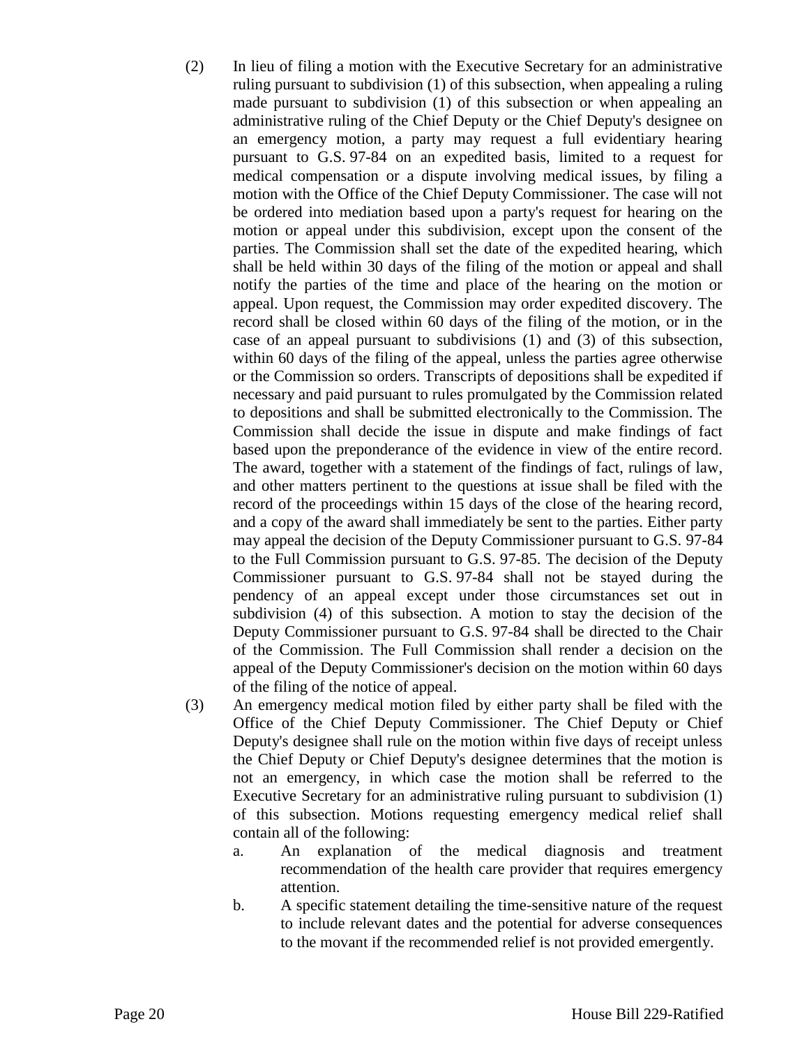(2) In lieu of filing a motion with the Executive Secretary for an administrative ruling pursuant to subdivision (1) of this subsection, when appealing a ruling made pursuant to subdivision (1) of this subsection or when appealing an administrative ruling of the Chief Deputy or the Chief Deputy's designee on an emergency motion, a party may request a full evidentiary hearing pursuant to G.S. 97-84 on an expedited basis, limited to a request for medical compensation or a dispute involving medical issues, by filing a motion with the Office of the Chief Deputy Commissioner. The case will not be ordered into mediation based upon a party's request for hearing on the motion or appeal under this subdivision, except upon the consent of the parties. The Commission shall set the date of the expedited hearing, which shall be held within 30 days of the filing of the motion or appeal and shall notify the parties of the time and place of the hearing on the motion or appeal. Upon request, the Commission may order expedited discovery. The record shall be closed within 60 days of the filing of the motion, or in the case of an appeal pursuant to subdivisions (1) and (3) of this subsection, within 60 days of the filing of the appeal, unless the parties agree otherwise or the Commission so orders. Transcripts of depositions shall be expedited if necessary and paid pursuant to rules promulgated by the Commission related to depositions and shall be submitted electronically to the Commission. The Commission shall decide the issue in dispute and make findings of fact based upon the preponderance of the evidence in view of the entire record. The award, together with a statement of the findings of fact, rulings of law, and other matters pertinent to the questions at issue shall be filed with the record of the proceedings within 15 days of the close of the hearing record, and a copy of the award shall immediately be sent to the parties. Either party may appeal the decision of the Deputy Commissioner pursuant to G.S. 97-84 to the Full Commission pursuant to G.S. 97-85. The decision of the Deputy Commissioner pursuant to G.S. 97-84 shall not be stayed during the pendency of an appeal except under those circumstances set out in subdivision (4) of this subsection. A motion to stay the decision of the Deputy Commissioner pursuant to G.S. 97-84 shall be directed to the Chair of the Commission. The Full Commission shall render a decision on the appeal of the Deputy Commissioner's decision on the motion within 60 days of the filing of the notice of appeal.

(3) An emergency medical motion filed by either party shall be filed with the Office of the Chief Deputy Commissioner. The Chief Deputy or Chief Deputy's designee shall rule on the motion within five days of receipt unless the Chief Deputy or Chief Deputy's designee determines that the motion is not an emergency, in which case the motion shall be referred to the Executive Secretary for an administrative ruling pursuant to subdivision (1) of this subsection. Motions requesting emergency medical relief shall contain all of the following:

a. An explanation of the medical diagnosis and treatment recommendation of the health care provider that requires emergency attention.

b. A specific statement detailing the time-sensitive nature of the request to include relevant dates and the potential for adverse consequences to the movant if the recommended relief is not provided emergently.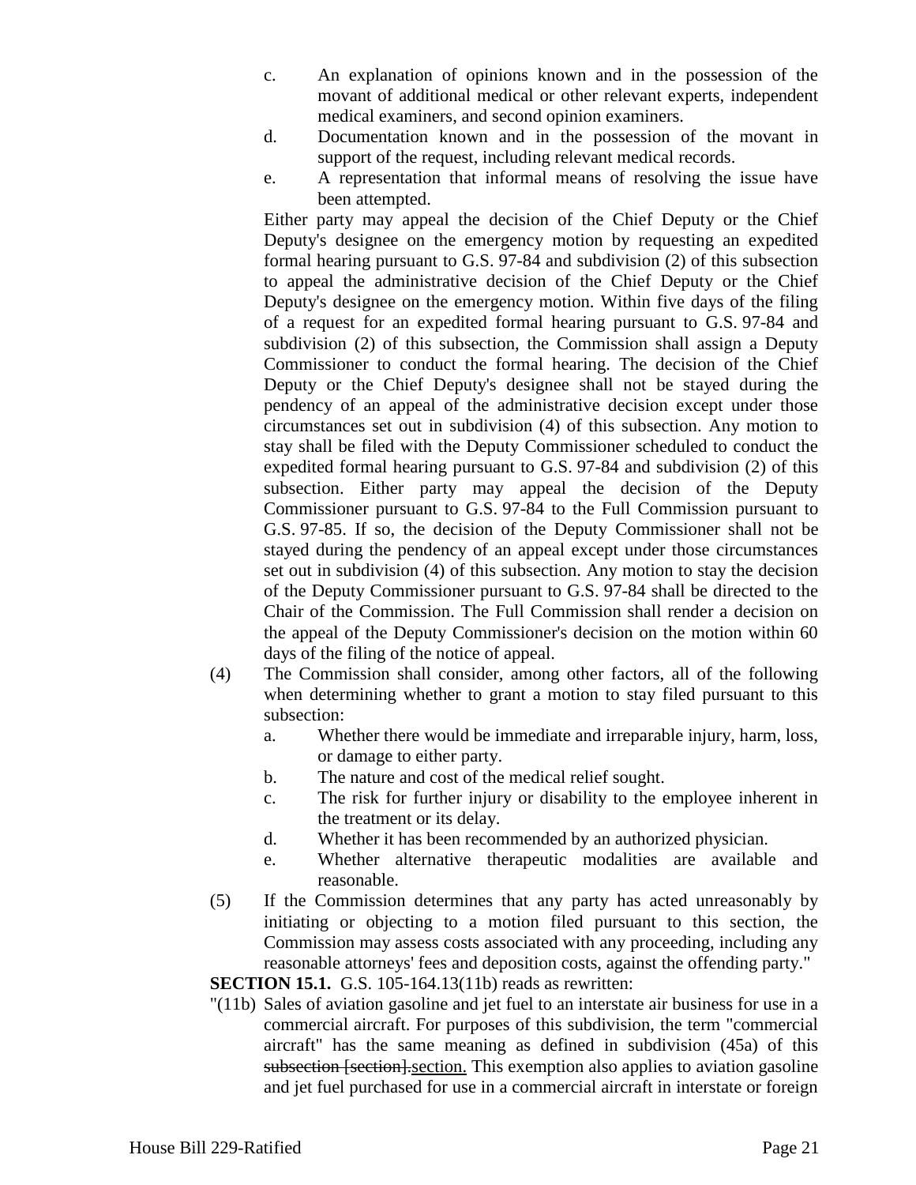c. An explanation of opinions known and in the possession of the movant of additional medical or other relevant experts, independent medical examiners, and second opinion examiners.

d. Documentation known and in the possession of the movant in support of the request, including relevant medical records.

e. A representation that informal means of resolving the issue have been attempted.

Either party may appeal the decision of the Chief Deputy or the Chief Deputy's designee on the emergency motion by requesting an expedited formal hearing pursuant to G.S. 97-84 and subdivision (2) of this subsection to appeal the administrative decision of the Chief Deputy or the Chief Deputy's designee on the emergency motion. Within five days of the filing of a request for an expedited formal hearing pursuant to G.S. 97-84 and subdivision (2) of this subsection, the Commission shall assign a Deputy Commissioner to conduct the formal hearing. The decision of the Chief Deputy or the Chief Deputy's designee shall not be stayed during the pendency of an appeal of the administrative decision except under those circumstances set out in subdivision (4) of this subsection. Any motion to stay shall be filed with the Deputy Commissioner scheduled to conduct the expedited formal hearing pursuant to G.S. 97-84 and subdivision (2) of this subsection. Either party may appeal the decision of the Deputy Commissioner pursuant to G.S. 97-84 to the Full Commission pursuant to G.S. 97-85. If so, the decision of the Deputy Commissioner shall not be stayed during the pendency of an appeal except under those circumstances set out in subdivision (4) of this subsection. Any motion to stay the decision of the Deputy Commissioner pursuant to G.S. 97-84 shall be directed to the Chair of the Commission. The Full Commission shall render a decision on the appeal of the Deputy Commissioner's decision on the motion within 60 days of the filing of the notice of appeal.

(4) The Commission shall consider, among other factors, all of the following when determining whether to grant a motion to stay filed pursuant to this subsection:

a. Whether there would be immediate and irreparable injury, harm, loss, or damage to either party.

b. The nature and cost of the medical relief sought.

c. The risk for further injury or disability to the employee inherent in the treatment or its delay.

d. Whether it has been recommended by an authorized physician.

e. Whether alternative therapeutic modalities are available and reasonable.

(5) If the Commission determines that any party has acted unreasonably by initiating or objecting to a motion filed pursuant to this section, the Commission may assess costs associated with any proceeding, including any reasonable attorneys' fees and deposition costs, against the offending party."

**SECTION 15.1.** G.S. 105-164.13(11b) reads as rewritten:

"(11b) Sales of aviation gasoline and jet fuel to an interstate air business for use in a commercial aircraft. For purposes of this subdivision, the term "commercial aircraft" has the same meaning as defined in subdivision (45a) of this ~~subsection [section].~~section. This exemption also applies to aviation gasoline and jet fuel purchased for use in a commercial aircraft in interstate or foreign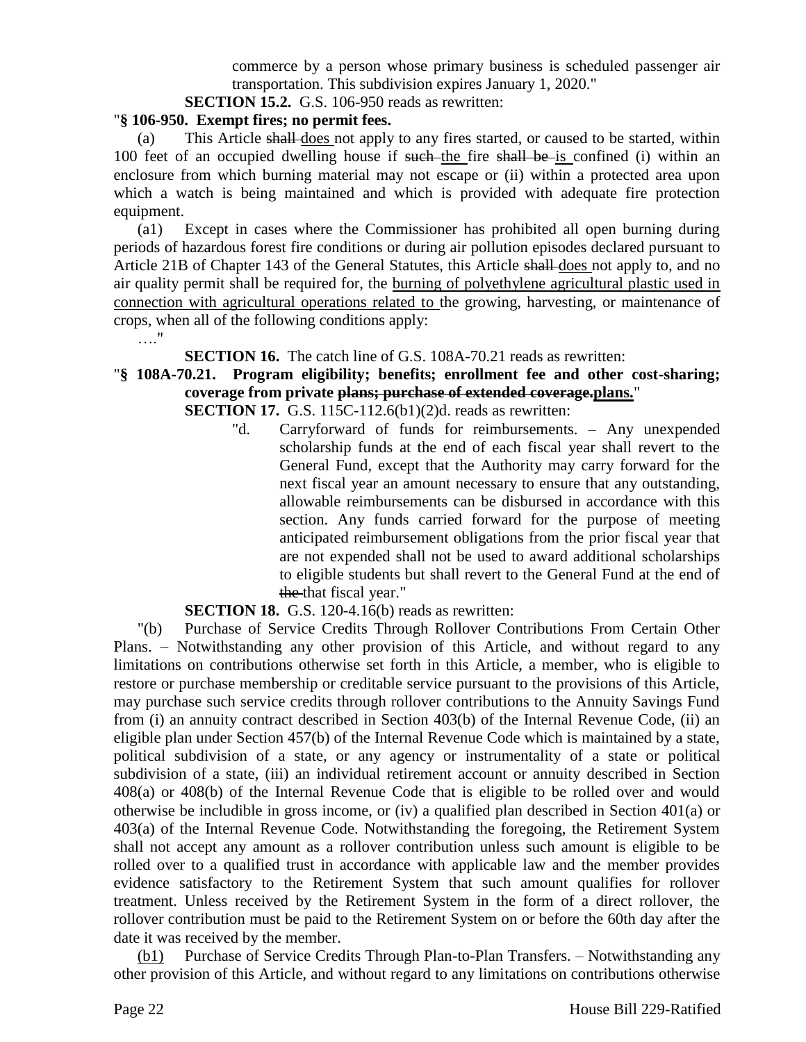commerce by a person whose primary business is scheduled passenger air transportation. This subdivision expires January 1, 2020."

**SECTION 15.2.** G.S. 106-950 reads as rewritten:

"**§ 106-950. Exempt fires; no permit fees.**

(a) This Article ~~shall~~ <u>does</u> not apply to any fires started, or caused to be started, within 100 feet of an occupied dwelling house if ~~such~~ <u>the</u> fire ~~shall be~~ <u>is</u> confined (i) within an enclosure from which burning material may not escape or (ii) within a protected area upon which a watch is being maintained and which is provided with adequate fire protection equipment.

(a1) Except in cases where the Commissioner has prohibited all open burning during periods of hazardous forest fire conditions or during air pollution episodes declared pursuant to Article 21B of Chapter 143 of the General Statutes, this Article ~~shall~~ <u>does</u> not apply to, and no air quality permit shall be required for, the <u>burning of polyethylene agricultural plastic used in connection with agricultural operations related to</u> the growing, harvesting, or maintenance of crops, when all of the following conditions apply:

…."

**SECTION 16.** The catch line of G.S. 108A-70.21 reads as rewritten:

"**§ 108A-70.21. Program eligibility; benefits; enrollment fee and other cost-sharing; coverage from private ~~plans; purchase of extended coverage.~~<u>plans.</u>**"

**SECTION 17.** G.S. 115C-112.6(b1)(2)d. reads as rewritten:

"d. Carryforward of funds for reimbursements. – Any unexpended scholarship funds at the end of each fiscal year shall revert to the General Fund, except that the Authority may carry forward for the next fiscal year an amount necessary to ensure that any outstanding, allowable reimbursements can be disbursed in accordance with this section. Any funds carried forward for the purpose of meeting anticipated reimbursement obligations from the prior fiscal year that are not expended shall not be used to award additional scholarships to eligible students but shall revert to the General Fund at the end of ~~the~~ <u>that</u> fiscal year."

**SECTION 18.** G.S. 120-4.16(b) reads as rewritten:

"(b) Purchase of Service Credits Through Rollover Contributions From Certain Other Plans. – Notwithstanding any other provision of this Article, and without regard to any limitations on contributions otherwise set forth in this Article, a member, who is eligible to restore or purchase membership or creditable service pursuant to the provisions of this Article, may purchase such service credits through rollover contributions to the Annuity Savings Fund from (i) an annuity contract described in Section 403(b) of the Internal Revenue Code, (ii) an eligible plan under Section 457(b) of the Internal Revenue Code which is maintained by a state, political subdivision of a state, or any agency or instrumentality of a state or political subdivision of a state, (iii) an individual retirement account or annuity described in Section 408(a) or 408(b) of the Internal Revenue Code that is eligible to be rolled over and would otherwise be includible in gross income, or (iv) a qualified plan described in Section 401(a) or 403(a) of the Internal Revenue Code. Notwithstanding the foregoing, the Retirement System shall not accept any amount as a rollover contribution unless such amount is eligible to be rolled over to a qualified trust in accordance with applicable law and the member provides evidence satisfactory to the Retirement System that such amount qualifies for rollover treatment. Unless received by the Retirement System in the form of a direct rollover, the rollover contribution must be paid to the Retirement System on or before the 60th day after the date it was received by the member.

<u>(b1)</u> Purchase of Service Credits Through Plan-to-Plan Transfers. – Notwithstanding any other provision of this Article, and without regard to any limitations on contributions otherwise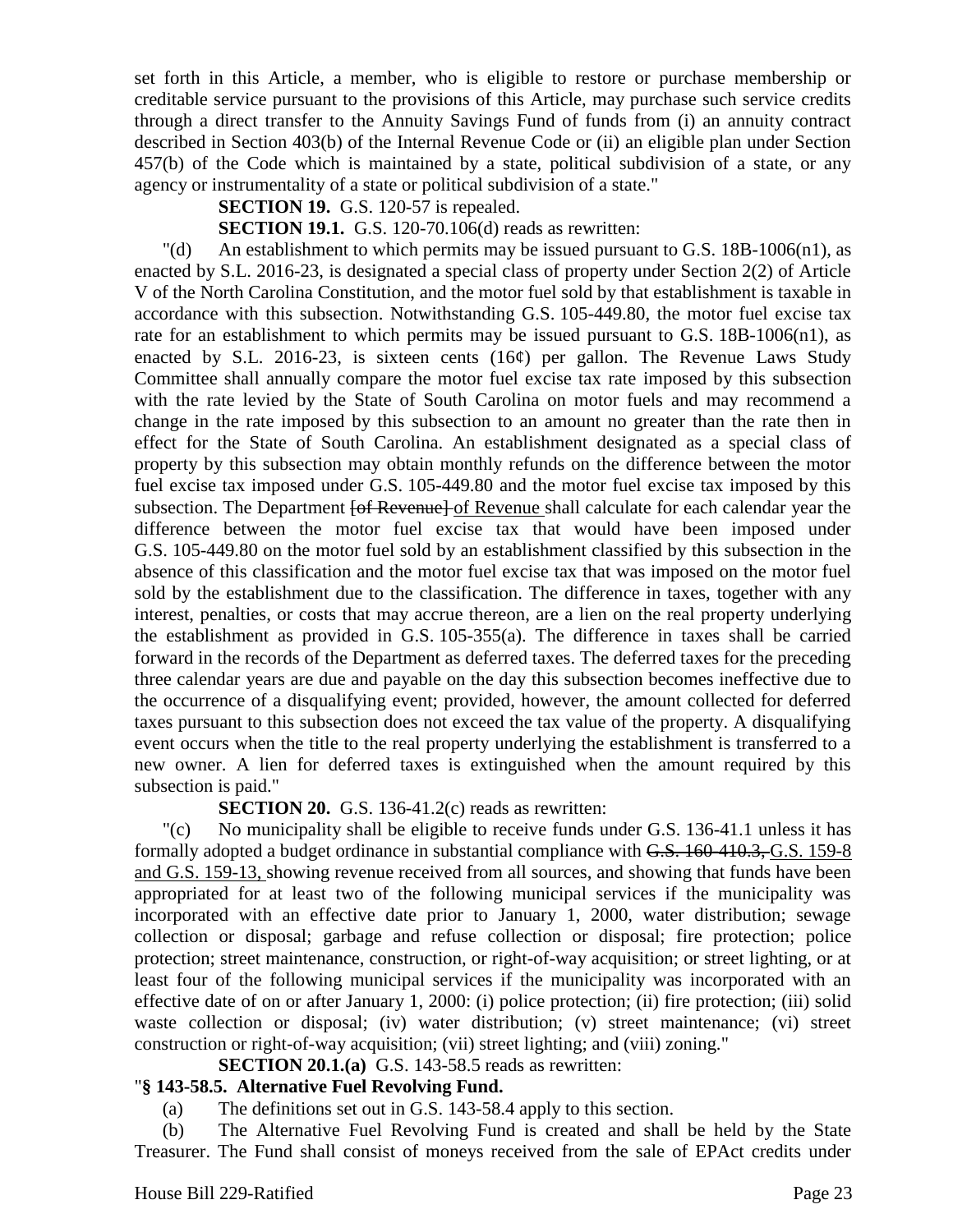set forth in this Article, a member, who is eligible to restore or purchase membership or creditable service pursuant to the provisions of this Article, may purchase such service credits through a direct transfer to the Annuity Savings Fund of funds from (i) an annuity contract described in Section 403(b) of the Internal Revenue Code or (ii) an eligible plan under Section 457(b) of the Code which is maintained by a state, political subdivision of a state, or any agency or instrumentality of a state or political subdivision of a state."

**SECTION 19.** G.S. 120-57 is repealed.

**SECTION 19.1.** G.S. 120-70.106(d) reads as rewritten:

"(d) An establishment to which permits may be issued pursuant to G.S. 18B-1006(n1), as enacted by S.L. 2016-23, is designated a special class of property under Section 2(2) of Article V of the North Carolina Constitution, and the motor fuel sold by that establishment is taxable in accordance with this subsection. Notwithstanding G.S. 105-449.80, the motor fuel excise tax rate for an establishment to which permits may be issued pursuant to G.S. 18B-1006(n1), as enacted by S.L. 2016-23, is sixteen cents (16¢) per gallon. The Revenue Laws Study Committee shall annually compare the motor fuel excise tax rate imposed by this subsection with the rate levied by the State of South Carolina on motor fuels and may recommend a change in the rate imposed by this subsection to an amount no greater than the rate then in effect for the State of South Carolina. An establishment designated as a special class of property by this subsection may obtain monthly refunds on the difference between the motor fuel excise tax imposed under G.S. 105-449.80 and the motor fuel excise tax imposed by this subsection. The Department ~~[of Revenue]~~ <u>of Revenue</u> shall calculate for each calendar year the difference between the motor fuel excise tax that would have been imposed under G.S. 105-449.80 on the motor fuel sold by an establishment classified by this subsection in the absence of this classification and the motor fuel excise tax that was imposed on the motor fuel sold by the establishment due to the classification. The difference in taxes, together with any interest, penalties, or costs that may accrue thereon, are a lien on the real property underlying the establishment as provided in G.S. 105-355(a). The difference in taxes shall be carried forward in the records of the Department as deferred taxes. The deferred taxes for the preceding three calendar years are due and payable on the day this subsection becomes ineffective due to the occurrence of a disqualifying event; provided, however, the amount collected for deferred taxes pursuant to this subsection does not exceed the tax value of the property. A disqualifying event occurs when the title to the real property underlying the establishment is transferred to a new owner. A lien for deferred taxes is extinguished when the amount required by this subsection is paid."

**SECTION 20.** G.S. 136-41.2(c) reads as rewritten:

"(c) No municipality shall be eligible to receive funds under G.S. 136-41.1 unless it has formally adopted a budget ordinance in substantial compliance with ~~G.S. 160-410.3,~~ <u>G.S. 159-8 and G.S. 159-13,</u> showing revenue received from all sources, and showing that funds have been appropriated for at least two of the following municipal services if the municipality was incorporated with an effective date prior to January 1, 2000, water distribution; sewage collection or disposal; garbage and refuse collection or disposal; fire protection; police protection; street maintenance, construction, or right-of-way acquisition; or street lighting, or at least four of the following municipal services if the municipality was incorporated with an effective date of on or after January 1, 2000: (i) police protection; (ii) fire protection; (iii) solid waste collection or disposal; (iv) water distribution; (v) street maintenance; (vi) street construction or right-of-way acquisition; (vii) street lighting; and (viii) zoning."

**SECTION 20.1.(a)** G.S. 143-58.5 reads as rewritten:

"**§ 143-58.5. Alternative Fuel Revolving Fund.**

(a) The definitions set out in G.S. 143-58.4 apply to this section.

(b) The Alternative Fuel Revolving Fund is created and shall be held by the State Treasurer. The Fund shall consist of moneys received from the sale of EPAct credits under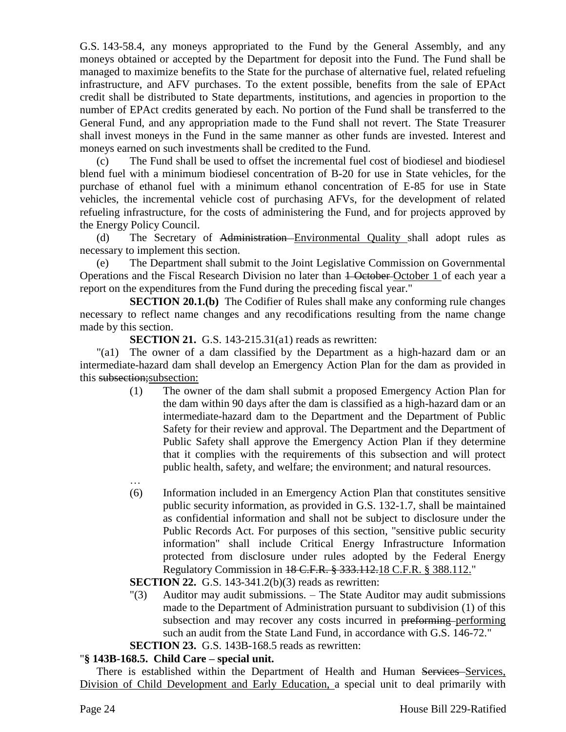G.S. 143-58.4, any moneys appropriated to the Fund by the General Assembly, and any moneys obtained or accepted by the Department for deposit into the Fund. The Fund shall be managed to maximize benefits to the State for the purchase of alternative fuel, related refueling infrastructure, and AFV purchases. To the extent possible, benefits from the sale of EPAct credit shall be distributed to State departments, institutions, and agencies in proportion to the number of EPAct credits generated by each. No portion of the Fund shall be transferred to the General Fund, and any appropriation made to the Fund shall not revert. The State Treasurer shall invest moneys in the Fund in the same manner as other funds are invested. Interest and moneys earned on such investments shall be credited to the Fund.

(c) The Fund shall be used to offset the incremental fuel cost of biodiesel and biodiesel blend fuel with a minimum biodiesel concentration of B-20 for use in State vehicles, for the purchase of ethanol fuel with a minimum ethanol concentration of E-85 for use in State vehicles, the incremental vehicle cost of purchasing AFVs, for the development of related refueling infrastructure, for the costs of administering the Fund, and for projects approved by the Energy Policy Council.

(d) The Secretary of ~~Administration~~ Environmental Quality shall adopt rules as necessary to implement this section.

(e) The Department shall submit to the Joint Legislative Commission on Governmental Operations and the Fiscal Research Division no later than ~~1 October~~ October 1 of each year a report on the expenditures from the Fund during the preceding fiscal year."

**SECTION 20.1.(b)** The Codifier of Rules shall make any conforming rule changes necessary to reflect name changes and any recodifications resulting from the name change made by this section.

**SECTION 21.** G.S. 143-215.31(a1) reads as rewritten:

"(a1) The owner of a dam classified by the Department as a high-hazard dam or an intermediate-hazard dam shall develop an Emergency Action Plan for the dam as provided in this ~~subsection;~~subsection:

(1) The owner of the dam shall submit a proposed Emergency Action Plan for the dam within 90 days after the dam is classified as a high-hazard dam or an intermediate-hazard dam to the Department and the Department of Public Safety for their review and approval. The Department and the Department of Public Safety shall approve the Emergency Action Plan if they determine that it complies with the requirements of this subsection and will protect public health, safety, and welfare; the environment; and natural resources.

…

(6) Information included in an Emergency Action Plan that constitutes sensitive public security information, as provided in G.S. 132-1.7, shall be maintained as confidential information and shall not be subject to disclosure under the Public Records Act. For purposes of this section, "sensitive public security information" shall include Critical Energy Infrastructure Information protected from disclosure under rules adopted by the Federal Energy Regulatory Commission in ~~18 C.F.R. § 333.112.~~18 C.F.R. § 388.112."

**SECTION 22.** G.S. 143-341.2(b)(3) reads as rewritten:

"(3) Auditor may audit submissions. – The State Auditor may audit submissions made to the Department of Administration pursuant to subdivision (1) of this subsection and may recover any costs incurred in ~~preforming~~ performing such an audit from the State Land Fund, in accordance with G.S. 146-72."

**SECTION 23.** G.S. 143B-168.5 reads as rewritten:

"**§ 143B-168.5. Child Care – special unit.**

There is established within the Department of Health and Human ~~Services~~ Services, Division of Child Development and Early Education, a special unit to deal primarily with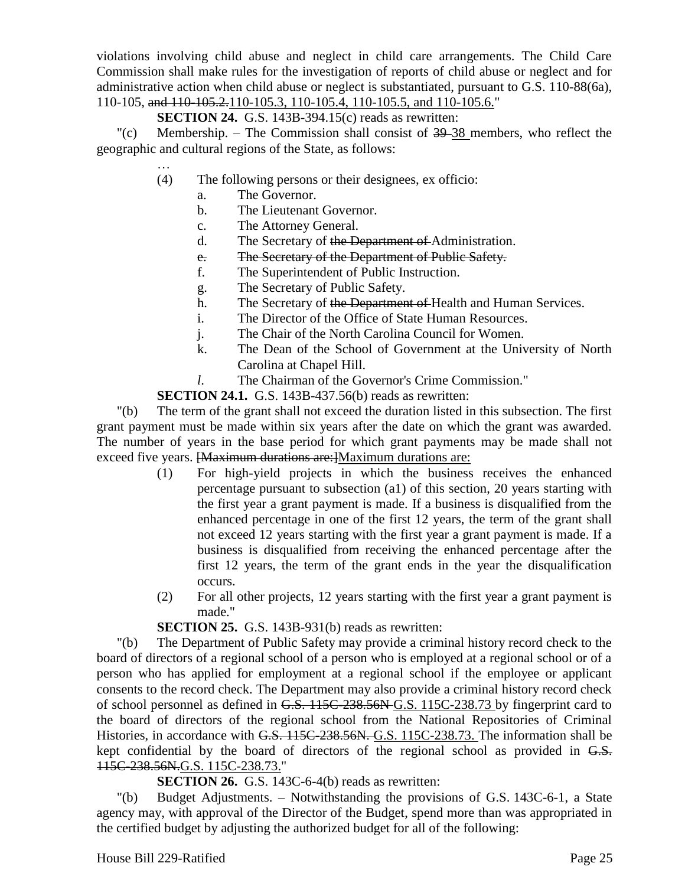violations involving child abuse and neglect in child care arrangements. The Child Care Commission shall make rules for the investigation of reports of child abuse or neglect and for administrative action when child abuse or neglect is substantiated, pursuant to G.S. 110-88(6a), 110-105, ~~and 110-105.2.~~110-105.3, 110-105.4, 110-105.5, and 110-105.6."

**SECTION 24.** G.S. 143B-394.15(c) reads as rewritten:

"(c) Membership. – The Commission shall consist of ~~39~~ 38 members, who reflect the geographic and cultural regions of the State, as follows:

…

(4) The following persons or their designees, ex officio:

a. The Governor.

b. The Lieutenant Governor.

c. The Attorney General.

d. The Secretary of ~~the Department of~~ Administration.

~~e. The Secretary of the Department of Public Safety.~~

f. The Superintendent of Public Instruction.

g. The Secretary of Public Safety.

h. The Secretary of ~~the Department of~~ Health and Human Services.

i. The Director of the Office of State Human Resources.

j. The Chair of the North Carolina Council for Women.

k. The Dean of the School of Government at the University of North Carolina at Chapel Hill.

*l.* The Chairman of the Governor's Crime Commission."

**SECTION 24.1.** G.S. 143B-437.56(b) reads as rewritten:

"(b) The term of the grant shall not exceed the duration listed in this subsection. The first grant payment must be made within six years after the date on which the grant was awarded. The number of years in the base period for which grant payments may be made shall not exceed five years. ~~[Maximum durations are:]~~Maximum durations are:

(1) For high-yield projects in which the business receives the enhanced percentage pursuant to subsection (a1) of this section, 20 years starting with the first year a grant payment is made. If a business is disqualified from the enhanced percentage in one of the first 12 years, the term of the grant shall not exceed 12 years starting with the first year a grant payment is made. If a business is disqualified from receiving the enhanced percentage after the first 12 years, the term of the grant ends in the year the disqualification occurs.

(2) For all other projects, 12 years starting with the first year a grant payment is made."

**SECTION 25.** G.S. 143B-931(b) reads as rewritten:

"(b) The Department of Public Safety may provide a criminal history record check to the board of directors of a regional school of a person who is employed at a regional school or of a person who has applied for employment at a regional school if the employee or applicant consents to the record check. The Department may also provide a criminal history record check of school personnel as defined in ~~G.S. 115C-238.56N~~ G.S. 115C-238.73 by fingerprint card to the board of directors of the regional school from the National Repositories of Criminal Histories, in accordance with ~~G.S. 115C-238.56N.~~ G.S. 115C-238.73. The information shall be kept confidential by the board of directors of the regional school as provided in ~~G.S. 115C-238.56N.~~G.S. 115C-238.73."

**SECTION 26.** G.S. 143C-6-4(b) reads as rewritten:

"(b) Budget Adjustments. – Notwithstanding the provisions of G.S. 143C-6-1, a State agency may, with approval of the Director of the Budget, spend more than was appropriated in the certified budget by adjusting the authorized budget for all of the following: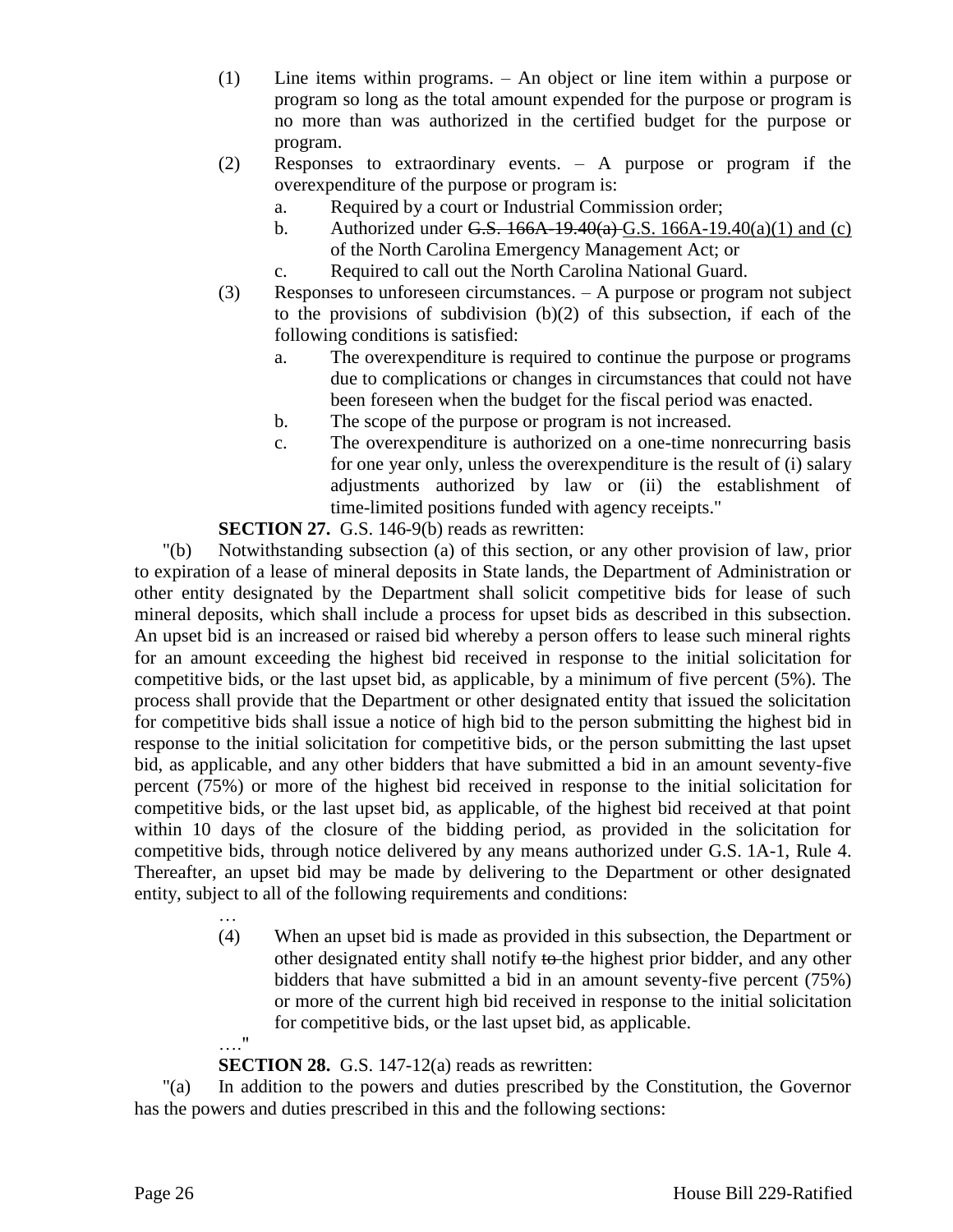(1) Line items within programs. – An object or line item within a purpose or program so long as the total amount expended for the purpose or program is no more than was authorized in the certified budget for the purpose or program.

(2) Responses to extraordinary events. – A purpose or program if the overexpenditure of the purpose or program is:

a. Required by a court or Industrial Commission order;

b. Authorized under ~~G.S. 166A-19.40(a)~~ G.S. 166A-19.40(a)(1) and (c) of the North Carolina Emergency Management Act; or

c. Required to call out the North Carolina National Guard.

(3) Responses to unforeseen circumstances. – A purpose or program not subject to the provisions of subdivision (b)(2) of this subsection, if each of the following conditions is satisfied:

a. The overexpenditure is required to continue the purpose or programs due to complications or changes in circumstances that could not have been foreseen when the budget for the fiscal period was enacted.

b. The scope of the purpose or program is not increased.

c. The overexpenditure is authorized on a one-time nonrecurring basis for one year only, unless the overexpenditure is the result of (i) salary adjustments authorized by law or (ii) the establishment of time-limited positions funded with agency receipts."

**SECTION 27.** G.S. 146-9(b) reads as rewritten:

"(b) Notwithstanding subsection (a) of this section, or any other provision of law, prior to expiration of a lease of mineral deposits in State lands, the Department of Administration or other entity designated by the Department shall solicit competitive bids for lease of such mineral deposits, which shall include a process for upset bids as described in this subsection. An upset bid is an increased or raised bid whereby a person offers to lease such mineral rights for an amount exceeding the highest bid received in response to the initial solicitation for competitive bids, or the last upset bid, as applicable, by a minimum of five percent (5%). The process shall provide that the Department or other designated entity that issued the solicitation for competitive bids shall issue a notice of high bid to the person submitting the highest bid in response to the initial solicitation for competitive bids, or the person submitting the last upset bid, as applicable, and any other bidders that have submitted a bid in an amount seventy-five percent (75%) or more of the highest bid received in response to the initial solicitation for competitive bids, or the last upset bid, as applicable, of the highest bid received at that point within 10 days of the closure of the bidding period, as provided in the solicitation for competitive bids, through notice delivered by any means authorized under G.S. 1A-1, Rule 4. Thereafter, an upset bid may be made by delivering to the Department or other designated entity, subject to all of the following requirements and conditions:

…

(4) When an upset bid is made as provided in this subsection, the Department or other designated entity shall notify ~~to~~ the highest prior bidder, and any other bidders that have submitted a bid in an amount seventy-five percent (75%) or more of the current high bid received in response to the initial solicitation for competitive bids, or the last upset bid, as applicable.

…."

**SECTION 28.** G.S. 147-12(a) reads as rewritten:

"(a) In addition to the powers and duties prescribed by the Constitution, the Governor has the powers and duties prescribed in this and the following sections: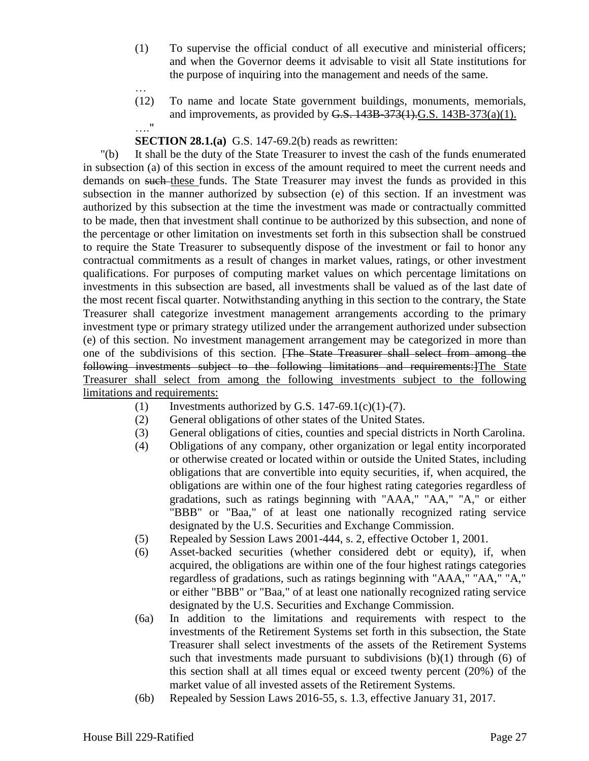(1) To supervise the official conduct of all executive and ministerial officers; and when the Governor deems it advisable to visit all State institutions for the purpose of inquiring into the management and needs of the same.

…

(12) To name and locate State government buildings, monuments, memorials, and improvements, as provided by ~~G.S. 143B-373(1).~~G.S. 143B-373(a)(1).

…."

**SECTION 28.1.(a)** G.S. 147-69.2(b) reads as rewritten:

"(b) It shall be the duty of the State Treasurer to invest the cash of the funds enumerated in subsection (a) of this section in excess of the amount required to meet the current needs and demands on ~~such~~ these funds. The State Treasurer may invest the funds as provided in this subsection in the manner authorized by subsection (e) of this section. If an investment was authorized by this subsection at the time the investment was made or contractually committed to be made, then that investment shall continue to be authorized by this subsection, and none of the percentage or other limitation on investments set forth in this subsection shall be construed to require the State Treasurer to subsequently dispose of the investment or fail to honor any contractual commitments as a result of changes in market values, ratings, or other investment qualifications. For purposes of computing market values on which percentage limitations on investments in this subsection are based, all investments shall be valued as of the last date of the most recent fiscal quarter. Notwithstanding anything in this section to the contrary, the State Treasurer shall categorize investment management arrangements according to the primary investment type or primary strategy utilized under the arrangement authorized under subsection (e) of this section. No investment management arrangement may be categorized in more than one of the subdivisions of this section. ~~[The State Treasurer shall select from among the following investments subject to the following limitations and requirements:]~~The State Treasurer shall select from among the following investments subject to the following limitations and requirements:

(1) Investments authorized by G.S. 147-69.1(c)(1)-(7).

(2) General obligations of other states of the United States.

(3) General obligations of cities, counties and special districts in North Carolina.

(4) Obligations of any company, other organization or legal entity incorporated or otherwise created or located within or outside the United States, including obligations that are convertible into equity securities, if, when acquired, the obligations are within one of the four highest rating categories regardless of gradations, such as ratings beginning with "AAA," "AA," "A," or either "BBB" or "Baa," of at least one nationally recognized rating service designated by the U.S. Securities and Exchange Commission.

(5) Repealed by Session Laws 2001-444, s. 2, effective October 1, 2001.

(6) Asset-backed securities (whether considered debt or equity), if, when acquired, the obligations are within one of the four highest ratings categories regardless of gradations, such as ratings beginning with "AAA," "AA," "A," or either "BBB" or "Baa," of at least one nationally recognized rating service designated by the U.S. Securities and Exchange Commission.

(6a) In addition to the limitations and requirements with respect to the investments of the Retirement Systems set forth in this subsection, the State Treasurer shall select investments of the assets of the Retirement Systems such that investments made pursuant to subdivisions (b)(1) through (6) of this section shall at all times equal or exceed twenty percent (20%) of the market value of all invested assets of the Retirement Systems.

(6b) Repealed by Session Laws 2016-55, s. 1.3, effective January 31, 2017.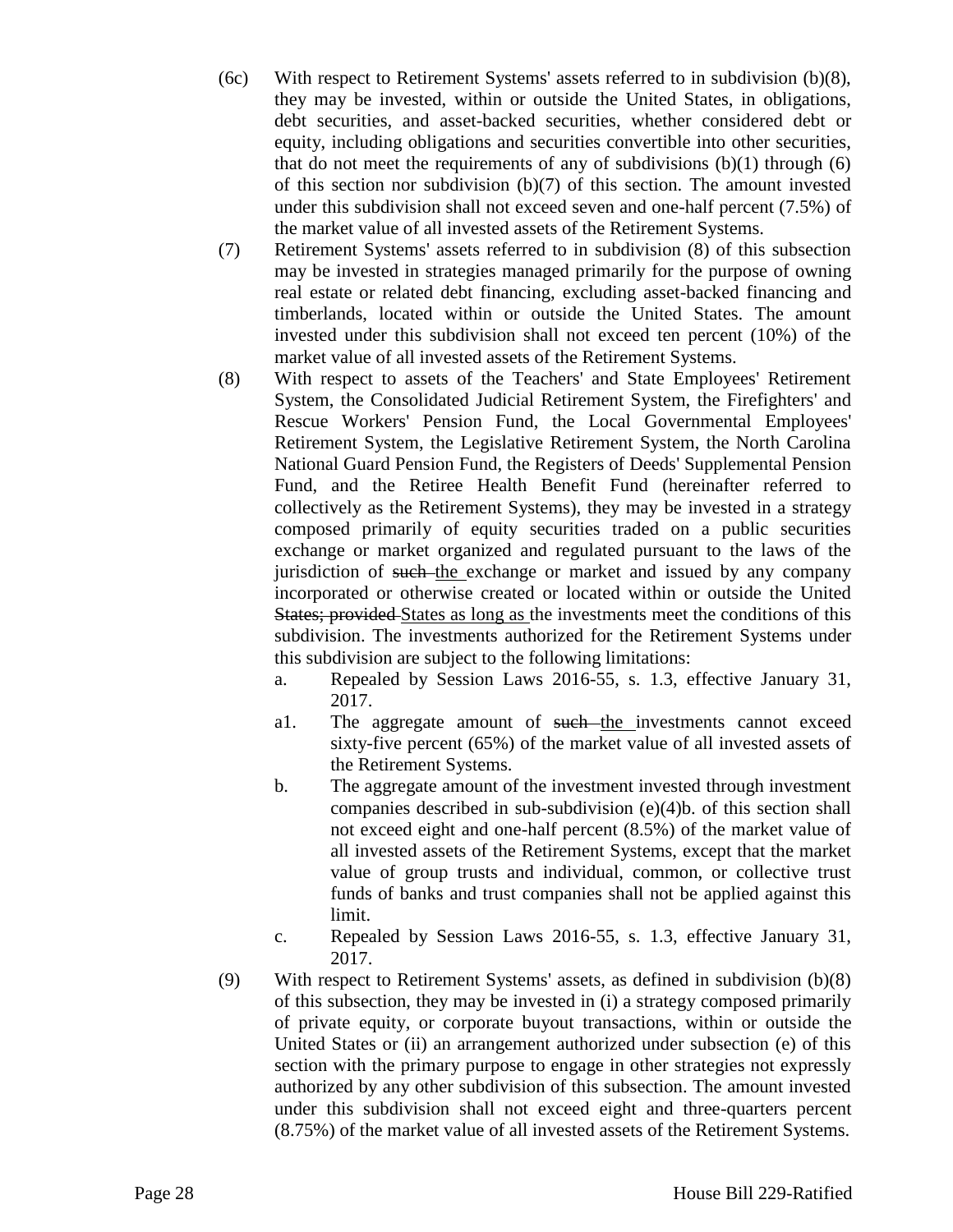(6c) With respect to Retirement Systems' assets referred to in subdivision (b)(8), they may be invested, within or outside the United States, in obligations, debt securities, and asset-backed securities, whether considered debt or equity, including obligations and securities convertible into other securities, that do not meet the requirements of any of subdivisions (b)(1) through (6) of this section nor subdivision (b)(7) of this section. The amount invested under this subdivision shall not exceed seven and one-half percent (7.5%) of the market value of all invested assets of the Retirement Systems.

(7) Retirement Systems' assets referred to in subdivision (8) of this subsection may be invested in strategies managed primarily for the purpose of owning real estate or related debt financing, excluding asset-backed financing and timberlands, located within or outside the United States. The amount invested under this subdivision shall not exceed ten percent (10%) of the market value of all invested assets of the Retirement Systems.

(8) With respect to assets of the Teachers' and State Employees' Retirement System, the Consolidated Judicial Retirement System, the Firefighters' and Rescue Workers' Pension Fund, the Local Governmental Employees' Retirement System, the Legislative Retirement System, the North Carolina National Guard Pension Fund, the Registers of Deeds' Supplemental Pension Fund, and the Retiree Health Benefit Fund (hereinafter referred to collectively as the Retirement Systems), they may be invested in a strategy composed primarily of equity securities traded on a public securities exchange or market organized and regulated pursuant to the laws of the jurisdiction of ~~such~~ <u>the</u> exchange or market and issued by any company incorporated or otherwise created or located within or outside the United ~~States; provided~~ <u>States as long as</u> the investments meet the conditions of this subdivision. The investments authorized for the Retirement Systems under this subdivision are subject to the following limitations:

a. Repealed by Session Laws 2016-55, s. 1.3, effective January 31, 2017.

a1. The aggregate amount of ~~such~~ <u>the</u> investments cannot exceed sixty-five percent (65%) of the market value of all invested assets of the Retirement Systems.

b. The aggregate amount of the investment invested through investment companies described in sub-subdivision (e)(4)b. of this section shall not exceed eight and one-half percent (8.5%) of the market value of all invested assets of the Retirement Systems, except that the market value of group trusts and individual, common, or collective trust funds of banks and trust companies shall not be applied against this limit.

c. Repealed by Session Laws 2016-55, s. 1.3, effective January 31, 2017.

(9) With respect to Retirement Systems' assets, as defined in subdivision (b)(8) of this subsection, they may be invested in (i) a strategy composed primarily of private equity, or corporate buyout transactions, within or outside the United States or (ii) an arrangement authorized under subsection (e) of this section with the primary purpose to engage in other strategies not expressly authorized by any other subdivision of this subsection. The amount invested under this subdivision shall not exceed eight and three-quarters percent (8.75%) of the market value of all invested assets of the Retirement Systems.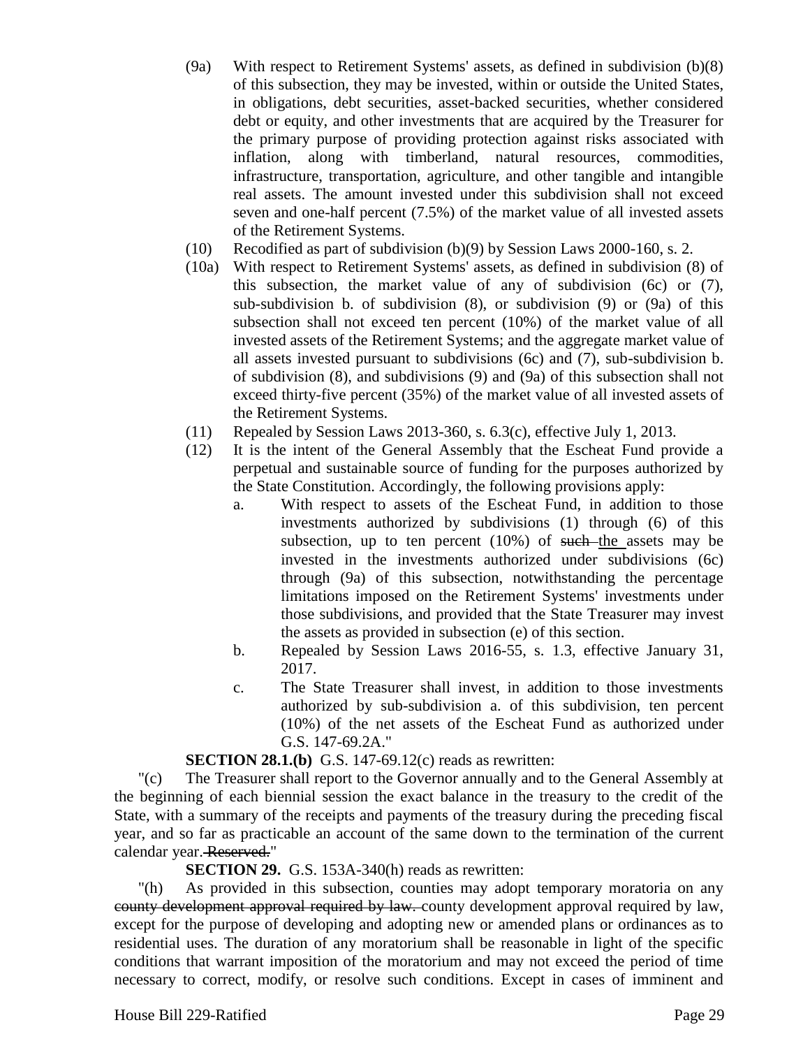(9a) With respect to Retirement Systems' assets, as defined in subdivision (b)(8) of this subsection, they may be invested, within or outside the United States, in obligations, debt securities, asset-backed securities, whether considered debt or equity, and other investments that are acquired by the Treasurer for the primary purpose of providing protection against risks associated with inflation, along with timberland, natural resources, commodities, infrastructure, transportation, agriculture, and other tangible and intangible real assets. The amount invested under this subdivision shall not exceed seven and one-half percent (7.5%) of the market value of all invested assets of the Retirement Systems.

(10) Recodified as part of subdivision (b)(9) by Session Laws 2000-160, s. 2.

(10a) With respect to Retirement Systems' assets, as defined in subdivision (8) of this subsection, the market value of any of subdivision (6c) or (7), sub-subdivision b. of subdivision (8), or subdivision (9) or (9a) of this subsection shall not exceed ten percent (10%) of the market value of all invested assets of the Retirement Systems; and the aggregate market value of all assets invested pursuant to subdivisions (6c) and (7), sub-subdivision b. of subdivision (8), and subdivisions (9) and (9a) of this subsection shall not exceed thirty-five percent (35%) of the market value of all invested assets of the Retirement Systems.

(11) Repealed by Session Laws 2013-360, s. 6.3(c), effective July 1, 2013.

(12) It is the intent of the General Assembly that the Escheat Fund provide a perpetual and sustainable source of funding for the purposes authorized by the State Constitution. Accordingly, the following provisions apply:

a. With respect to assets of the Escheat Fund, in addition to those investments authorized by subdivisions (1) through (6) of this subsection, up to ten percent (10%) of ~~such~~ <u>the</u> assets may be invested in the investments authorized under subdivisions (6c) through (9a) of this subsection, notwithstanding the percentage limitations imposed on the Retirement Systems' investments under those subdivisions, and provided that the State Treasurer may invest the assets as provided in subsection (e) of this section.

b. Repealed by Session Laws 2016-55, s. 1.3, effective January 31, 2017.

c. The State Treasurer shall invest, in addition to those investments authorized by sub-subdivision a. of this subdivision, ten percent (10%) of the net assets of the Escheat Fund as authorized under G.S. 147-69.2A."

**SECTION 28.1.(b)** G.S. 147-69.12(c) reads as rewritten:

"(c) The Treasurer shall report to the Governor annually and to the General Assembly at the beginning of each biennial session the exact balance in the treasury to the credit of the State, with a summary of the receipts and payments of the treasury during the preceding fiscal year, and so far as practicable an account of the same down to the termination of the current calendar year. ~~Reserved.~~"

**SECTION 29.** G.S. 153A-340(h) reads as rewritten:

"(h) As provided in this subsection, counties may adopt temporary moratoria on any ~~county development approval required by law.~~ county development approval required by law, except for the purpose of developing and adopting new or amended plans or ordinances as to residential uses. The duration of any moratorium shall be reasonable in light of the specific conditions that warrant imposition of the moratorium and may not exceed the period of time necessary to correct, modify, or resolve such conditions. Except in cases of imminent and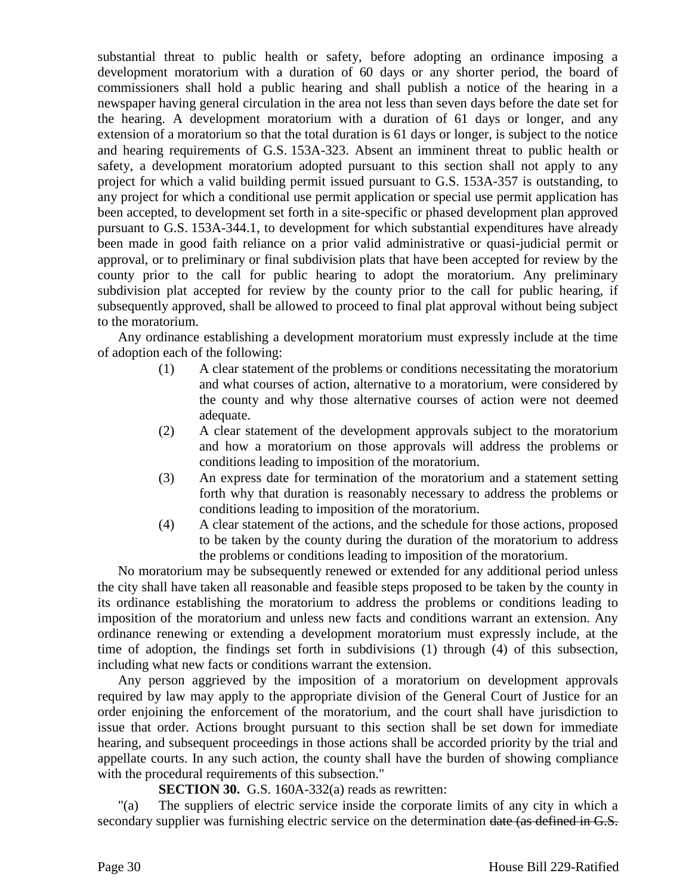substantial threat to public health or safety, before adopting an ordinance imposing a development moratorium with a duration of 60 days or any shorter period, the board of commissioners shall hold a public hearing and shall publish a notice of the hearing in a newspaper having general circulation in the area not less than seven days before the date set for the hearing. A development moratorium with a duration of 61 days or longer, and any extension of a moratorium so that the total duration is 61 days or longer, is subject to the notice and hearing requirements of G.S. 153A-323. Absent an imminent threat to public health or safety, a development moratorium adopted pursuant to this section shall not apply to any project for which a valid building permit issued pursuant to G.S. 153A-357 is outstanding, to any project for which a conditional use permit application or special use permit application has been accepted, to development set forth in a site-specific or phased development plan approved pursuant to G.S. 153A-344.1, to development for which substantial expenditures have already been made in good faith reliance on a prior valid administrative or quasi-judicial permit or approval, or to preliminary or final subdivision plats that have been accepted for review by the county prior to the call for public hearing to adopt the moratorium. Any preliminary subdivision plat accepted for review by the county prior to the call for public hearing, if subsequently approved, shall be allowed to proceed to final plat approval without being subject to the moratorium.

Any ordinance establishing a development moratorium must expressly include at the time of adoption each of the following:

(1) A clear statement of the problems or conditions necessitating the moratorium and what courses of action, alternative to a moratorium, were considered by the county and why those alternative courses of action were not deemed adequate.

(2) A clear statement of the development approvals subject to the moratorium and how a moratorium on those approvals will address the problems or conditions leading to imposition of the moratorium.

(3) An express date for termination of the moratorium and a statement setting forth why that duration is reasonably necessary to address the problems or conditions leading to imposition of the moratorium.

(4) A clear statement of the actions, and the schedule for those actions, proposed to be taken by the county during the duration of the moratorium to address the problems or conditions leading to imposition of the moratorium.

No moratorium may be subsequently renewed or extended for any additional period unless the city shall have taken all reasonable and feasible steps proposed to be taken by the county in its ordinance establishing the moratorium to address the problems or conditions leading to imposition of the moratorium and unless new facts and conditions warrant an extension. Any ordinance renewing or extending a development moratorium must expressly include, at the time of adoption, the findings set forth in subdivisions (1) through (4) of this subsection, including what new facts or conditions warrant the extension.

Any person aggrieved by the imposition of a moratorium on development approvals required by law may apply to the appropriate division of the General Court of Justice for an order enjoining the enforcement of the moratorium, and the court shall have jurisdiction to issue that order. Actions brought pursuant to this section shall be set down for immediate hearing, and subsequent proceedings in those actions shall be accorded priority by the trial and appellate courts. In any such action, the county shall have the burden of showing compliance with the procedural requirements of this subsection."

**SECTION 30.** G.S. 160A-332(a) reads as rewritten:

"(a) The suppliers of electric service inside the corporate limits of any city in which a secondary supplier was furnishing electric service on the determination ~~date (as defined in G.S.~~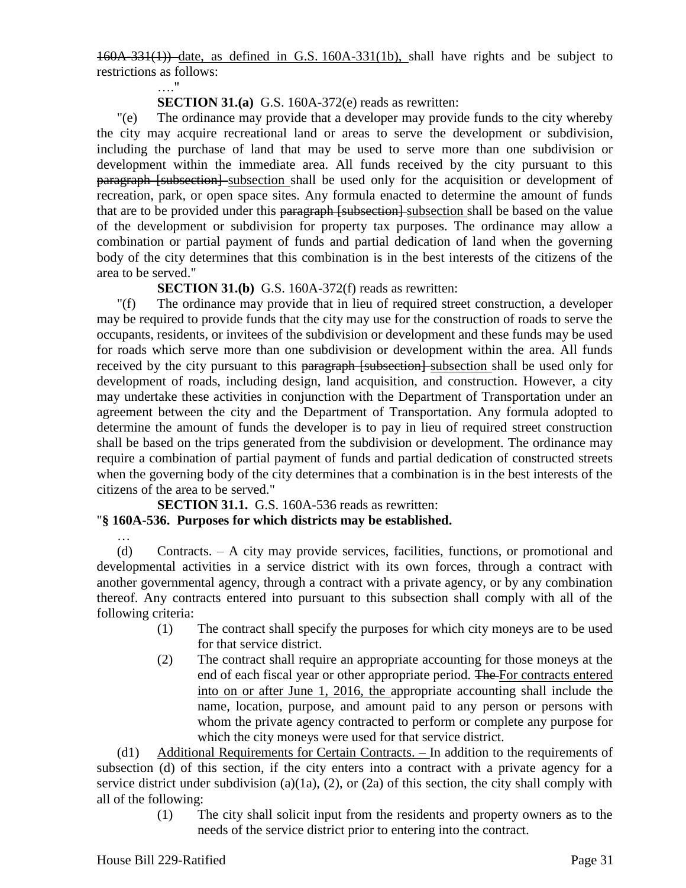~~160A-331(1))~~ date, as defined in G.S. 160A-331(1b), shall have rights and be subject to restrictions as follows:

…."

**SECTION 31.(a)** G.S. 160A-372(e) reads as rewritten:

"(e) The ordinance may provide that a developer may provide funds to the city whereby the city may acquire recreational land or areas to serve the development or subdivision, including the purchase of land that may be used to serve more than one subdivision or development within the immediate area. All funds received by the city pursuant to this ~~paragraph [subsection]~~ subsection shall be used only for the acquisition or development of recreation, park, or open space sites. Any formula enacted to determine the amount of funds that are to be provided under this ~~paragraph [subsection]~~ subsection shall be based on the value of the development or subdivision for property tax purposes. The ordinance may allow a combination or partial payment of funds and partial dedication of land when the governing body of the city determines that this combination is in the best interests of the citizens of the area to be served."

**SECTION 31.(b)** G.S. 160A-372(f) reads as rewritten:

"(f) The ordinance may provide that in lieu of required street construction, a developer may be required to provide funds that the city may use for the construction of roads to serve the occupants, residents, or invitees of the subdivision or development and these funds may be used for roads which serve more than one subdivision or development within the area. All funds received by the city pursuant to this ~~paragraph [subsection]~~ subsection shall be used only for development of roads, including design, land acquisition, and construction. However, a city may undertake these activities in conjunction with the Department of Transportation under an agreement between the city and the Department of Transportation. Any formula adopted to determine the amount of funds the developer is to pay in lieu of required street construction shall be based on the trips generated from the subdivision or development. The ordinance may require a combination of partial payment of funds and partial dedication of constructed streets when the governing body of the city determines that a combination is in the best interests of the citizens of the area to be served."

**SECTION 31.1.** G.S. 160A-536 reads as rewritten:

"**§ 160A-536. Purposes for which districts may be established.**

…

(d) Contracts. – A city may provide services, facilities, functions, or promotional and developmental activities in a service district with its own forces, through a contract with another governmental agency, through a contract with a private agency, or by any combination thereof. Any contracts entered into pursuant to this subsection shall comply with all of the following criteria:

(1) The contract shall specify the purposes for which city moneys are to be used for that service district.

(2) The contract shall require an appropriate accounting for those moneys at the end of each fiscal year or other appropriate period. ~~The~~ For contracts entered into on or after June 1, 2016, the appropriate accounting shall include the name, location, purpose, and amount paid to any person or persons with whom the private agency contracted to perform or complete any purpose for which the city moneys were used for that service district.

(d1) Additional Requirements for Certain Contracts. – In addition to the requirements of subsection (d) of this section, if the city enters into a contract with a private agency for a service district under subdivision (a)(1a), (2), or (2a) of this section, the city shall comply with all of the following:

(1) The city shall solicit input from the residents and property owners as to the needs of the service district prior to entering into the contract.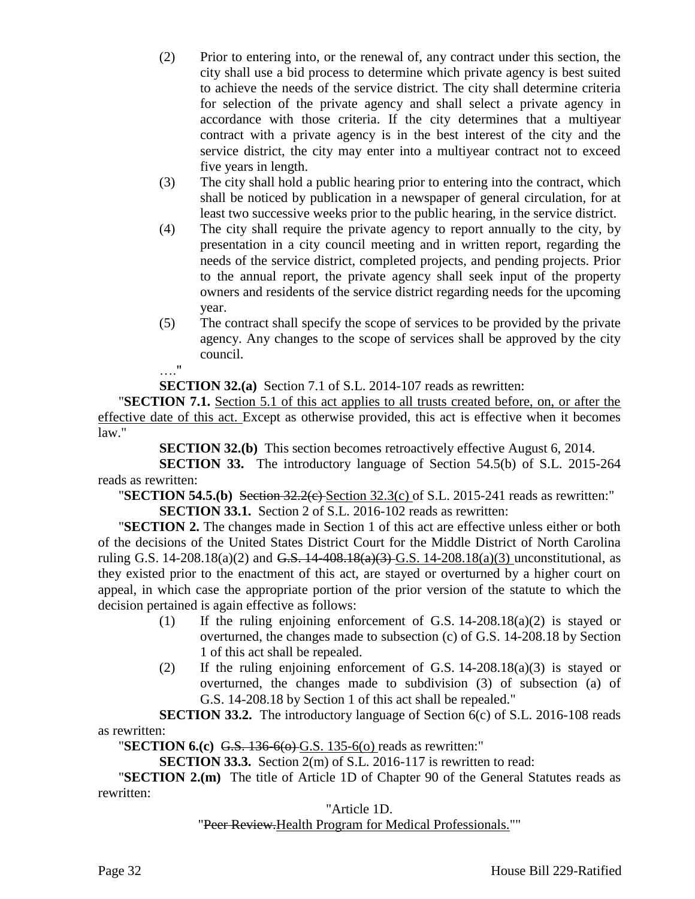(2) Prior to entering into, or the renewal of, any contract under this section, the city shall use a bid process to determine which private agency is best suited to achieve the needs of the service district. The city shall determine criteria for selection of the private agency and shall select a private agency in accordance with those criteria. If the city determines that a multiyear contract with a private agency is in the best interest of the city and the service district, the city may enter into a multiyear contract not to exceed five years in length.

(3) The city shall hold a public hearing prior to entering into the contract, which shall be noticed by publication in a newspaper of general circulation, for at least two successive weeks prior to the public hearing, in the service district.

(4) The city shall require the private agency to report annually to the city, by presentation in a city council meeting and in written report, regarding the needs of the service district, completed projects, and pending projects. Prior to the annual report, the private agency shall seek input of the property owners and residents of the service district regarding needs for the upcoming year.

(5) The contract shall specify the scope of services to be provided by the private agency. Any changes to the scope of services shall be approved by the city council.

…."

**SECTION 32.(a)** Section 7.1 of S.L. 2014-107 reads as rewritten:

"**SECTION 7.1.** <u>Section 5.1 of this act applies to all trusts created before, on, or after the effective date of this act.</u> Except as otherwise provided, this act is effective when it becomes law."

**SECTION 32.(b)** This section becomes retroactively effective August 6, 2014.

**SECTION 33.** The introductory language of Section 54.5(b) of S.L. 2015-264 reads as rewritten:

"**SECTION 54.5.(b)** ~~Section 32.2(c)~~ <u>Section 32.3(c)</u> of S.L. 2015-241 reads as rewritten:"

**SECTION 33.1.** Section 2 of S.L. 2016-102 reads as rewritten:

"**SECTION 2.** The changes made in Section 1 of this act are effective unless either or both of the decisions of the United States District Court for the Middle District of North Carolina ruling G.S. 14-208.18(a)(2) and ~~G.S. 14-408.18(a)(3)~~ <u>G.S. 14-208.18(a)(3)</u> unconstitutional, as they existed prior to the enactment of this act, are stayed or overturned by a higher court on appeal, in which case the appropriate portion of the prior version of the statute to which the decision pertained is again effective as follows:

(1) If the ruling enjoining enforcement of G.S. 14-208.18(a)(2) is stayed or overturned, the changes made to subsection (c) of G.S. 14-208.18 by Section 1 of this act shall be repealed.

(2) If the ruling enjoining enforcement of G.S. 14-208.18(a)(3) is stayed or overturned, the changes made to subdivision (3) of subsection (a) of G.S. 14-208.18 by Section 1 of this act shall be repealed."

**SECTION 33.2.** The introductory language of Section 6(c) of S.L. 2016-108 reads as rewritten:

"**SECTION 6.(c)** ~~G.S. 136-6(o)~~ <u>G.S. 135-6(o)</u> reads as rewritten:"

**SECTION 33.3.** Section 2(m) of S.L. 2016-117 is rewritten to read:

"**SECTION 2.(m)** The title of Article 1D of Chapter 90 of the General Statutes reads as rewritten:

"Article 1D.

"~~Peer Review.~~<u>Health Program for Medical Professionals.</u>""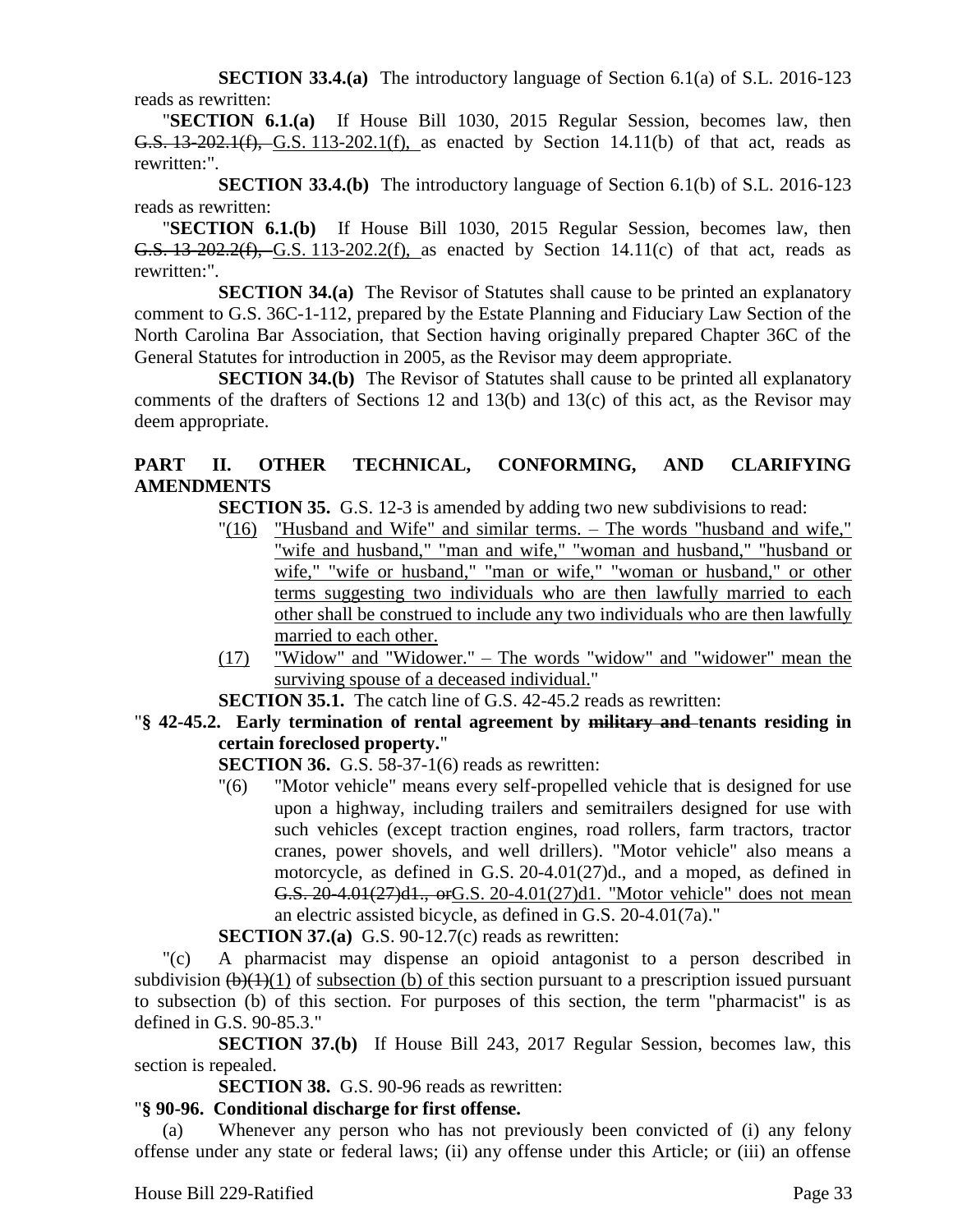**SECTION 33.4.(a)** The introductory language of Section 6.1(a) of S.L. 2016-123 reads as rewritten:

"**SECTION 6.1.(a)** If House Bill 1030, 2015 Regular Session, becomes law, then ~~G.S. 13-202.1(f),~~ G.S. 113-202.1(f), as enacted by Section 14.11(b) of that act, reads as rewritten:".

**SECTION 33.4.(b)** The introductory language of Section 6.1(b) of S.L. 2016-123 reads as rewritten:

"**SECTION 6.1.(b)** If House Bill 1030, 2015 Regular Session, becomes law, then ~~G.S. 13-202.2(f),~~ G.S. 113-202.2(f), as enacted by Section 14.11(c) of that act, reads as rewritten:".

**SECTION 34.(a)** The Revisor of Statutes shall cause to be printed an explanatory comment to G.S. 36C-1-112, prepared by the Estate Planning and Fiduciary Law Section of the North Carolina Bar Association, that Section having originally prepared Chapter 36C of the General Statutes for introduction in 2005, as the Revisor may deem appropriate.

**SECTION 34.(b)** The Revisor of Statutes shall cause to be printed all explanatory comments of the drafters of Sections 12 and 13(b) and 13(c) of this act, as the Revisor may deem appropriate.

## PART II. OTHER TECHNICAL, CONFORMING, AND CLARIFYING AMENDMENTS

**SECTION 35.** G.S. 12-3 is amended by adding two new subdivisions to read:

"(16) "Husband and Wife" and similar terms. – The words "husband and wife," "wife and husband," "man and wife," "woman and husband," "husband or wife," "wife or husband," "man or wife," "woman or husband," or other terms suggesting two individuals who are then lawfully married to each other shall be construed to include any two individuals who are then lawfully married to each other.

(17) "Widow" and "Widower." – The words "widow" and "widower" mean the surviving spouse of a deceased individual."

**SECTION 35.1.** The catch line of G.S. 42-45.2 reads as rewritten:

"**§ 42-45.2. Early termination of rental agreement by ~~military and~~ tenants residing in certain foreclosed property.**"

**SECTION 36.** G.S. 58-37-1(6) reads as rewritten:

"(6) "Motor vehicle" means every self-propelled vehicle that is designed for use upon a highway, including trailers and semitrailers designed for use with such vehicles (except traction engines, road rollers, farm tractors, tractor cranes, power shovels, and well drillers). "Motor vehicle" also means a motorcycle, as defined in G.S. 20-4.01(27)d., and a moped, as defined in ~~G.S. 20-4.01(27)d1., or~~G.S. 20-4.01(27)d1. "Motor vehicle" does not mean an electric assisted bicycle, as defined in G.S. 20-4.01(7a)."

**SECTION 37.(a)** G.S. 90-12.7(c) reads as rewritten:

"(c) A pharmacist may dispense an opioid antagonist to a person described in subdivision ~~(b)(1)~~(1) of subsection (b) of this section pursuant to a prescription issued pursuant to subsection (b) of this section. For purposes of this section, the term "pharmacist" is as defined in G.S. 90-85.3."

**SECTION 37.(b)** If House Bill 243, 2017 Regular Session, becomes law, this section is repealed.

**SECTION 38.** G.S. 90-96 reads as rewritten:

"**§ 90-96. Conditional discharge for first offense.**

(a) Whenever any person who has not previously been convicted of (i) any felony offense under any state or federal laws; (ii) any offense under this Article; or (iii) an offense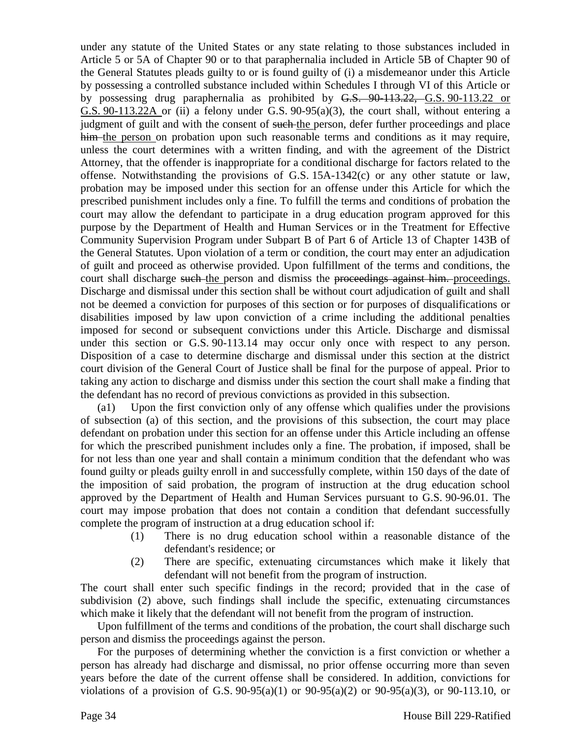under any statute of the United States or any state relating to those substances included in Article 5 or 5A of Chapter 90 or to that paraphernalia included in Article 5B of Chapter 90 of the General Statutes pleads guilty to or is found guilty of (i) a misdemeanor under this Article by possessing a controlled substance included within Schedules I through VI of this Article or by possessing drug paraphernalia as prohibited by ~~G.S. 90-113.22,~~ G.S. 90-113.22 or G.S. 90-113.22A or (ii) a felony under G.S. 90-95(a)(3), the court shall, without entering a judgment of guilt and with the consent of ~~such~~ the person, defer further proceedings and place ~~him~~ the person on probation upon such reasonable terms and conditions as it may require, unless the court determines with a written finding, and with the agreement of the District Attorney, that the offender is inappropriate for a conditional discharge for factors related to the offense. Notwithstanding the provisions of G.S. 15A-1342(c) or any other statute or law, probation may be imposed under this section for an offense under this Article for which the prescribed punishment includes only a fine. To fulfill the terms and conditions of probation the court may allow the defendant to participate in a drug education program approved for this purpose by the Department of Health and Human Services or in the Treatment for Effective Community Supervision Program under Subpart B of Part 6 of Article 13 of Chapter 143B of the General Statutes. Upon violation of a term or condition, the court may enter an adjudication of guilt and proceed as otherwise provided. Upon fulfillment of the terms and conditions, the court shall discharge ~~such~~ the person and dismiss the ~~proceedings against him.~~ proceedings. Discharge and dismissal under this section shall be without court adjudication of guilt and shall not be deemed a conviction for purposes of this section or for purposes of disqualifications or disabilities imposed by law upon conviction of a crime including the additional penalties imposed for second or subsequent convictions under this Article. Discharge and dismissal under this section or G.S. 90-113.14 may occur only once with respect to any person. Disposition of a case to determine discharge and dismissal under this section at the district court division of the General Court of Justice shall be final for the purpose of appeal. Prior to taking any action to discharge and dismiss under this section the court shall make a finding that the defendant has no record of previous convictions as provided in this subsection.

(a1) Upon the first conviction only of any offense which qualifies under the provisions of subsection (a) of this section, and the provisions of this subsection, the court may place defendant on probation under this section for an offense under this Article including an offense for which the prescribed punishment includes only a fine. The probation, if imposed, shall be for not less than one year and shall contain a minimum condition that the defendant who was found guilty or pleads guilty enroll in and successfully complete, within 150 days of the date of the imposition of said probation, the program of instruction at the drug education school approved by the Department of Health and Human Services pursuant to G.S. 90-96.01. The court may impose probation that does not contain a condition that defendant successfully complete the program of instruction at a drug education school if:

(1) There is no drug education school within a reasonable distance of the defendant's residence; or

(2) There are specific, extenuating circumstances which make it likely that defendant will not benefit from the program of instruction.

The court shall enter such specific findings in the record; provided that in the case of subdivision (2) above, such findings shall include the specific, extenuating circumstances which make it likely that the defendant will not benefit from the program of instruction.

Upon fulfillment of the terms and conditions of the probation, the court shall discharge such person and dismiss the proceedings against the person.

For the purposes of determining whether the conviction is a first conviction or whether a person has already had discharge and dismissal, no prior offense occurring more than seven years before the date of the current offense shall be considered. In addition, convictions for violations of a provision of G.S. 90-95(a)(1) or 90-95(a)(2) or 90-95(a)(3), or 90-113.10, or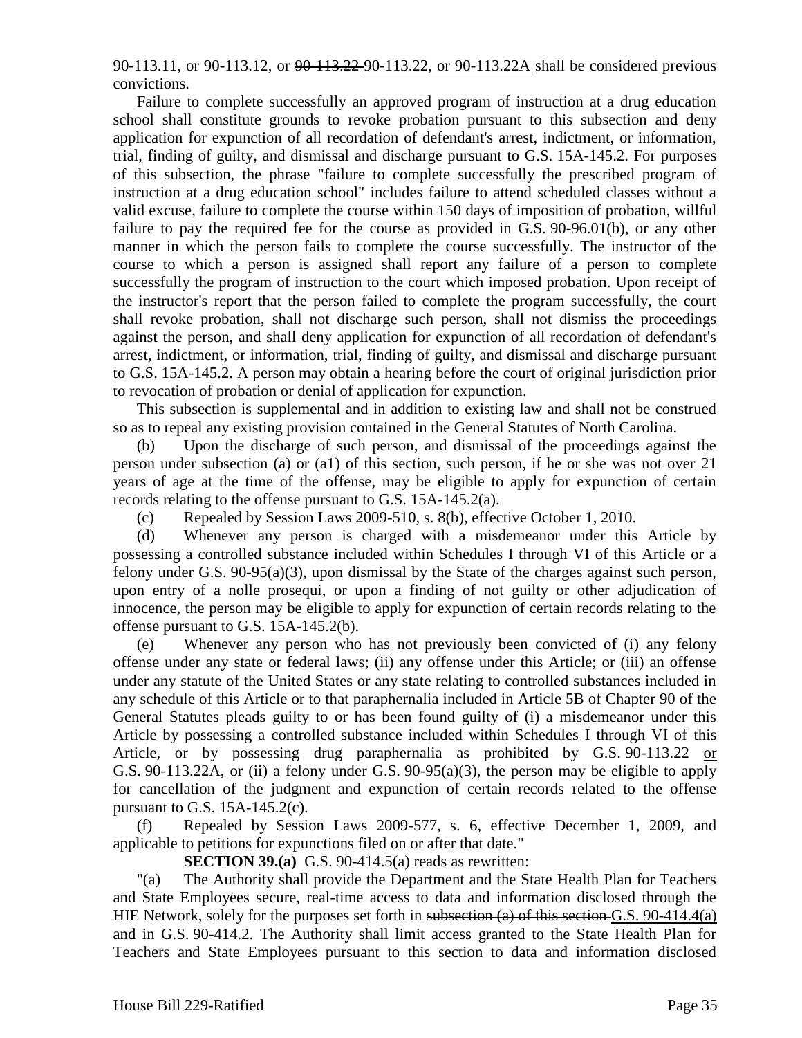90-113.11, or 90-113.12, or ~~90-113.22~~ <u>90-113.22, or 90-113.22A</u> shall be considered previous convictions.

Failure to complete successfully an approved program of instruction at a drug education school shall constitute grounds to revoke probation pursuant to this subsection and deny application for expunction of all recordation of defendant's arrest, indictment, or information, trial, finding of guilty, and dismissal and discharge pursuant to G.S. 15A-145.2. For purposes of this subsection, the phrase "failure to complete successfully the prescribed program of instruction at a drug education school" includes failure to attend scheduled classes without a valid excuse, failure to complete the course within 150 days of imposition of probation, willful failure to pay the required fee for the course as provided in G.S. 90-96.01(b), or any other manner in which the person fails to complete the course successfully. The instructor of the course to which a person is assigned shall report any failure of a person to complete successfully the program of instruction to the court which imposed probation. Upon receipt of the instructor's report that the person failed to complete the program successfully, the court shall revoke probation, shall not discharge such person, shall not dismiss the proceedings against the person, and shall deny application for expunction of all recordation of defendant's arrest, indictment, or information, trial, finding of guilty, and dismissal and discharge pursuant to G.S. 15A-145.2. A person may obtain a hearing before the court of original jurisdiction prior to revocation of probation or denial of application for expunction.

This subsection is supplemental and in addition to existing law and shall not be construed so as to repeal any existing provision contained in the General Statutes of North Carolina.

(b) Upon the discharge of such person, and dismissal of the proceedings against the person under subsection (a) or (a1) of this section, such person, if he or she was not over 21 years of age at the time of the offense, may be eligible to apply for expunction of certain records relating to the offense pursuant to G.S. 15A-145.2(a).

(c) Repealed by Session Laws 2009-510, s. 8(b), effective October 1, 2010.

(d) Whenever any person is charged with a misdemeanor under this Article by possessing a controlled substance included within Schedules I through VI of this Article or a felony under G.S. 90-95(a)(3), upon dismissal by the State of the charges against such person, upon entry of a nolle prosequi, or upon a finding of not guilty or other adjudication of innocence, the person may be eligible to apply for expunction of certain records relating to the offense pursuant to G.S. 15A-145.2(b).

(e) Whenever any person who has not previously been convicted of (i) any felony offense under any state or federal laws; (ii) any offense under this Article; or (iii) an offense under any statute of the United States or any state relating to controlled substances included in any schedule of this Article or to that paraphernalia included in Article 5B of Chapter 90 of the General Statutes pleads guilty to or has been found guilty of (i) a misdemeanor under this Article by possessing a controlled substance included within Schedules I through VI of this Article, or by possessing drug paraphernalia as prohibited by G.S. 90-113.22 <u>or G.S. 90-113.22A,</u> or (ii) a felony under G.S. 90-95(a)(3), the person may be eligible to apply for cancellation of the judgment and expunction of certain records related to the offense pursuant to G.S. 15A-145.2(c).

(f) Repealed by Session Laws 2009-577, s. 6, effective December 1, 2009, and applicable to petitions for expunctions filed on or after that date."

**SECTION 39.(a)** G.S. 90-414.5(a) reads as rewritten:

"(a) The Authority shall provide the Department and the State Health Plan for Teachers and State Employees secure, real-time access to data and information disclosed through the HIE Network, solely for the purposes set forth in ~~subsection (a) of this section~~ <u>G.S. 90-414.4(a)</u> and in G.S. 90-414.2. The Authority shall limit access granted to the State Health Plan for Teachers and State Employees pursuant to this section to data and information disclosed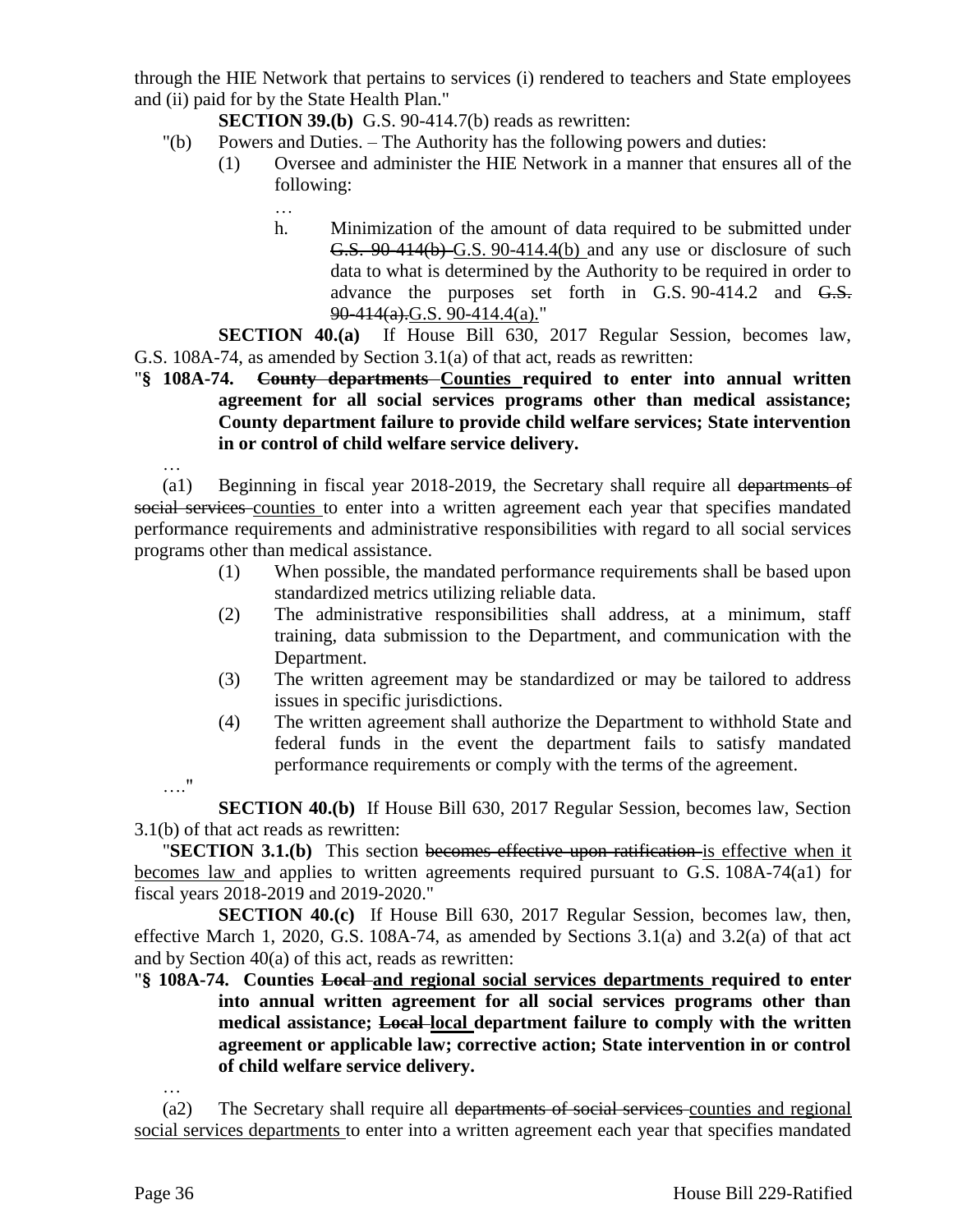through the HIE Network that pertains to services (i) rendered to teachers and State employees and (ii) paid for by the State Health Plan."

**SECTION 39.(b)** G.S. 90-414.7(b) reads as rewritten:

"(b) Powers and Duties. – The Authority has the following powers and duties:

(1) Oversee and administer the HIE Network in a manner that ensures all of the following:

…

h. Minimization of the amount of data required to be submitted under ~~G.S. 90-414(b)~~ G.S. 90-414.4(b) and any use or disclosure of such data to what is determined by the Authority to be required in order to advance the purposes set forth in G.S. 90-414.2 and ~~G.S. 90-414(a).~~G.S. 90-414.4(a)."

**SECTION 40.(a)** If House Bill 630, 2017 Regular Session, becomes law, G.S. 108A-74, as amended by Section 3.1(a) of that act, reads as rewritten:

"**§ 108A-74. ~~County departments~~ Counties required to enter into annual written agreement for all social services programs other than medical assistance; County department failure to provide child welfare services; State intervention in or control of child welfare service delivery.**

…

(a1) Beginning in fiscal year 2018-2019, the Secretary shall require all ~~departments of social services~~ counties to enter into a written agreement each year that specifies mandated performance requirements and administrative responsibilities with regard to all social services programs other than medical assistance.

(1) When possible, the mandated performance requirements shall be based upon standardized metrics utilizing reliable data.

(2) The administrative responsibilities shall address, at a minimum, staff training, data submission to the Department, and communication with the Department.

(3) The written agreement may be standardized or may be tailored to address issues in specific jurisdictions.

(4) The written agreement shall authorize the Department to withhold State and federal funds in the event the department fails to satisfy mandated performance requirements or comply with the terms of the agreement.

…."

**SECTION 40.(b)** If House Bill 630, 2017 Regular Session, becomes law, Section 3.1(b) of that act reads as rewritten:

"**SECTION 3.1.(b)** This section ~~becomes effective upon ratification~~ is effective when it becomes law and applies to written agreements required pursuant to G.S. 108A-74(a1) for fiscal years 2018-2019 and 2019-2020."

**SECTION 40.(c)** If House Bill 630, 2017 Regular Session, becomes law, then, effective March 1, 2020, G.S. 108A-74, as amended by Sections 3.1(a) and 3.2(a) of that act and by Section 40(a) of this act, reads as rewritten:

"**§ 108A-74. Counties ~~Local~~ and regional social services departments required to enter into annual written agreement for all social services programs other than medical assistance; ~~Local~~ local department failure to comply with the written agreement or applicable law; corrective action; State intervention in or control of child welfare service delivery.**

…

(a2) The Secretary shall require all ~~departments of social services~~ counties and regional social services departments to enter into a written agreement each year that specifies mandated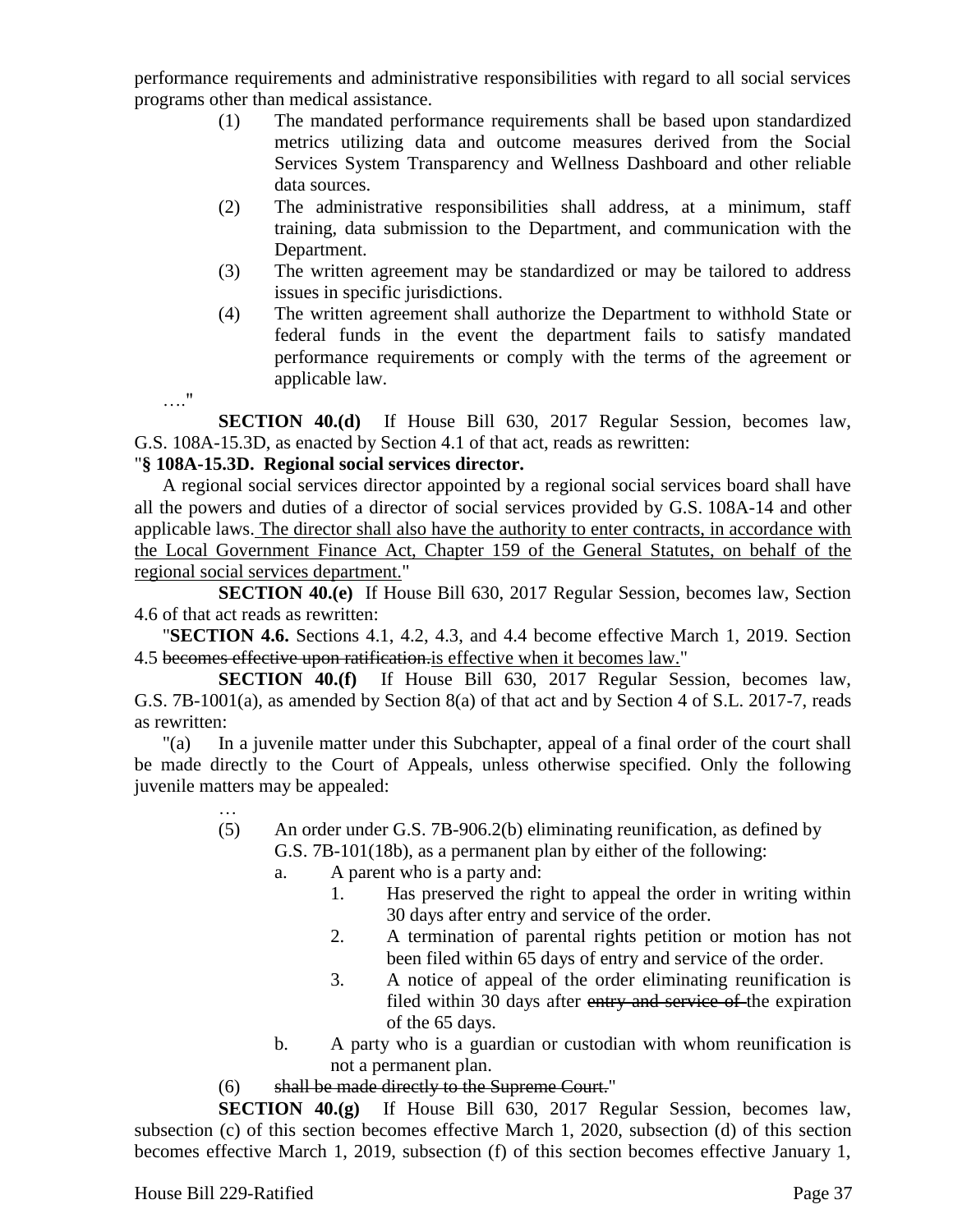performance requirements and administrative responsibilities with regard to all social services programs other than medical assistance.

(1) The mandated performance requirements shall be based upon standardized metrics utilizing data and outcome measures derived from the Social Services System Transparency and Wellness Dashboard and other reliable data sources.

(2) The administrative responsibilities shall address, at a minimum, staff training, data submission to the Department, and communication with the Department.

(3) The written agreement may be standardized or may be tailored to address issues in specific jurisdictions.

(4) The written agreement shall authorize the Department to withhold State or federal funds in the event the department fails to satisfy mandated performance requirements or comply with the terms of the agreement or applicable law.

…."

**SECTION 40.(d)** If House Bill 630, 2017 Regular Session, becomes law, G.S. 108A-15.3D, as enacted by Section 4.1 of that act, reads as rewritten:

"**§ 108A-15.3D. Regional social services director.**

A regional social services director appointed by a regional social services board shall have all the powers and duties of a director of social services provided by G.S. 108A-14 and other applicable laws. <u>The director shall also have the authority to enter contracts, in accordance with the Local Government Finance Act, Chapter 159 of the General Statutes, on behalf of the regional social services department.</u>"

**SECTION 40.(e)** If House Bill 630, 2017 Regular Session, becomes law, Section 4.6 of that act reads as rewritten:

"**SECTION 4.6.** Sections 4.1, 4.2, 4.3, and 4.4 become effective March 1, 2019. Section 4.5 ~~becomes effective upon ratification.~~<u>is effective when it becomes law.</u>"

**SECTION 40.(f)** If House Bill 630, 2017 Regular Session, becomes law, G.S. 7B-1001(a), as amended by Section 8(a) of that act and by Section 4 of S.L. 2017-7, reads as rewritten:

"(a) In a juvenile matter under this Subchapter, appeal of a final order of the court shall be made directly to the Court of Appeals, unless otherwise specified. Only the following juvenile matters may be appealed:

…

(5) An order under G.S. 7B-906.2(b) eliminating reunification, as defined by G.S. 7B-101(18b), as a permanent plan by either of the following:

a. A parent who is a party and:

1. Has preserved the right to appeal the order in writing within 30 days after entry and service of the order.

2. A termination of parental rights petition or motion has not been filed within 65 days of entry and service of the order.

3. A notice of appeal of the order eliminating reunification is filed within 30 days after ~~entry and service of~~ the expiration of the 65 days.

b. A party who is a guardian or custodian with whom reunification is not a permanent plan.

(6) ~~shall be made directly to the Supreme Court.~~"

**SECTION 40.(g)** If House Bill 630, 2017 Regular Session, becomes law, subsection (c) of this section becomes effective March 1, 2020, subsection (d) of this section becomes effective March 1, 2019, subsection (f) of this section becomes effective January 1,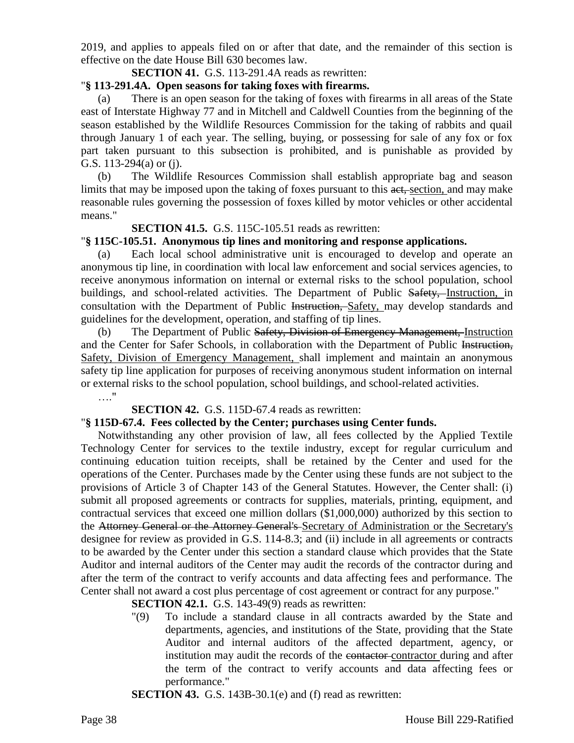2019, and applies to appeals filed on or after that date, and the remainder of this section is effective on the date House Bill 630 becomes law.

**SECTION 41.** G.S. 113-291.4A reads as rewritten:

"**§ 113-291.4A. Open seasons for taking foxes with firearms.**

(a) There is an open season for the taking of foxes with firearms in all areas of the State east of Interstate Highway 77 and in Mitchell and Caldwell Counties from the beginning of the season established by the Wildlife Resources Commission for the taking of rabbits and quail through January 1 of each year. The selling, buying, or possessing for sale of any fox or fox part taken pursuant to this subsection is prohibited, and is punishable as provided by G.S. 113-294(a) or (j).

(b) The Wildlife Resources Commission shall establish appropriate bag and season limits that may be imposed upon the taking of foxes pursuant to this ~~act,~~ <u>section,</u> and may make reasonable rules governing the possession of foxes killed by motor vehicles or other accidental means."

**SECTION 41.5.** G.S. 115C-105.51 reads as rewritten:

"**§ 115C-105.51. Anonymous tip lines and monitoring and response applications.**

(a) Each local school administrative unit is encouraged to develop and operate an anonymous tip line, in coordination with local law enforcement and social services agencies, to receive anonymous information on internal or external risks to the school population, school buildings, and school-related activities. The Department of Public ~~Safety,~~ <u>Instruction,</u> in consultation with the Department of Public ~~Instruction,~~ <u>Safety,</u> may develop standards and guidelines for the development, operation, and staffing of tip lines.

(b) The Department of Public ~~Safety, Division of Emergency Management,~~ <u>Instruction</u> and the Center for Safer Schools, in collaboration with the Department of Public ~~Instruction,~~ <u>Safety, Division of Emergency Management,</u> shall implement and maintain an anonymous safety tip line application for purposes of receiving anonymous student information on internal or external risks to the school population, school buildings, and school-related activities.

…."

**SECTION 42.** G.S. 115D-67.4 reads as rewritten:

"**§ 115D-67.4. Fees collected by the Center; purchases using Center funds.**

Notwithstanding any other provision of law, all fees collected by the Applied Textile Technology Center for services to the textile industry, except for regular curriculum and continuing education tuition receipts, shall be retained by the Center and used for the operations of the Center. Purchases made by the Center using these funds are not subject to the provisions of Article 3 of Chapter 143 of the General Statutes. However, the Center shall: (i) submit all proposed agreements or contracts for supplies, materials, printing, equipment, and contractual services that exceed one million dollars ($1,000,000) authorized by this section to the ~~Attorney General or the Attorney General's~~ <u>Secretary of Administration or the Secretary's</u> designee for review as provided in G.S. 114-8.3; and (ii) include in all agreements or contracts to be awarded by the Center under this section a standard clause which provides that the State Auditor and internal auditors of the Center may audit the records of the contractor during and after the term of the contract to verify accounts and data affecting fees and performance. The Center shall not award a cost plus percentage of cost agreement or contract for any purpose."

**SECTION 42.1.** G.S. 143-49(9) reads as rewritten:

"(9) To include a standard clause in all contracts awarded by the State and departments, agencies, and institutions of the State, providing that the State Auditor and internal auditors of the affected department, agency, or institution may audit the records of the ~~contactor~~ <u>contractor</u> during and after the term of the contract to verify accounts and data affecting fees or performance."

**SECTION 43.** G.S. 143B-30.1(e) and (f) read as rewritten: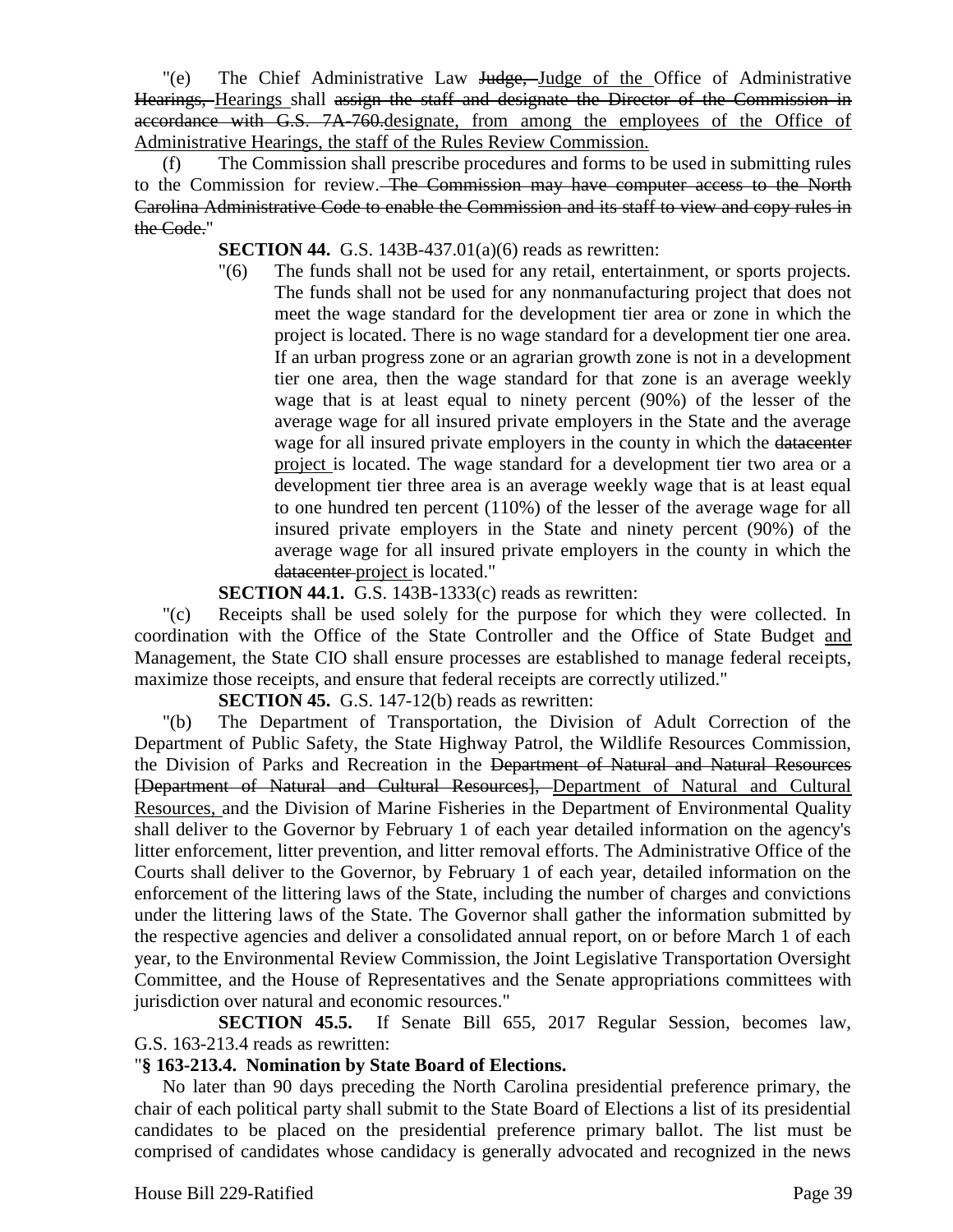"(e) The Chief Administrative Law ~~Judge,~~ Judge of the Office of Administrative ~~Hearings,~~ Hearings shall ~~assign the staff and designate the Director of the Commission in accordance with G.S. 7A-760.~~designate, from among the employees of the Office of Administrative Hearings, the staff of the Rules Review Commission.

(f) The Commission shall prescribe procedures and forms to be used in submitting rules to the Commission for review. ~~The Commission may have computer access to the North Carolina Administrative Code to enable the Commission and its staff to view and copy rules in the Code.~~"

**SECTION 44.** G.S. 143B-437.01(a)(6) reads as rewritten:

"(6) The funds shall not be used for any retail, entertainment, or sports projects. The funds shall not be used for any nonmanufacturing project that does not meet the wage standard for the development tier area or zone in which the project is located. There is no wage standard for a development tier one area. If an urban progress zone or an agrarian growth zone is not in a development tier one area, then the wage standard for that zone is an average weekly wage that is at least equal to ninety percent (90%) of the lesser of the average wage for all insured private employers in the State and the average wage for all insured private employers in the county in which the ~~datacenter~~ project is located. The wage standard for a development tier two area or a development tier three area is an average weekly wage that is at least equal to one hundred ten percent (110%) of the lesser of the average wage for all insured private employers in the State and ninety percent (90%) of the average wage for all insured private employers in the county in which the ~~datacenter~~ project is located."

**SECTION 44.1.** G.S. 143B-1333(c) reads as rewritten:

"(c) Receipts shall be used solely for the purpose for which they were collected. In coordination with the Office of the State Controller and the Office of State Budget and Management, the State CIO shall ensure processes are established to manage federal receipts, maximize those receipts, and ensure that federal receipts are correctly utilized."

**SECTION 45.** G.S. 147-12(b) reads as rewritten:

"(b) The Department of Transportation, the Division of Adult Correction of the Department of Public Safety, the State Highway Patrol, the Wildlife Resources Commission, the Division of Parks and Recreation in the ~~Department of Natural and Natural Resources [Department of Natural and Cultural Resources],~~ Department of Natural and Cultural Resources, and the Division of Marine Fisheries in the Department of Environmental Quality shall deliver to the Governor by February 1 of each year detailed information on the agency's litter enforcement, litter prevention, and litter removal efforts. The Administrative Office of the Courts shall deliver to the Governor, by February 1 of each year, detailed information on the enforcement of the littering laws of the State, including the number of charges and convictions under the littering laws of the State. The Governor shall gather the information submitted by the respective agencies and deliver a consolidated annual report, on or before March 1 of each year, to the Environmental Review Commission, the Joint Legislative Transportation Oversight Committee, and the House of Representatives and the Senate appropriations committees with jurisdiction over natural and economic resources."

**SECTION 45.5.** If Senate Bill 655, 2017 Regular Session, becomes law, G.S. 163-213.4 reads as rewritten:

"**§ 163-213.4. Nomination by State Board of Elections.**

No later than 90 days preceding the North Carolina presidential preference primary, the chair of each political party shall submit to the State Board of Elections a list of its presidential candidates to be placed on the presidential preference primary ballot. The list must be comprised of candidates whose candidacy is generally advocated and recognized in the news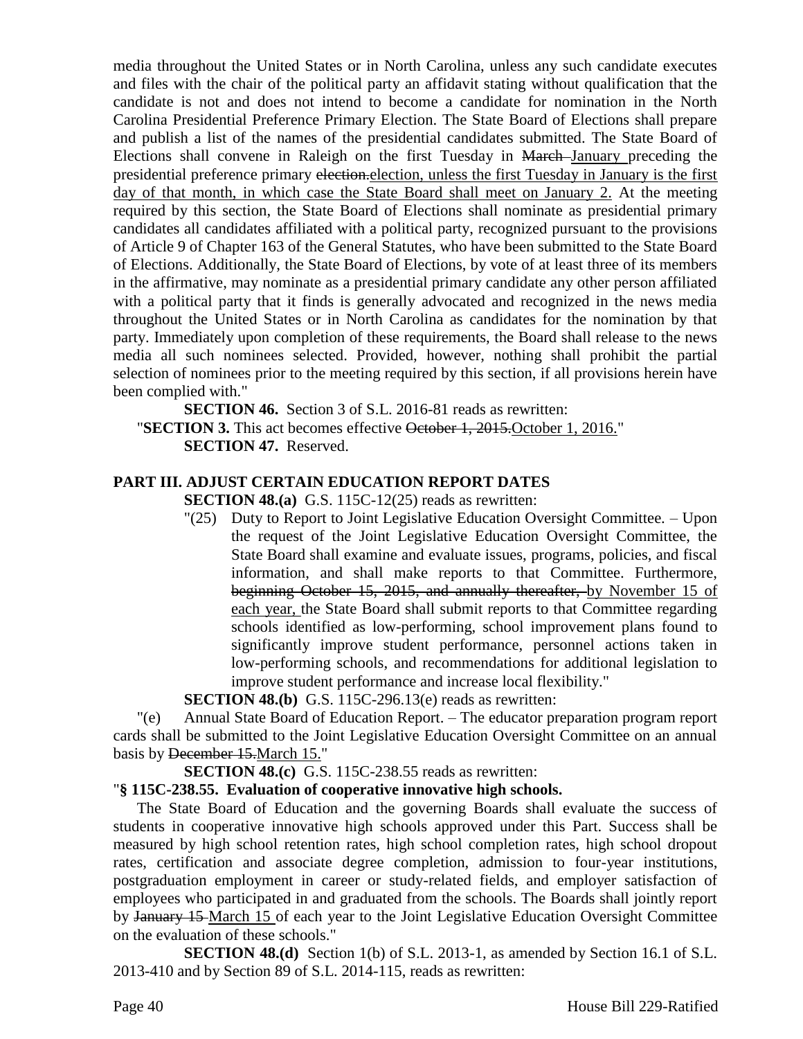media throughout the United States or in North Carolina, unless any such candidate executes and files with the chair of the political party an affidavit stating without qualification that the candidate is not and does not intend to become a candidate for nomination in the North Carolina Presidential Preference Primary Election. The State Board of Elections shall prepare and publish a list of the names of the presidential candidates submitted. The State Board of Elections shall convene in Raleigh on the first Tuesday in ~~March~~ January preceding the presidential preference primary ~~election.~~election, unless the first Tuesday in January is the first day of that month, in which case the State Board shall meet on January 2. At the meeting required by this section, the State Board of Elections shall nominate as presidential primary candidates all candidates affiliated with a political party, recognized pursuant to the provisions of Article 9 of Chapter 163 of the General Statutes, who have been submitted to the State Board of Elections. Additionally, the State Board of Elections, by vote of at least three of its members in the affirmative, may nominate as a presidential primary candidate any other person affiliated with a political party that it finds is generally advocated and recognized in the news media throughout the United States or in North Carolina as candidates for the nomination by that party. Immediately upon completion of these requirements, the Board shall release to the news media all such nominees selected. Provided, however, nothing shall prohibit the partial selection of nominees prior to the meeting required by this section, if all provisions herein have been complied with."

**SECTION 46.** Section 3 of S.L. 2016-81 reads as rewritten:

"**SECTION 3.** This act becomes effective ~~October 1, 2015.~~October 1, 2016."

**SECTION 47.** Reserved.

## PART III. ADJUST CERTAIN EDUCATION REPORT DATES

**SECTION 48.(a)** G.S. 115C-12(25) reads as rewritten:

"(25) Duty to Report to Joint Legislative Education Oversight Committee. – Upon the request of the Joint Legislative Education Oversight Committee, the State Board shall examine and evaluate issues, programs, policies, and fiscal information, and shall make reports to that Committee. Furthermore, ~~beginning October 15, 2015, and annually thereafter,~~ by November 15 of each year, the State Board shall submit reports to that Committee regarding schools identified as low-performing, school improvement plans found to significantly improve student performance, personnel actions taken in low-performing schools, and recommendations for additional legislation to improve student performance and increase local flexibility."

**SECTION 48.(b)** G.S. 115C-296.13(e) reads as rewritten:

"(e) Annual State Board of Education Report. – The educator preparation program report cards shall be submitted to the Joint Legislative Education Oversight Committee on an annual basis by ~~December 15.~~March 15."

**SECTION 48.(c)** G.S. 115C-238.55 reads as rewritten:

"**§ 115C-238.55. Evaluation of cooperative innovative high schools.**

The State Board of Education and the governing Boards shall evaluate the success of students in cooperative innovative high schools approved under this Part. Success shall be measured by high school retention rates, high school completion rates, high school dropout rates, certification and associate degree completion, admission to four-year institutions, postgraduation employment in career or study-related fields, and employer satisfaction of employees who participated in and graduated from the schools. The Boards shall jointly report by ~~January 15~~ March 15 of each year to the Joint Legislative Education Oversight Committee on the evaluation of these schools."

**SECTION 48.(d)** Section 1(b) of S.L. 2013-1, as amended by Section 16.1 of S.L. 2013-410 and by Section 89 of S.L. 2014-115, reads as rewritten: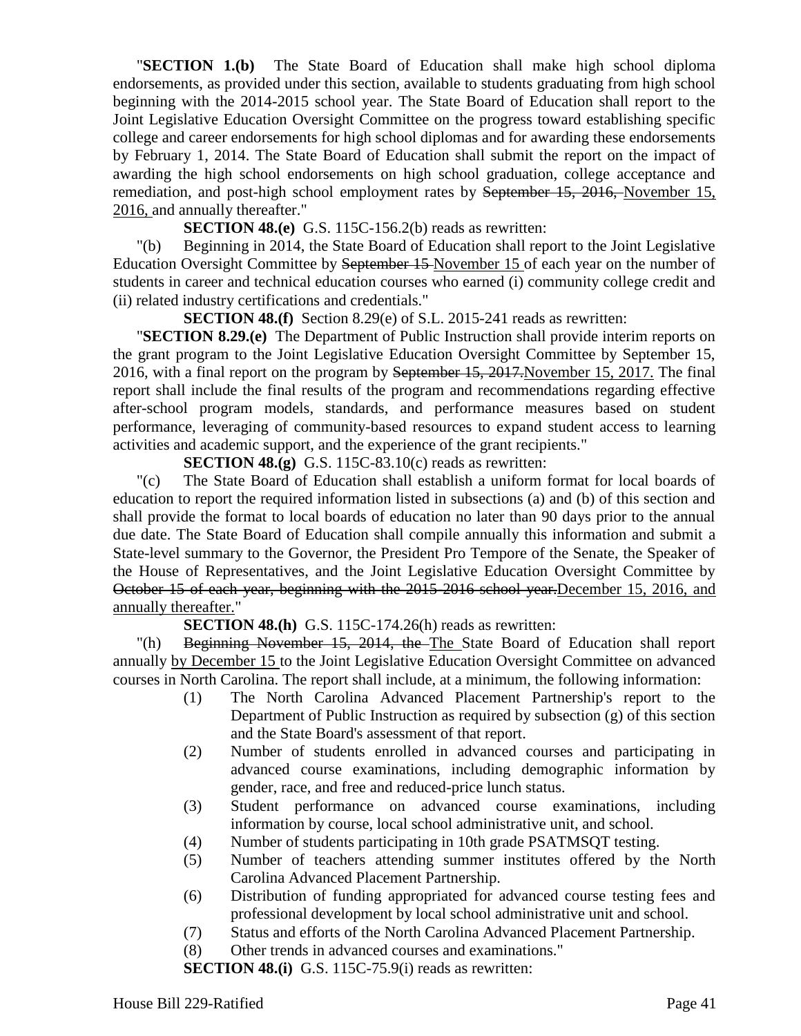"**SECTION 1.(b)** The State Board of Education shall make high school diploma endorsements, as provided under this section, available to students graduating from high school beginning with the 2014-2015 school year. The State Board of Education shall report to the Joint Legislative Education Oversight Committee on the progress toward establishing specific college and career endorsements for high school diplomas and for awarding these endorsements by February 1, 2014. The State Board of Education shall submit the report on the impact of awarding the high school endorsements on high school graduation, college acceptance and remediation, and post-high school employment rates by ~~September 15, 2016,~~ <u>November 15, 2016,</u> and annually thereafter."

**SECTION 48.(e)** G.S. 115C-156.2(b) reads as rewritten:

"(b) Beginning in 2014, the State Board of Education shall report to the Joint Legislative Education Oversight Committee by ~~September 15~~ <u>November 15</u> of each year on the number of students in career and technical education courses who earned (i) community college credit and (ii) related industry certifications and credentials."

**SECTION 48.(f)** Section 8.29(e) of S.L. 2015-241 reads as rewritten:

"**SECTION 8.29.(e)** The Department of Public Instruction shall provide interim reports on the grant program to the Joint Legislative Education Oversight Committee by September 15, 2016, with a final report on the program by ~~September 15, 2017.~~<u>November 15, 2017.</u> The final report shall include the final results of the program and recommendations regarding effective after-school program models, standards, and performance measures based on student performance, leveraging of community-based resources to expand student access to learning activities and academic support, and the experience of the grant recipients."

**SECTION 48.(g)** G.S. 115C-83.10(c) reads as rewritten:

"(c) The State Board of Education shall establish a uniform format for local boards of education to report the required information listed in subsections (a) and (b) of this section and shall provide the format to local boards of education no later than 90 days prior to the annual due date. The State Board of Education shall compile annually this information and submit a State-level summary to the Governor, the President Pro Tempore of the Senate, the Speaker of the House of Representatives, and the Joint Legislative Education Oversight Committee by ~~October 15 of each year, beginning with the 2015-2016 school year.~~<u>December 15, 2016, and annually thereafter.</u>"

**SECTION 48.(h)** G.S. 115C-174.26(h) reads as rewritten:

"(h) ~~Beginning November 15, 2014, the~~ <u>The</u> State Board of Education shall report annually <u>by December 15</u> to the Joint Legislative Education Oversight Committee on advanced courses in North Carolina. The report shall include, at a minimum, the following information:

(1) The North Carolina Advanced Placement Partnership's report to the Department of Public Instruction as required by subsection (g) of this section and the State Board's assessment of that report.

(2) Number of students enrolled in advanced courses and participating in advanced course examinations, including demographic information by gender, race, and free and reduced-price lunch status.

(3) Student performance on advanced course examinations, including information by course, local school administrative unit, and school.

(4) Number of students participating in 10th grade PSATMSQT testing.

(5) Number of teachers attending summer institutes offered by the North Carolina Advanced Placement Partnership.

(6) Distribution of funding appropriated for advanced course testing fees and professional development by local school administrative unit and school.

(7) Status and efforts of the North Carolina Advanced Placement Partnership.

(8) Other trends in advanced courses and examinations."

**SECTION 48.(i)** G.S. 115C-75.9(i) reads as rewritten: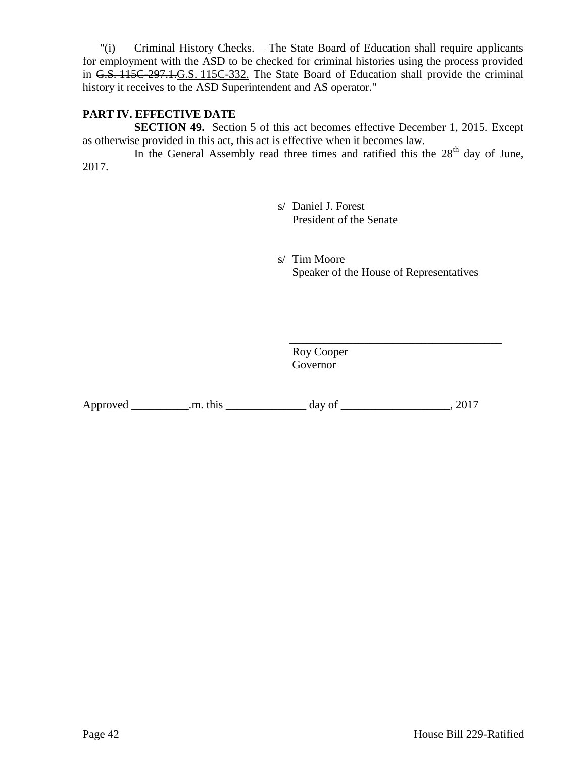"(i) Criminal History Checks. – The State Board of Education shall require applicants for employment with the ASD to be checked for criminal histories using the process provided in ~~G.S. 115C-297.1.~~G.S. 115C-332. The State Board of Education shall provide the criminal history it receives to the ASD Superintendent and AS operator."

**PART IV. EFFECTIVE DATE**

**SECTION 49.** Section 5 of this act becomes effective December 1, 2015. Except as otherwise provided in this act, this act is effective when it becomes law.

In the General Assembly read three times and ratified this the 28th day of June, 2017.

s/ Daniel J. Forest
President of the Senate

s/ Tim Moore
Speaker of the House of Representatives

_____________________________________
Roy Cooper
Governor

Approved __________.m. this ______________ day of ___________________, 2017